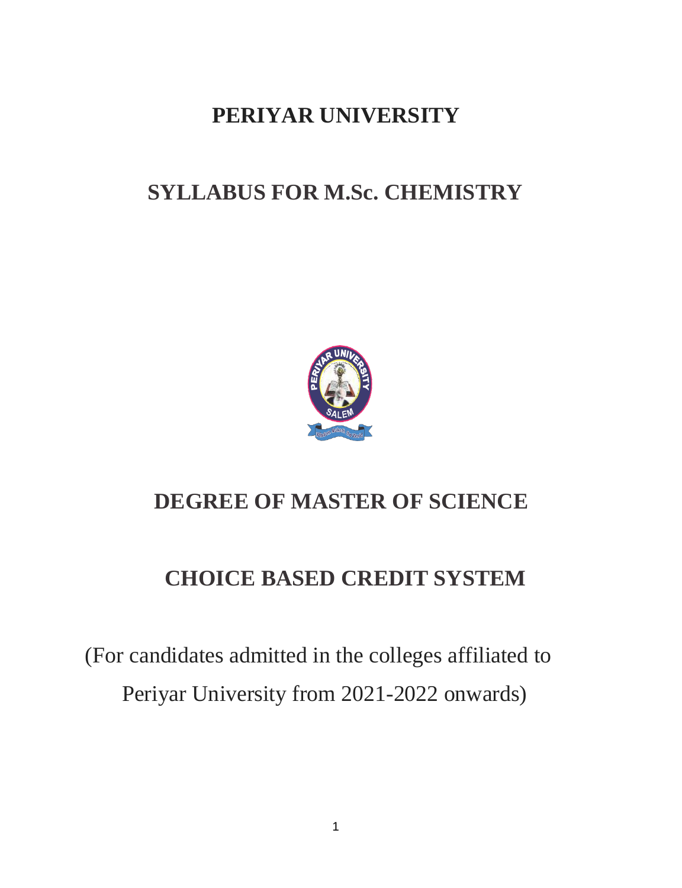# PERIYAR UNIVERSITY

# SYLLABUS FOR M.Sc. CHEMISTRY

# DEGREE OF MASTER OF SCIENCE

# CHOICE BASED CREDIT SYSTEM

(For candidates admitted in the colleges affiliated to Periyar University from 2021-2022 onwards)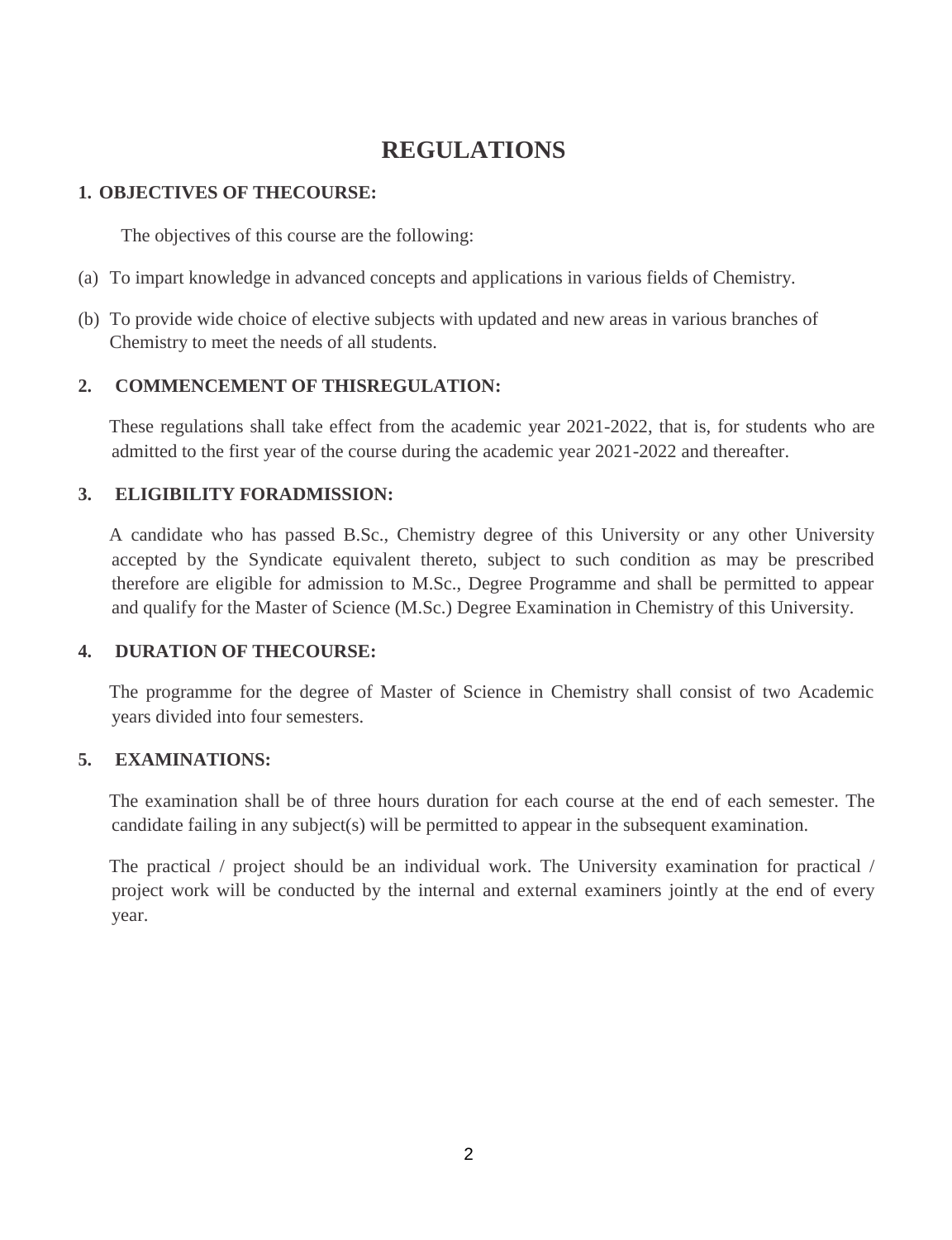# REGULATIONS

## 1. OBJECTIVES OF THECOURSE:

The objectives of this course are the following:

(a) To impart knowledge in advanced concepts and applications in various fields of Chemistry.

(b) To provide wide choice of elective subjects with updated and new areas in various branches of Chemistry to meet the needs of all students.

## 2. COMMENCEMENT OF THISREGULATION:

These regulations shall take effect from the academic year 2021-2022, that is, for students who are admitted to the first year of the course during the academic year 2021-2022 and thereafter.

## 3. ELIGIBILITY FORADMISSION:

A candidate who has passed B.Sc., Chemistry degree of this University or any other University accepted by the Syndicate equivalent thereto, subject to such condition as may be prescribed therefore are eligible for admission to M.Sc., Degree Programme and shall be permitted to appear and qualify for the Master of Science (M.Sc.) Degree Examination in Chemistry of this University.

## 4. DURATION OF THECOURSE:

The programme for the degree of Master of Science in Chemistry shall consist of two Academic years divided into four semesters.

## 5. EXAMINATIONS:

The examination shall be of three hours duration for each course at the end of each semester. The candidate failing in any subject(s) will be permitted to appear in the subsequent examination.

The practical / project should be an individual work. The University examination for practical / project work will be conducted by the internal and external examiners jointly at the end of every year.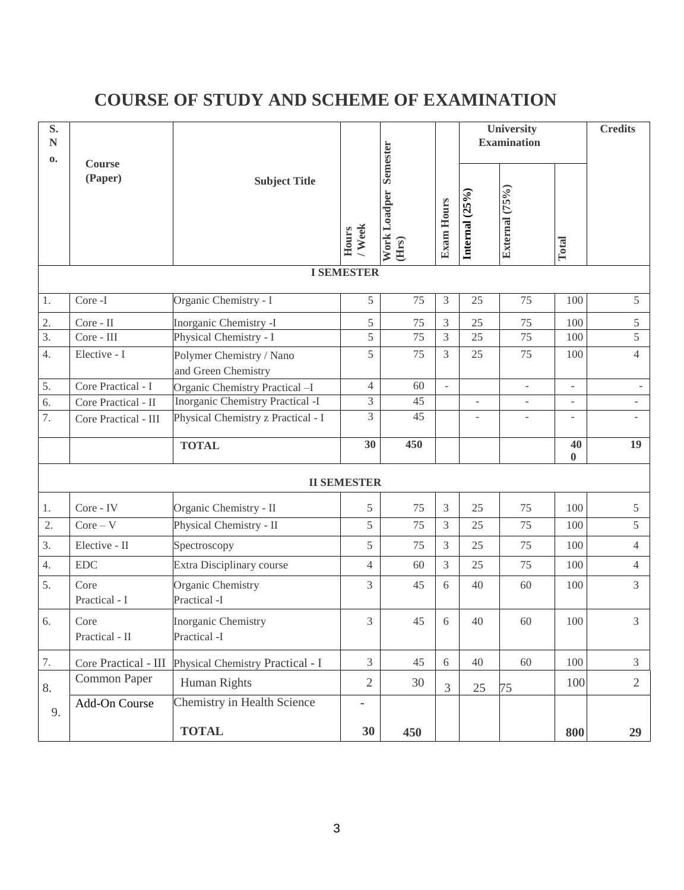# COURSE OF STUDY AND SCHEME OF EXAMINATION

| S. No. | Course (Paper) | Subject Title | Hours / Week | Work Loadper Semester (Hrs) | Exam Hours | University Examination | | | Credits |
|---|---|---|---|---|---|---|---|---|---|
| | | | | | | Internal (25%) | External (75%) | Total | |
| **I SEMESTER** | | | | | | | | | |
| 1. | Core -I | Organic Chemistry - I | 5 | 75 | 3 | 25 | 75 | 100 | 5 |
| 2. | Core - II | Inorganic Chemistry -I | 5 | 75 | 3 | 25 | 75 | 100 | 5 |
| 3. | Core - III | Physical Chemistry - I | 5 | 75 | 3 | 25 | 75 | 100 | 5 |
| 4. | Elective - I | Polymer Chemistry / Nano and Green Chemistry | 5 | 75 | 3 | 25 | 75 | 100 | 4 |
| 5. | Core Practical - I | Organic Chemistry Practical –I | 4 | 60 | - | | - | - | - |
| 6. | Core Practical - II | Inorganic Chemistry Practical -I | 3 | 45 | | - | - | - | - |
| 7. | Core Practical - III | Physical Chemistry z Practical - I | 3 | 45 | | - | - | - | - |
| | | **TOTAL** | **30** | **450** | | | | **400** | **19** |
| **II SEMESTER** | | | | | | | | | |
| 1. | Core - IV | Organic Chemistry - II | 5 | 75 | 3 | 25 | 75 | 100 | 5 |
| 2. | Core – V | Physical Chemistry - II | 5 | 75 | 3 | 25 | 75 | 100 | 5 |
| 3. | Elective - II | Spectroscopy | 5 | 75 | 3 | 25 | 75 | 100 | 4 |
| 4. | EDC | Extra Disciplinary course | 4 | 60 | 3 | 25 | 75 | 100 | 4 |
| 5. | Core Practical - I | Organic Chemistry Practical -I | 3 | 45 | 6 | 40 | 60 | 100 | 3 |
| 6. | Core Practical - II | Inorganic Chemistry Practical -I | 3 | 45 | 6 | 40 | 60 | 100 | 3 |
| 7. | Core Practical - III | Physical Chemistry Practical - I | 3 | 45 | 6 | 40 | 60 | 100 | 3 |
| 8. | Common Paper | Human Rights | 2 | 30 | 3 | 25 | 75 | 100 | 2 |
| 9. | Add-On Course | Chemistry in Health Science | - | | | | | | |
| | | **TOTAL** | **30** | **450** | | | | **800** | **29** |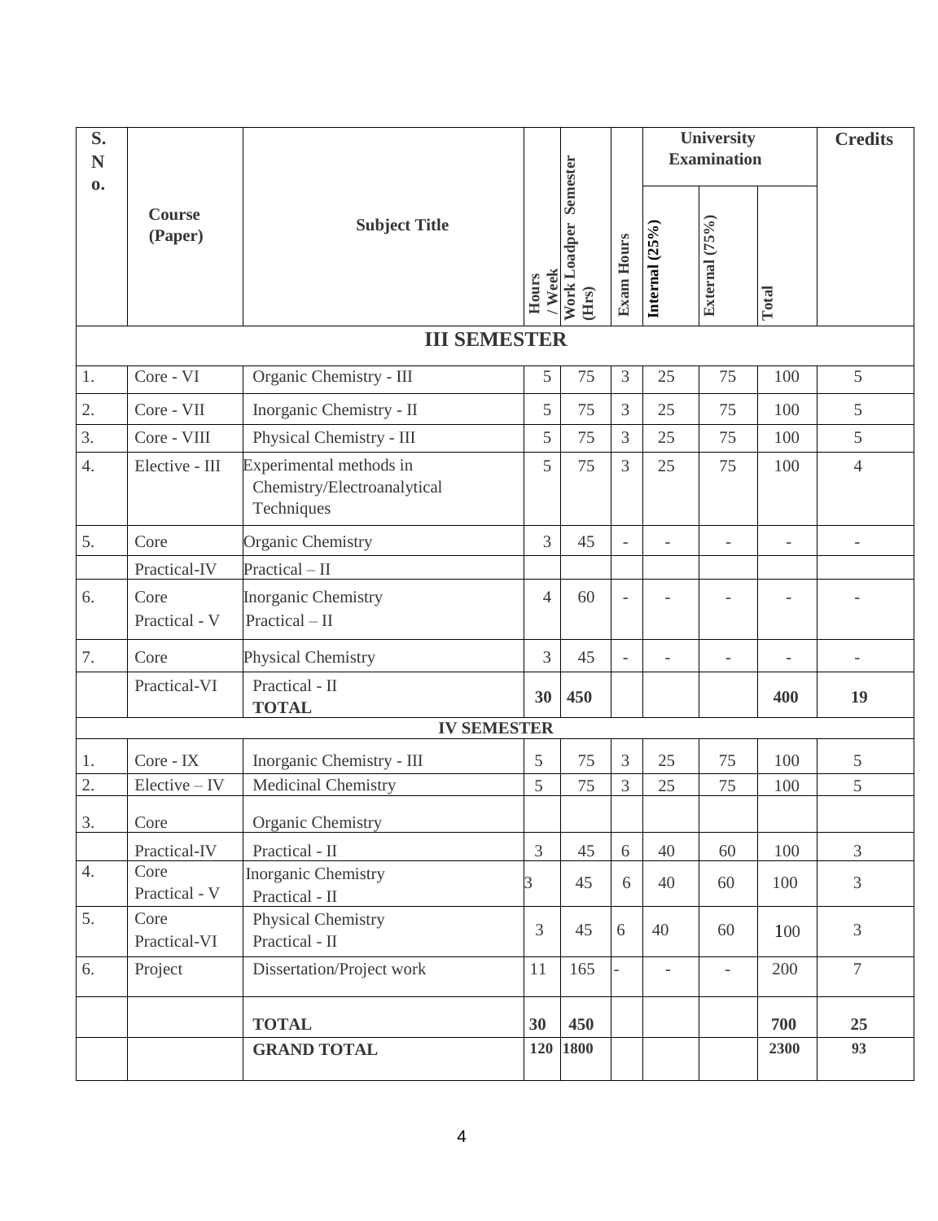| S. No. | Course (Paper) | Subject Title | Hours / Week | Work Loadper Semester (Hrs) | Exam Hours | University Examination | | | Credits |
|---|---|---|---|---|---|---|---|---|---|
| | | | | | | Internal (25%) | External (75%) | Total | |
| **III SEMESTER** | | | | | | | | | |
| 1. | Core - VI | Organic Chemistry - III | 5 | 75 | 3 | 25 | 75 | 100 | 5 |
| 2. | Core - VII | Inorganic Chemistry - II | 5 | 75 | 3 | 25 | 75 | 100 | 5 |
| 3. | Core - VIII | Physical Chemistry - III | 5 | 75 | 3 | 25 | 75 | 100 | 5 |
| 4. | Elective - III | Experimental methods in Chemistry/Electroanalytical Techniques | 5 | 75 | 3 | 25 | 75 | 100 | 4 |
| 5. | Core Practical-IV | Organic Chemistry Practical – II | 3 | 45 | - | - | - | - | - |
| 6. | Core Practical - V | Inorganic Chemistry Practical – II | 4 | 60 | - | - | - | - | - |
| 7. | Core Practical-VI | Physical Chemistry Practical - II | 3 | 45 | - | - | - | - | - |
| | | **TOTAL** | **30** | **450** | | | | **400** | **19** |
| **IV SEMESTER** | | | | | | | | | |
| 1. | Core - IX | Inorganic Chemistry - III | 5 | 75 | 3 | 25 | 75 | 100 | 5 |
| 2. | Elective – IV | Medicinal Chemistry | 5 | 75 | 3 | 25 | 75 | 100 | 5 |
| 3. | Core Practical-IV | Organic Chemistry Practical - II | 3 | 45 | 6 | 40 | 60 | 100 | 3 |
| 4. | Core Practical - V | Inorganic Chemistry Practical - II | 3 | 45 | 6 | 40 | 60 | 100 | 3 |
| 5. | Core Practical-VI | Physical Chemistry Practical - II | 3 | 45 | 6 | 40 | 60 | 100 | 3 |
| 6. | Project | Dissertation/Project work | 11 | 165 | - | - | - | 200 | 7 |
| | | **TOTAL** | **30** | **450** | | | | **700** | **25** |
| | | **GRAND TOTAL** | **120** | **1800** | | | | **2300** | **93** |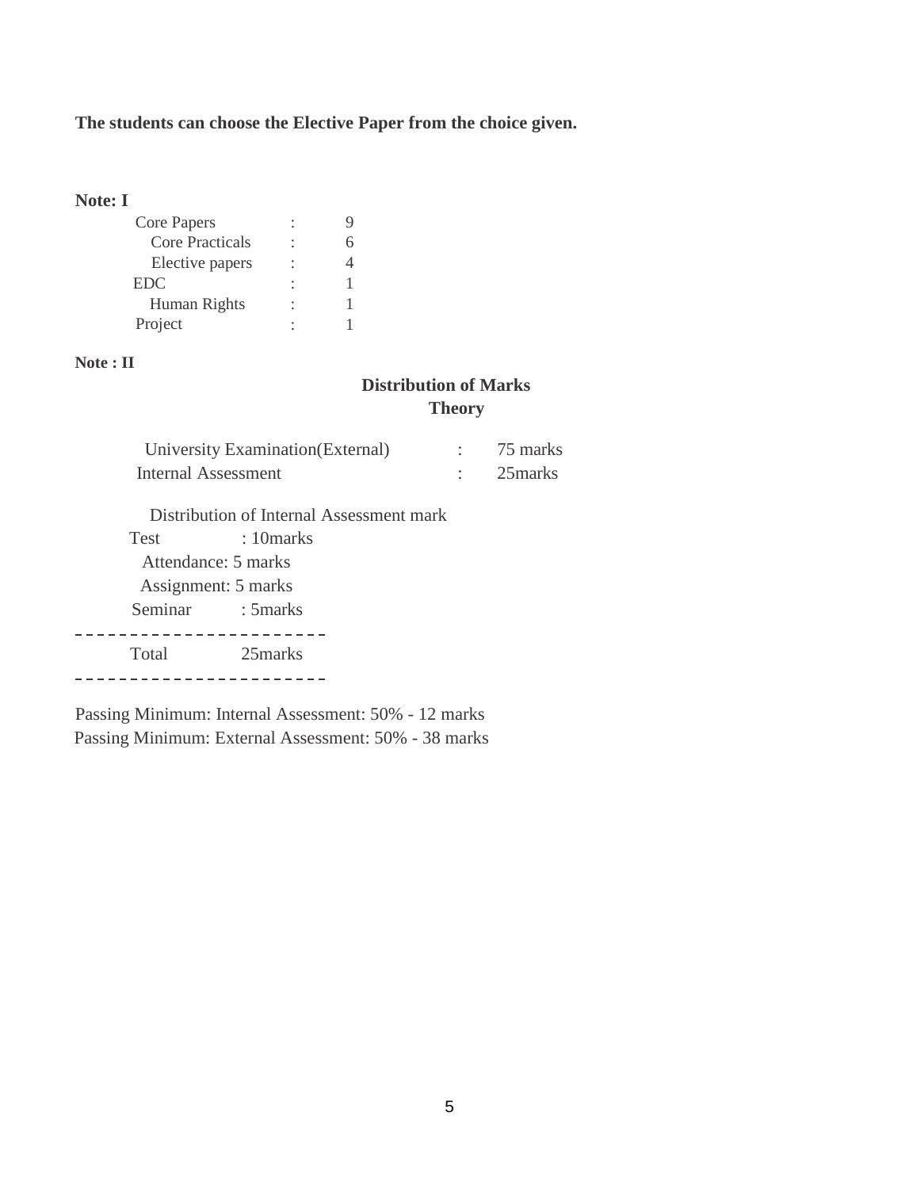**The students can choose the Elective Paper from the choice given.**

**Note: I**

| | | |
|---|---|---|
| Core Papers | : | 9 |
| Core Practicals | : | 6 |
| Elective papers | : | 4 |
| EDC | : | 1 |
| Human Rights | : | 1 |
| Project | : | 1 |

**Note : II**

**Distribution of Marks**

**Theory**

| | | |
|---|---|---|
| University Examination(External) | : | 75 marks |
| Internal Assessment | : | 25marks |

Distribution of Internal Assessment mark

| | |
|---|---|
| Test | : 10marks |
| Attendance | : 5 marks |
| Assignment | : 5 marks |
| Seminar | : 5marks |
| Total | 25marks |

Passing Minimum: Internal Assessment: 50% - 12 marks

Passing Minimum: External Assessment: 50% - 38 marks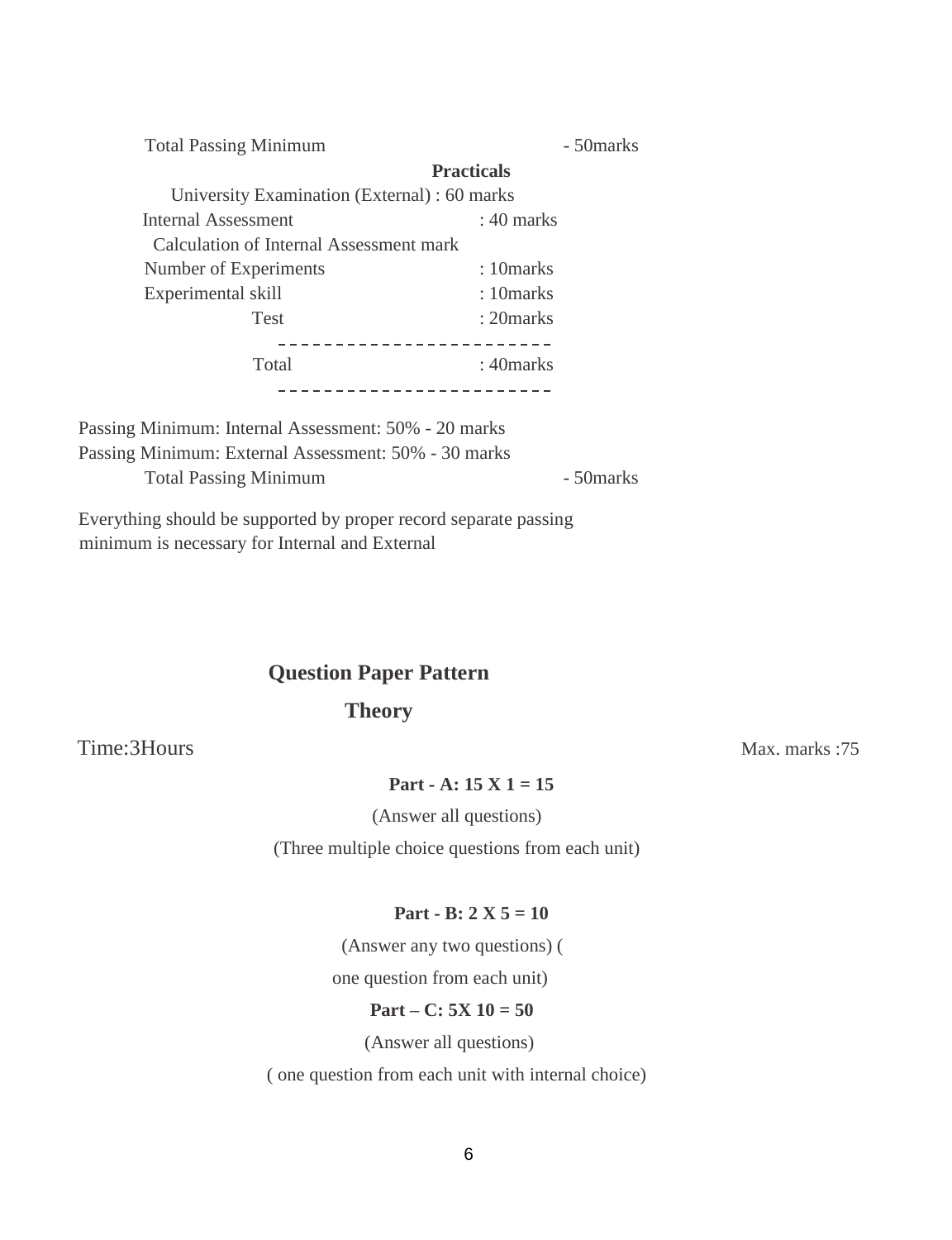Total Passing Minimum - 50marks

**Practicals**

University Examination (External) : 60 marks

Internal Assessment : 40 marks

Calculation of Internal Assessment mark

| | |
|---|---|
| Number of Experiments | : 10marks |
| Experimental skill | : 10marks |
| Test | : 20marks |
| Total | : 40marks |

Passing Minimum: Internal Assessment: 50% - 20 marks

Passing Minimum: External Assessment: 50% - 30 marks

Total Passing Minimum - 50marks

Everything should be supported by proper record separate passing minimum is necessary for Internal and External

## Question Paper Pattern

### Theory

Time:3Hours Max. marks :75

**Part - A: 15 X 1 = 15**

(Answer all questions)

(Three multiple choice questions from each unit)

**Part - B: 2 X 5 = 10**

(Answer any two questions) ( one question from each unit)

**Part – C: 5X 10 = 50**

(Answer all questions)

( one question from each unit with internal choice)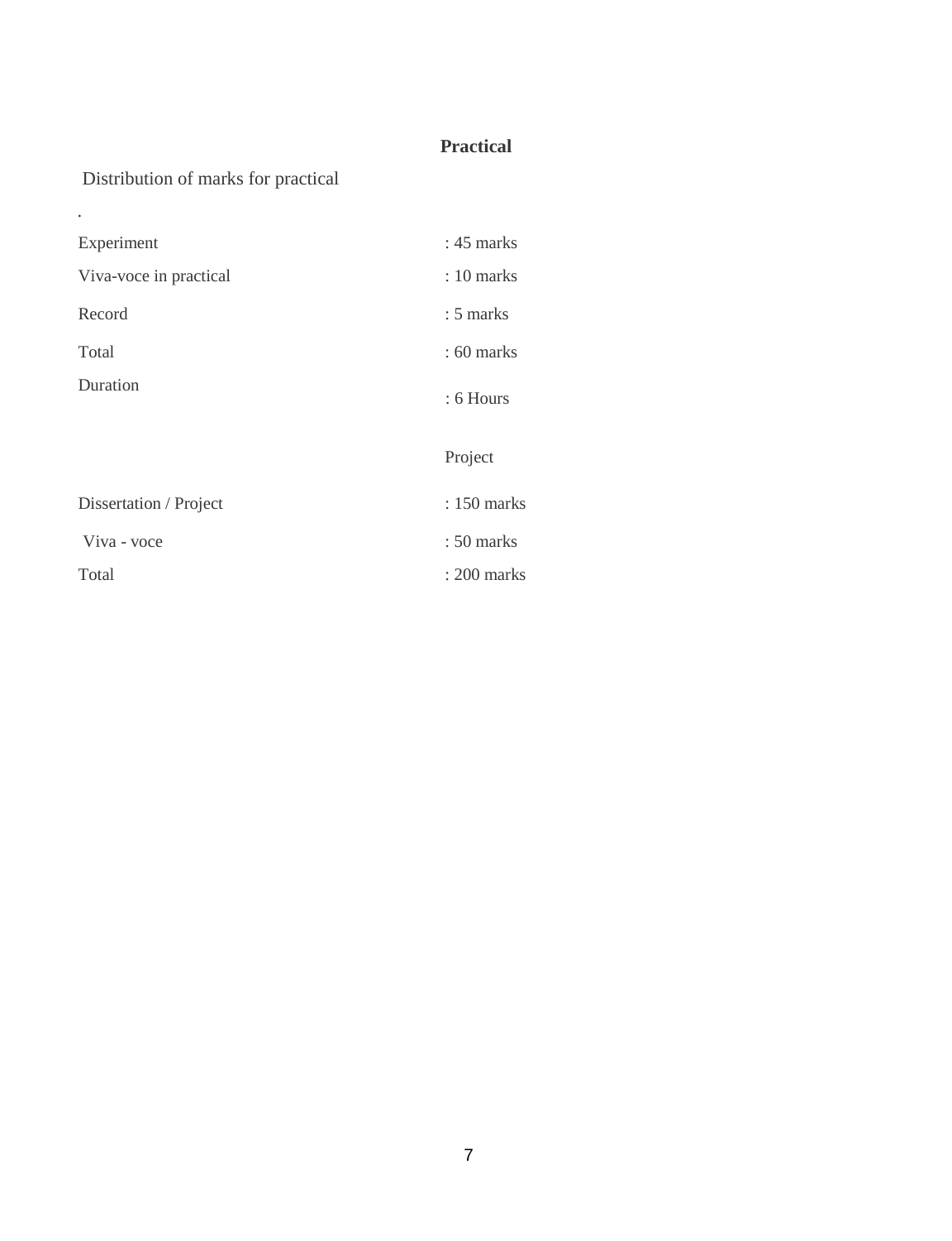## Practical

Distribution of marks for practical

.

| | |
|---|---|
| Experiment | : 45 marks |
| Viva-voce in practical | : 10 marks |
| Record | : 5 marks |
| Total | : 60 marks |
| Duration | : 6 Hours |

Project

| | |
|---|---|
| Dissertation / Project | : 150 marks |
| Viva - voce | : 50 marks |
| Total | : 200 marks |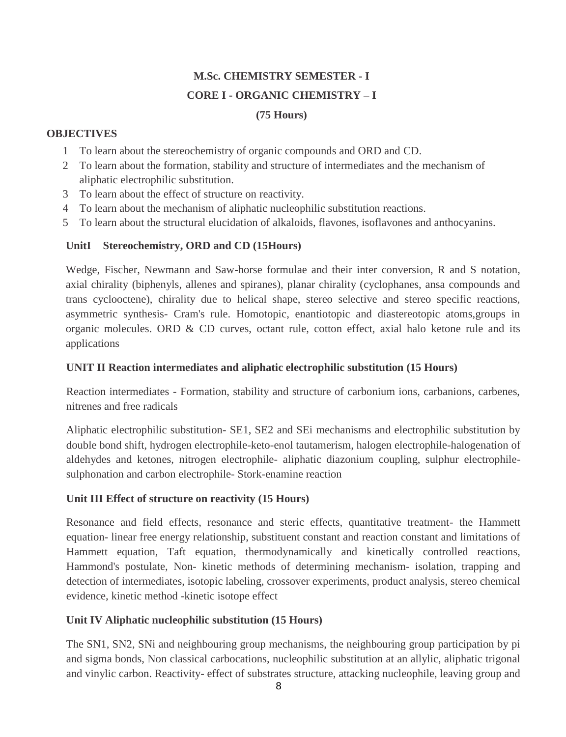## M.Sc. CHEMISTRY SEMESTER - I

## CORE I - ORGANIC CHEMISTRY – I

**(75 Hours)**

**OBJECTIVES**

1. To learn about the stereochemistry of organic compounds and ORD and CD.
2. To learn about the formation, stability and structure of intermediates and the mechanism of aliphatic electrophilic substitution.
3. To learn about the effect of structure on reactivity.
4. To learn about the mechanism of aliphatic nucleophilic substitution reactions.
5. To learn about the structural elucidation of alkaloids, flavones, isoflavones and anthocyanins.

### UnitI Stereochemistry, ORD and CD (15Hours)

Wedge, Fischer, Newmann and Saw-horse formulae and their inter conversion, R and S notation, axial chirality (biphenyls, allenes and spiranes), planar chirality (cyclophanes, ansa compounds and trans cyclooctene), chirality due to helical shape, stereo selective and stereo specific reactions, asymmetric synthesis- Cram's rule. Homotopic, enantiotopic and diastereotopic atoms,groups in organic molecules. ORD & CD curves, octant rule, cotton effect, axial halo ketone rule and its applications

### UNIT II Reaction intermediates and aliphatic electrophilic substitution (15 Hours)

Reaction intermediates - Formation, stability and structure of carbonium ions, carbanions, carbenes, nitrenes and free radicals

Aliphatic electrophilic substitution- SE1, SE2 and SEi mechanisms and electrophilic substitution by double bond shift, hydrogen electrophile-keto-enol tautamerism, halogen electrophile-halogenation of aldehydes and ketones, nitrogen electrophile- aliphatic diazonium coupling, sulphur electrophile-sulphonation and carbon electrophile- Stork-enamine reaction

### Unit III Effect of structure on reactivity (15 Hours)

Resonance and field effects, resonance and steric effects, quantitative treatment- the Hammett equation- linear free energy relationship, substituent constant and reaction constant and limitations of Hammett equation, Taft equation, thermodynamically and kinetically controlled reactions, Hammond's postulate, Non- kinetic methods of determining mechanism- isolation, trapping and detection of intermediates, isotopic labeling, crossover experiments, product analysis, stereo chemical evidence, kinetic method -kinetic isotope effect

### Unit IV Aliphatic nucleophilic substitution (15 Hours)

The SN1, SN2, SNi and neighbouring group mechanisms, the neighbouring group participation by pi and sigma bonds, Non classical carbocations, nucleophilic substitution at an allylic, aliphatic trigonal and vinylic carbon. Reactivity- effect of substrates structure, attacking nucleophile, leaving group and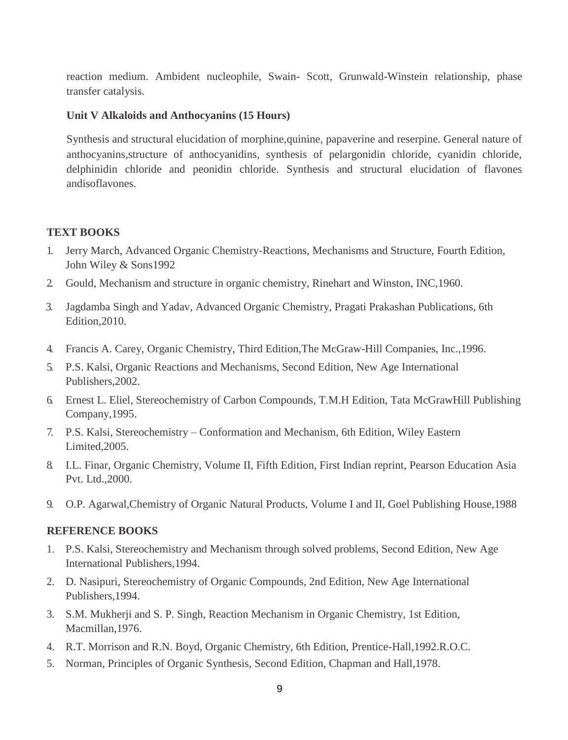reaction medium. Ambident nucleophile, Swain- Scott, Grunwald-Winstein relationship, phase transfer catalysis.

**Unit V Alkaloids and Anthocyanins (15 Hours)**

Synthesis and structural elucidation of morphine,quinine, papaverine and reserpine. General nature of anthocyanins,structure of anthocyanidins, synthesis of pelargonidin chloride, cyanidin chloride, delphinidin chloride and peonidin chloride. Synthesis and structural elucidation of flavones andisoflavones.

**TEXT BOOKS**

1. Jerry March, Advanced Organic Chemistry-Reactions, Mechanisms and Structure, Fourth Edition, John Wiley & Sons1992
2. Gould, Mechanism and structure in organic chemistry, Rinehart and Winston, INC,1960.
3. Jagdamba Singh and Yadav, Advanced Organic Chemistry, Pragati Prakashan Publications, 6th Edition,2010.
4. Francis A. Carey, Organic Chemistry, Third Edition,The McGraw-Hill Companies, Inc.,1996.
5. P.S. Kalsi, Organic Reactions and Mechanisms, Second Edition, New Age International Publishers,2002.
6. Ernest L. Eliel, Stereochemistry of Carbon Compounds, T.M.H Edition, Tata McGrawHill Publishing Company,1995.
7. P.S. Kalsi, Stereochemistry – Conformation and Mechanism, 6th Edition, Wiley Eastern Limited,2005.
8. I.L. Finar, Organic Chemistry, Volume II, Fifth Edition, First Indian reprint, Pearson Education Asia Pvt. Ltd.,2000.
9. O.P. Agarwal,Chemistry of Organic Natural Products, Volume I and II, Goel Publishing House,1988

**REFERENCE BOOKS**

1. P.S. Kalsi, Stereochemistry and Mechanism through solved problems, Second Edition, New Age International Publishers,1994.
2. D. Nasipuri, Stereochemistry of Organic Compounds, 2nd Edition, New Age International Publishers,1994.
3. S.M. Mukherji and S. P. Singh, Reaction Mechanism in Organic Chemistry, 1st Edition, Macmillan,1976.
4. R.T. Morrison and R.N. Boyd, Organic Chemistry, 6th Edition, Prentice-Hall,1992.R.O.C.
5. Norman, Principles of Organic Synthesis, Second Edition, Chapman and Hall,1978.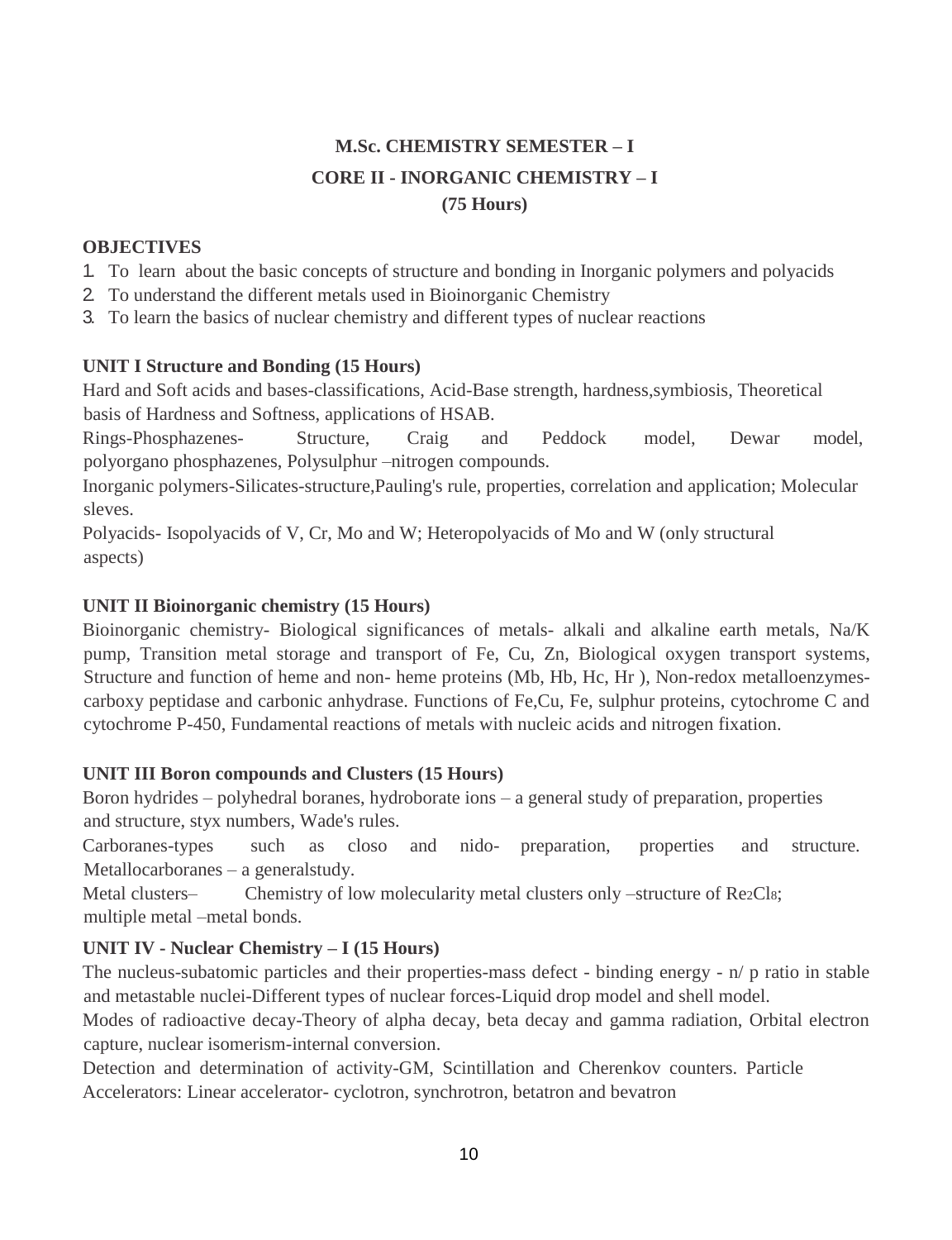# M.Sc. CHEMISTRY SEMESTER – I

## CORE II - INORGANIC CHEMISTRY – I

**(75 Hours)**

**OBJECTIVES**

1. To learn about the basic concepts of structure and bonding in Inorganic polymers and polyacids
2. To understand the different metals used in Bioinorganic Chemistry
3. To learn the basics of nuclear chemistry and different types of nuclear reactions

**UNIT I Structure and Bonding (15 Hours)**

Hard and Soft acids and bases-classifications, Acid-Base strength, hardness,symbiosis, Theoretical basis of Hardness and Softness, applications of HSAB.

Rings-Phosphazenes- Structure, Craig and Peddock model, Dewar model, polyorgano phosphazenes, Polysulphur –nitrogen compounds.

Inorganic polymers-Silicates-structure,Pauling's rule, properties, correlation and application; Molecular sleves.

Polyacids- Isopolyacids of V, Cr, Mo and W; Heteropolyacids of Mo and W (only structural aspects)

**UNIT II Bioinorganic chemistry (15 Hours)**

Bioinorganic chemistry- Biological significances of metals- alkali and alkaline earth metals, Na/K pump, Transition metal storage and transport of Fe, Cu, Zn, Biological oxygen transport systems, Structure and function of heme and non- heme proteins (Mb, Hb, Hc, Hr ), Non-redox metalloenzymes-carboxy peptidase and carbonic anhydrase. Functions of Fe,Cu, Fe, sulphur proteins, cytochrome C and cytochrome P-450, Fundamental reactions of metals with nucleic acids and nitrogen fixation.

**UNIT III Boron compounds and Clusters (15 Hours)**

Boron hydrides – polyhedral boranes, hydroborate ions – a general study of preparation, properties and structure, styx numbers, Wade's rules.

Carboranes-types such as closo and nido- preparation, properties and structure. Metallocarboranes – a generalstudy.

Metal clusters– Chemistry of low molecularity metal clusters only –structure of $Re_2Cl_8$; multiple metal –metal bonds.

**UNIT IV - Nuclear Chemistry – I (15 Hours)**

The nucleus-subatomic particles and their properties-mass defect - binding energy - n/ p ratio in stable and metastable nuclei-Different types of nuclear forces-Liquid drop model and shell model.

Modes of radioactive decay-Theory of alpha decay, beta decay and gamma radiation, Orbital electron capture, nuclear isomerism-internal conversion.

Detection and determination of activity-GM, Scintillation and Cherenkov counters. Particle Accelerators: Linear accelerator- cyclotron, synchrotron, betatron and bevatron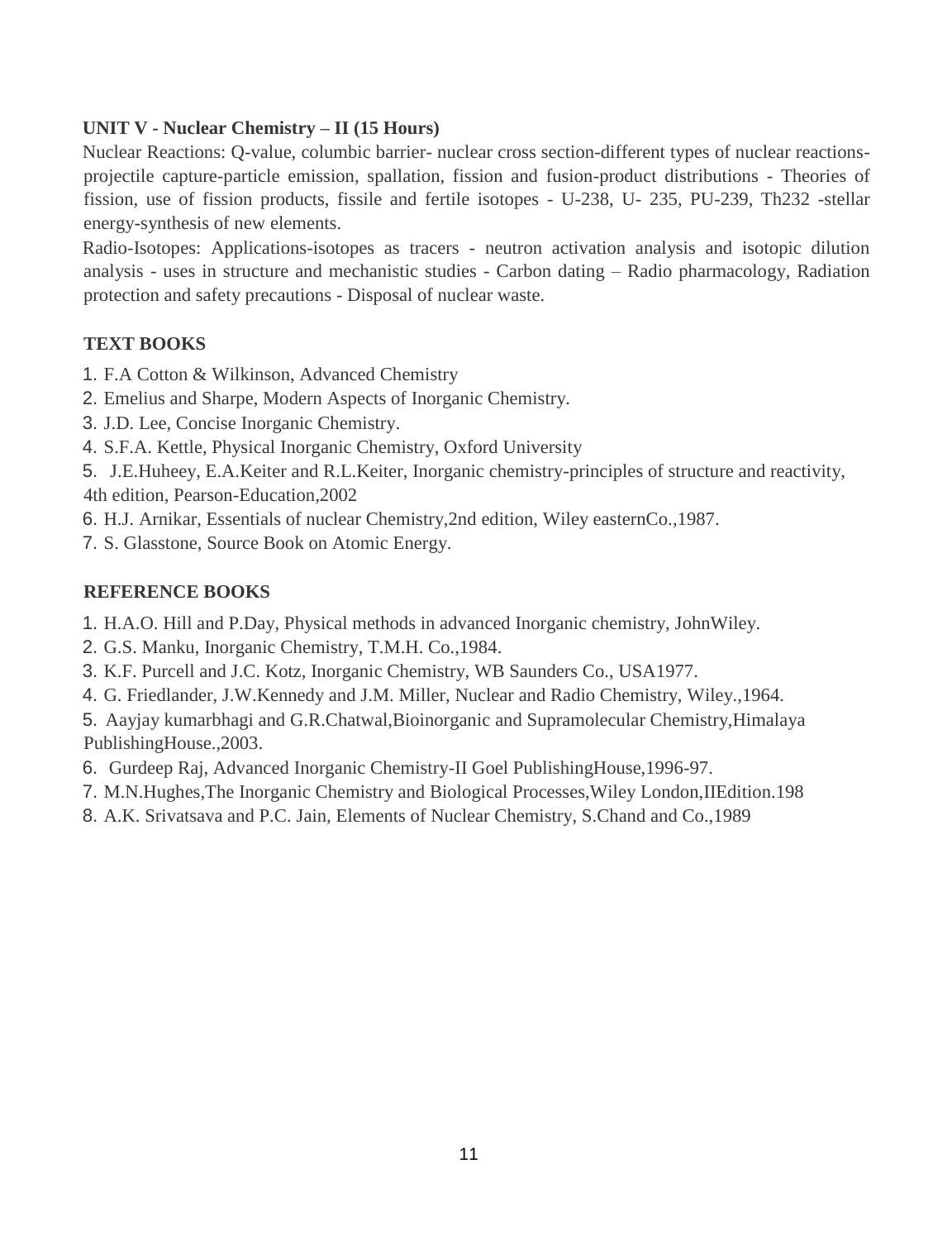**UNIT V - Nuclear Chemistry – II (15 Hours)**

Nuclear Reactions: Q-value, columbic barrier- nuclear cross section-different types of nuclear reactions-projectile capture-particle emission, spallation, fission and fusion-product distributions - Theories of fission, use of fission products, fissile and fertile isotopes - U-238, U- 235, PU-239, Th232 -stellar energy-synthesis of new elements.

Radio-Isotopes: Applications-isotopes as tracers - neutron activation analysis and isotopic dilution analysis - uses in structure and mechanistic studies - Carbon dating – Radio pharmacology, Radiation protection and safety precautions - Disposal of nuclear waste.

**TEXT BOOKS**

1. F.A Cotton & Wilkinson, Advanced Chemistry
2. Emelius and Sharpe, Modern Aspects of Inorganic Chemistry.
3. J.D. Lee, Concise Inorganic Chemistry.
4. S.F.A. Kettle, Physical Inorganic Chemistry, Oxford University
5. J.E.Huheey, E.A.Keiter and R.L.Keiter, Inorganic chemistry-principles of structure and reactivity, 4th edition, Pearson-Education,2002
6. H.J. Arnikar, Essentials of nuclear Chemistry,2nd edition, Wiley easternCo.,1987.
7. S. Glasstone, Source Book on Atomic Energy.

**REFERENCE BOOKS**

1. H.A.O. Hill and P.Day, Physical methods in advanced Inorganic chemistry, JohnWiley.
2. G.S. Manku, Inorganic Chemistry, T.M.H. Co.,1984.
3. K.F. Purcell and J.C. Kotz, Inorganic Chemistry, WB Saunders Co., USA1977.
4. G. Friedlander, J.W.Kennedy and J.M. Miller, Nuclear and Radio Chemistry, Wiley.,1964.
5. Aayjay kumarbhagi and G.R.Chatwal,Bioinorganic and Supramolecular Chemistry,Himalaya PublishingHouse.,2003.
6. Gurdeep Raj, Advanced Inorganic Chemistry-II Goel PublishingHouse,1996-97.
7. M.N.Hughes,The Inorganic Chemistry and Biological Processes,Wiley London,IIEdition.198
8. A.K. Srivatsava and P.C. Jain, Elements of Nuclear Chemistry, S.Chand and Co.,1989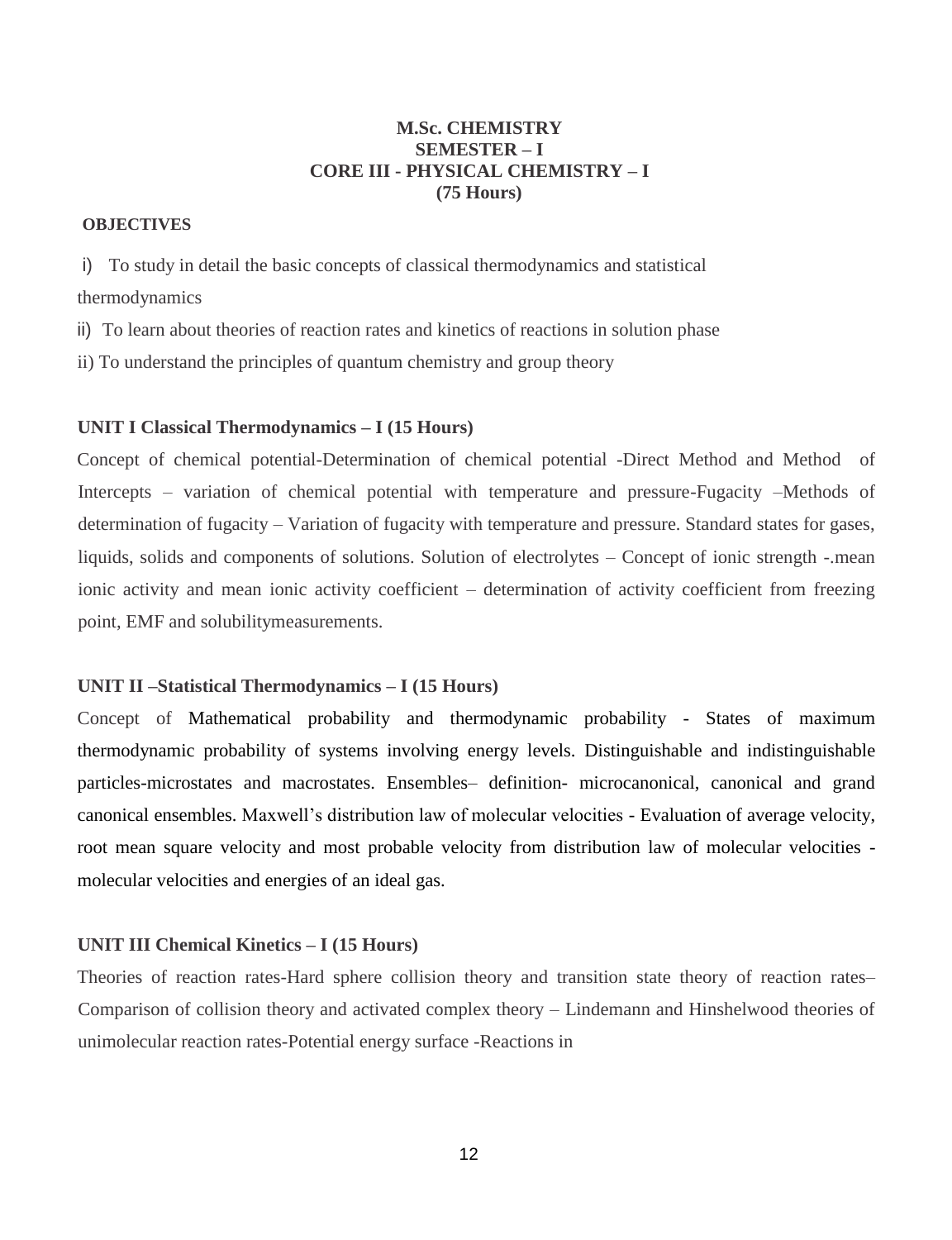**M.Sc. CHEMISTRY**
**SEMESTER – I**
**CORE III - PHYSICAL CHEMISTRY – I**
**(75 Hours)**

**OBJECTIVES**

i) To study in detail the basic concepts of classical thermodynamics and statistical thermodynamics

ii) To learn about theories of reaction rates and kinetics of reactions in solution phase

ii) To understand the principles of quantum chemistry and group theory

**UNIT I Classical Thermodynamics – I (15 Hours)**

Concept of chemical potential-Determination of chemical potential -Direct Method and Method of Intercepts – variation of chemical potential with temperature and pressure-Fugacity –Methods of determination of fugacity – Variation of fugacity with temperature and pressure. Standard states for gases, liquids, solids and components of solutions. Solution of electrolytes – Concept of ionic strength -.mean ionic activity and mean ionic activity coefficient – determination of activity coefficient from freezing point, EMF and solubilitymeasurements.

**UNIT II –Statistical Thermodynamics – I (15 Hours)**

Concept of Mathematical probability and thermodynamic probability - States of maximum thermodynamic probability of systems involving energy levels. Distinguishable and indistinguishable particles-microstates and macrostates. Ensembles– definition- microcanonical, canonical and grand canonical ensembles. Maxwell's distribution law of molecular velocities - Evaluation of average velocity, root mean square velocity and most probable velocity from distribution law of molecular velocities - molecular velocities and energies of an ideal gas.

**UNIT III Chemical Kinetics – I (15 Hours)**

Theories of reaction rates-Hard sphere collision theory and transition state theory of reaction rates– Comparison of collision theory and activated complex theory – Lindemann and Hinshelwood theories of unimolecular reaction rates-Potential energy surface -Reactions in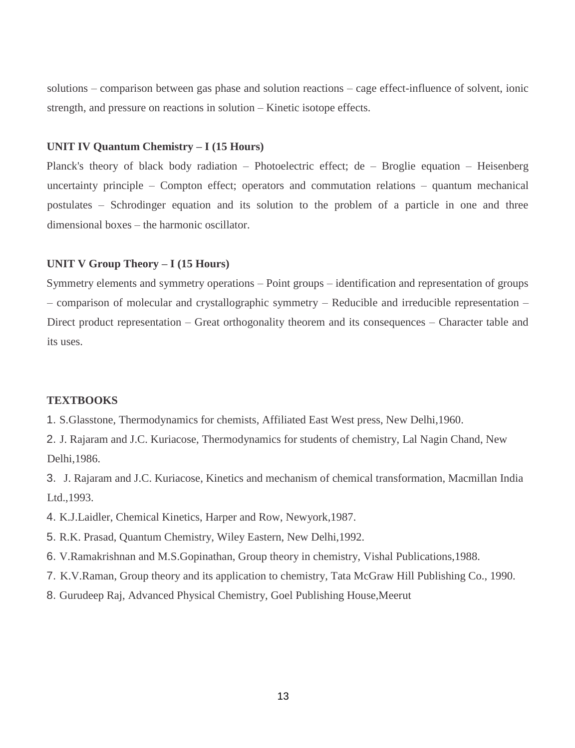solutions – comparison between gas phase and solution reactions – cage effect-influence of solvent, ionic strength, and pressure on reactions in solution – Kinetic isotope effects.

**UNIT IV Quantum Chemistry – I (15 Hours)**

Planck's theory of black body radiation – Photoelectric effect; de – Broglie equation – Heisenberg uncertainty principle – Compton effect; operators and commutation relations – quantum mechanical postulates – Schrodinger equation and its solution to the problem of a particle in one and three dimensional boxes – the harmonic oscillator.

**UNIT V Group Theory – I (15 Hours)**

Symmetry elements and symmetry operations – Point groups – identification and representation of groups – comparison of molecular and crystallographic symmetry – Reducible and irreducible representation – Direct product representation – Great orthogonality theorem and its consequences – Character table and its uses.

**TEXTBOOKS**

1. S.Glasstone, Thermodynamics for chemists, Affiliated East West press, New Delhi,1960.
2. J. Rajaram and J.C. Kuriacose, Thermodynamics for students of chemistry, Lal Nagin Chand, New Delhi,1986.
3. J. Rajaram and J.C. Kuriacose, Kinetics and mechanism of chemical transformation, Macmillan India Ltd.,1993.
4. K.J.Laidler, Chemical Kinetics, Harper and Row, Newyork,1987.
5. R.K. Prasad, Quantum Chemistry, Wiley Eastern, New Delhi,1992.
6. V.Ramakrishnan and M.S.Gopinathan, Group theory in chemistry, Vishal Publications,1988.
7. K.V.Raman, Group theory and its application to chemistry, Tata McGraw Hill Publishing Co., 1990.
8. Gurudeep Raj, Advanced Physical Chemistry, Goel Publishing House,Meerut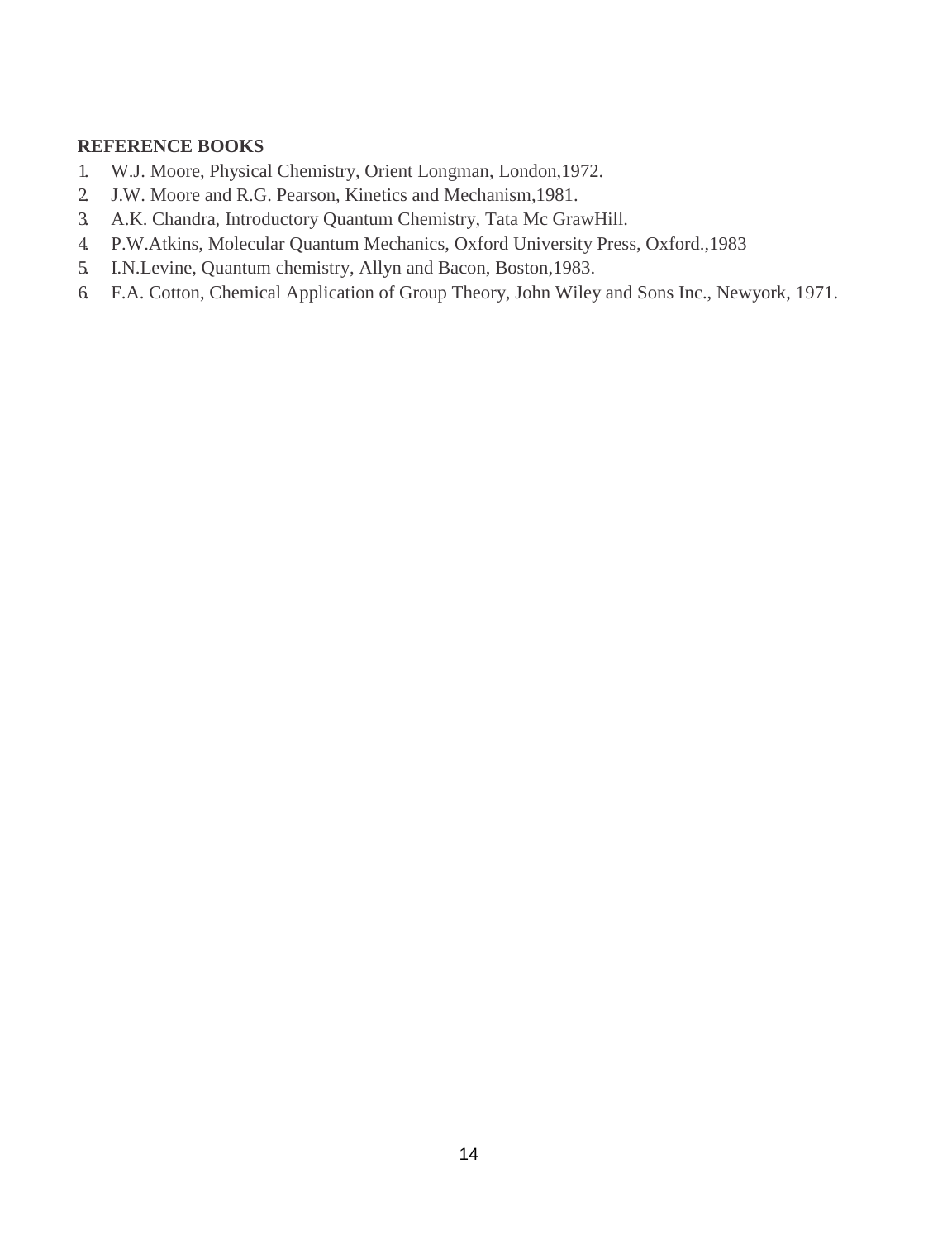**REFERENCE BOOKS**

1. W.J. Moore, Physical Chemistry, Orient Longman, London,1972.
2. J.W. Moore and R.G. Pearson, Kinetics and Mechanism,1981.
3. A.K. Chandra, Introductory Quantum Chemistry, Tata Mc GrawHill.
4. P.W.Atkins, Molecular Quantum Mechanics, Oxford University Press, Oxford.,1983
5. I.N.Levine, Quantum chemistry, Allyn and Bacon, Boston,1983.
6. F.A. Cotton, Chemical Application of Group Theory, John Wiley and Sons Inc., Newyork, 1971.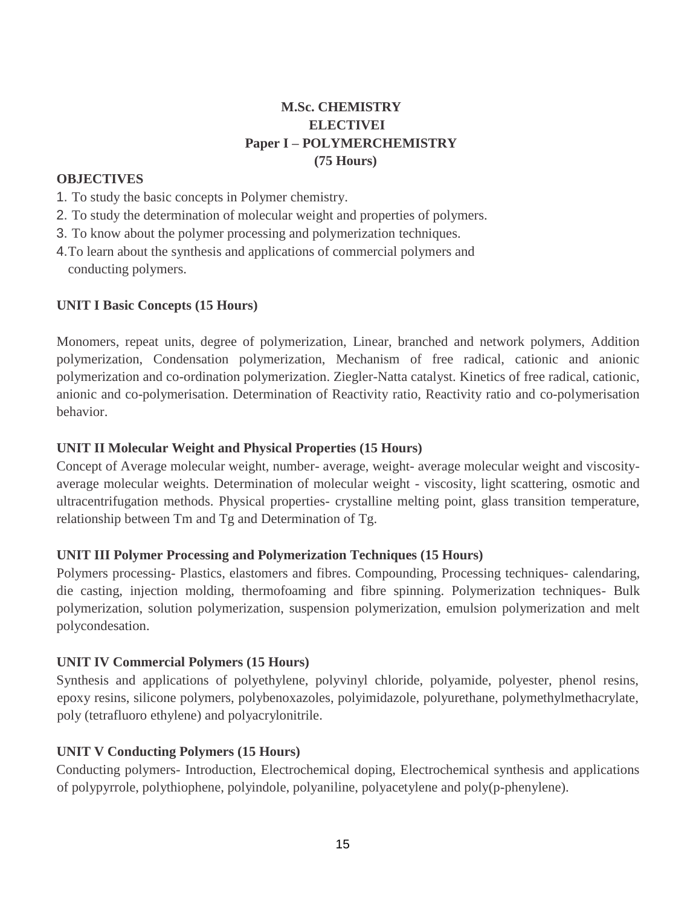# M.Sc. CHEMISTRY
## ELECTIVEI
## Paper I – POLYMERCHEMISTRY
## (75 Hours)

**OBJECTIVES**

1. To study the basic concepts in Polymer chemistry.
2. To study the determination of molecular weight and properties of polymers.
3. To know about the polymer processing and polymerization techniques.
4. To learn about the synthesis and applications of commercial polymers and conducting polymers.

### UNIT I Basic Concepts (15 Hours)

Monomers, repeat units, degree of polymerization, Linear, branched and network polymers, Addition polymerization, Condensation polymerization, Mechanism of free radical, cationic and anionic polymerization and co-ordination polymerization. Ziegler-Natta catalyst. Kinetics of free radical, cationic, anionic and co-polymerisation. Determination of Reactivity ratio, Reactivity ratio and co-polymerisation behavior.

### UNIT II Molecular Weight and Physical Properties (15 Hours)

Concept of Average molecular weight, number- average, weight- average molecular weight and viscosity-average molecular weights. Determination of molecular weight - viscosity, light scattering, osmotic and ultracentrifugation methods. Physical properties- crystalline melting point, glass transition temperature, relationship between Tm and Tg and Determination of Tg.

### UNIT III Polymer Processing and Polymerization Techniques (15 Hours)

Polymers processing- Plastics, elastomers and fibres. Compounding, Processing techniques- calendaring, die casting, injection molding, thermofoaming and fibre spinning. Polymerization techniques- Bulk polymerization, solution polymerization, suspension polymerization, emulsion polymerization and melt polycondesation.

### UNIT IV Commercial Polymers (15 Hours)

Synthesis and applications of polyethylene, polyvinyl chloride, polyamide, polyester, phenol resins, epoxy resins, silicone polymers, polybenoxazoles, polyimidazole, polyurethane, polymethylmethacrylate, poly (tetrafluoro ethylene) and polyacrylonitrile.

### UNIT V Conducting Polymers (15 Hours)

Conducting polymers- Introduction, Electrochemical doping, Electrochemical synthesis and applications of polypyrrole, polythiophene, polyindole, polyaniline, polyacetylene and poly(p-phenylene).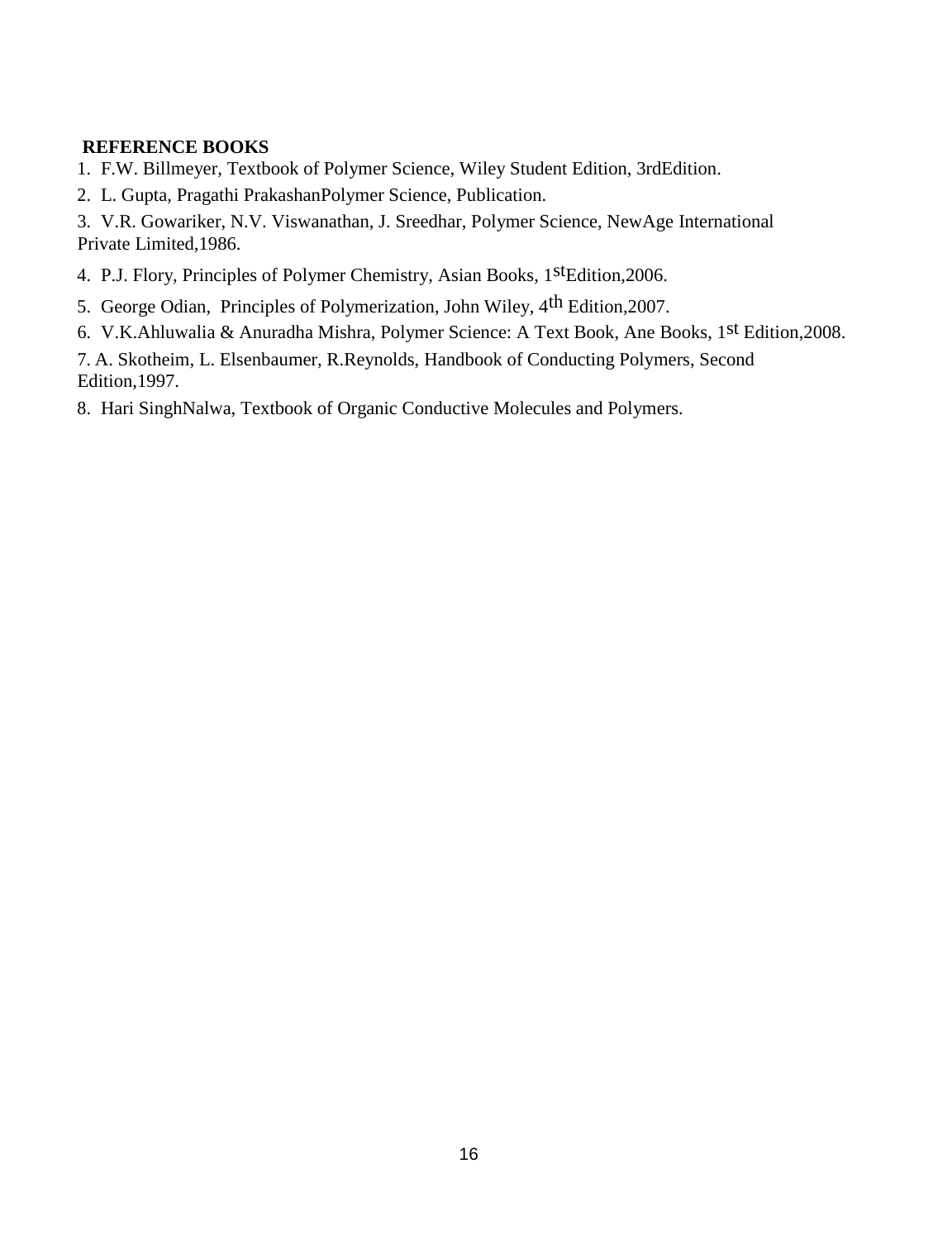**REFERENCE BOOKS**

1. F.W. Billmeyer, Textbook of Polymer Science, Wiley Student Edition, 3rdEdition.
2. L. Gupta, Pragathi PrakashanPolymer Science, Publication.
3. V.R. Gowariker, N.V. Viswanathan, J. Sreedhar, Polymer Science, NewAge International Private Limited,1986.
4. P.J. Flory, Principles of Polymer Chemistry, Asian Books, 1stEdition,2006.
5. George Odian, Principles of Polymerization, John Wiley, 4th Edition,2007.
6. V.K.Ahluwalia & Anuradha Mishra, Polymer Science: A Text Book, Ane Books, 1st Edition,2008.
7. A. Skotheim, L. Elsenbaumer, R.Reynolds, Handbook of Conducting Polymers, Second Edition,1997.
8. Hari SinghNalwa, Textbook of Organic Conductive Molecules and Polymers.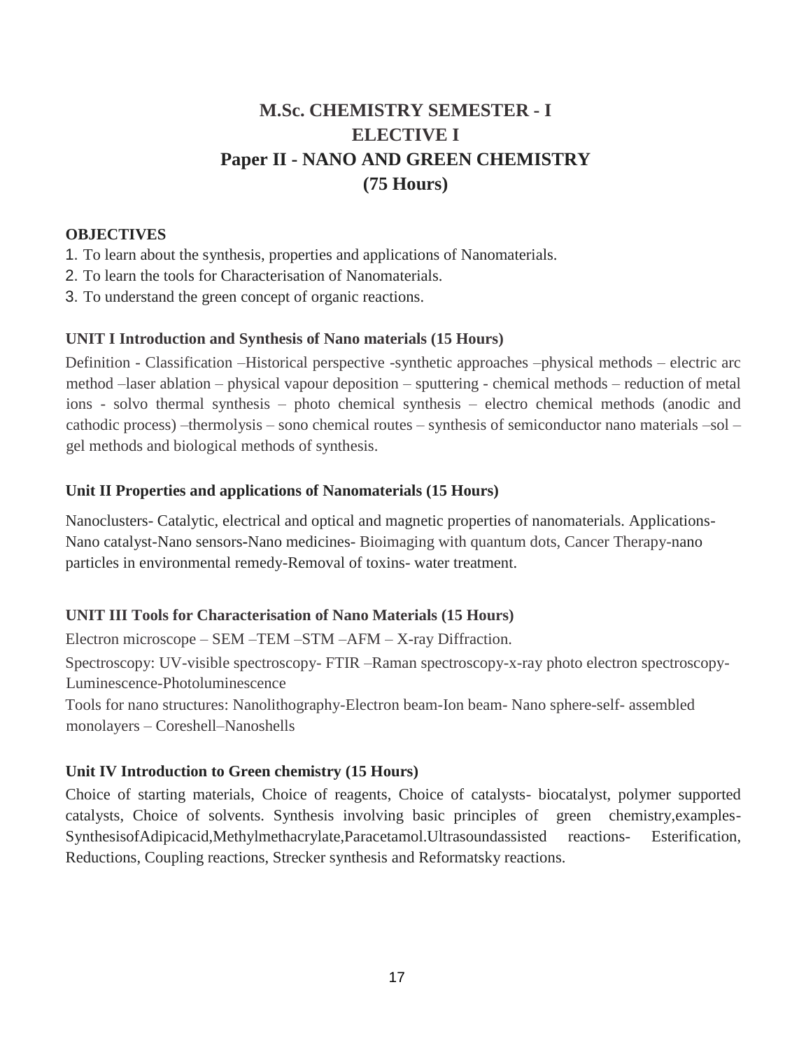# M.Sc. CHEMISTRY SEMESTER - I
# ELECTIVE I
# Paper II - NANO AND GREEN CHEMISTRY
# (75 Hours)

**OBJECTIVES**

1. To learn about the synthesis, properties and applications of Nanomaterials.
2. To learn the tools for Characterisation of Nanomaterials.
3. To understand the green concept of organic reactions.

**UNIT I Introduction and Synthesis of Nano materials (15 Hours)**

Definition - Classification –Historical perspective -synthetic approaches –physical methods – electric arc method –laser ablation – physical vapour deposition – sputtering - chemical methods – reduction of metal ions - solvo thermal synthesis – photo chemical synthesis – electro chemical methods (anodic and cathodic process) –thermolysis – sono chemical routes – synthesis of semiconductor nano materials –sol – gel methods and biological methods of synthesis.

**Unit II Properties and applications of Nanomaterials (15 Hours)**

Nanoclusters- Catalytic, electrical and optical and magnetic properties of nanomaterials. Applications- Nano catalyst-Nano sensors-Nano medicines- Bioimaging with quantum dots, Cancer Therapy-nano particles in environmental remedy-Removal of toxins- water treatment.

**UNIT III Tools for Characterisation of Nano Materials (15 Hours)**

Electron microscope – SEM –TEM –STM –AFM – X-ray Diffraction.

Spectroscopy: UV-visible spectroscopy- FTIR –Raman spectroscopy-x-ray photo electron spectroscopy-Luminescence-Photoluminescence

Tools for nano structures: Nanolithography-Electron beam-Ion beam- Nano sphere-self- assembled monolayers – Coreshell–Nanoshells

**Unit IV Introduction to Green chemistry (15 Hours)**

Choice of starting materials, Choice of reagents, Choice of catalysts- biocatalyst, polymer supported catalysts, Choice of solvents. Synthesis involving basic principles of green chemistry,examples-SynthesisofAdipicacid,Methylmethacrylate,Paracetamol.Ultrasoundassisted reactions- Esterification, Reductions, Coupling reactions, Strecker synthesis and Reformatsky reactions.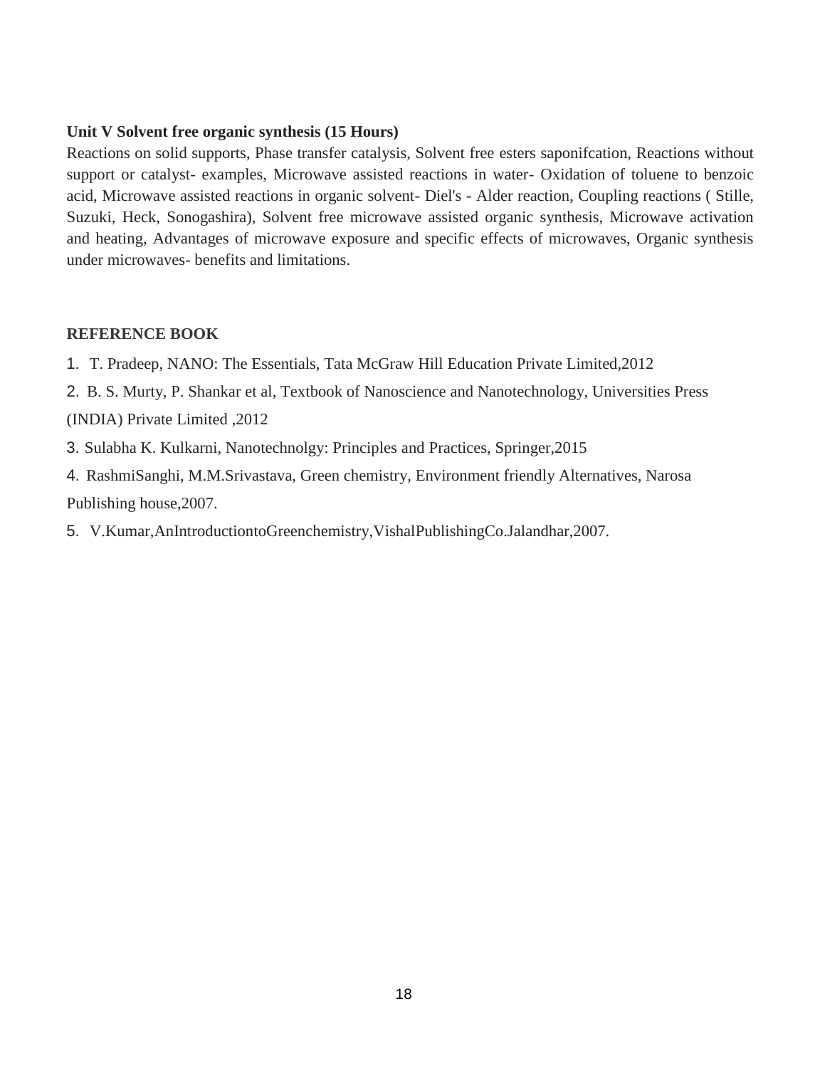**Unit V Solvent free organic synthesis (15 Hours)**

Reactions on solid supports, Phase transfer catalysis, Solvent free esters saponifcation, Reactions without support or catalyst- examples, Microwave assisted reactions in water- Oxidation of toluene to benzoic acid, Microwave assisted reactions in organic solvent- Diel's - Alder reaction, Coupling reactions ( Stille, Suzuki, Heck, Sonogashira), Solvent free microwave assisted organic synthesis, Microwave activation and heating, Advantages of microwave exposure and specific effects of microwaves, Organic synthesis under microwaves- benefits and limitations.

**REFERENCE BOOK**

1. T. Pradeep, NANO: The Essentials, Tata McGraw Hill Education Private Limited,2012
2. B. S. Murty, P. Shankar et al, Textbook of Nanoscience and Nanotechnology, Universities Press (INDIA) Private Limited ,2012
3. Sulabha K. Kulkarni, Nanotechnolgy: Principles and Practices, Springer,2015
4. RashmiSanghi, M.M.Srivastava, Green chemistry, Environment friendly Alternatives, Narosa Publishing house,2007.
5. V.Kumar,AnIntroductiontoGreenchemistry,VishalPublishingCo.Jalandhar,2007.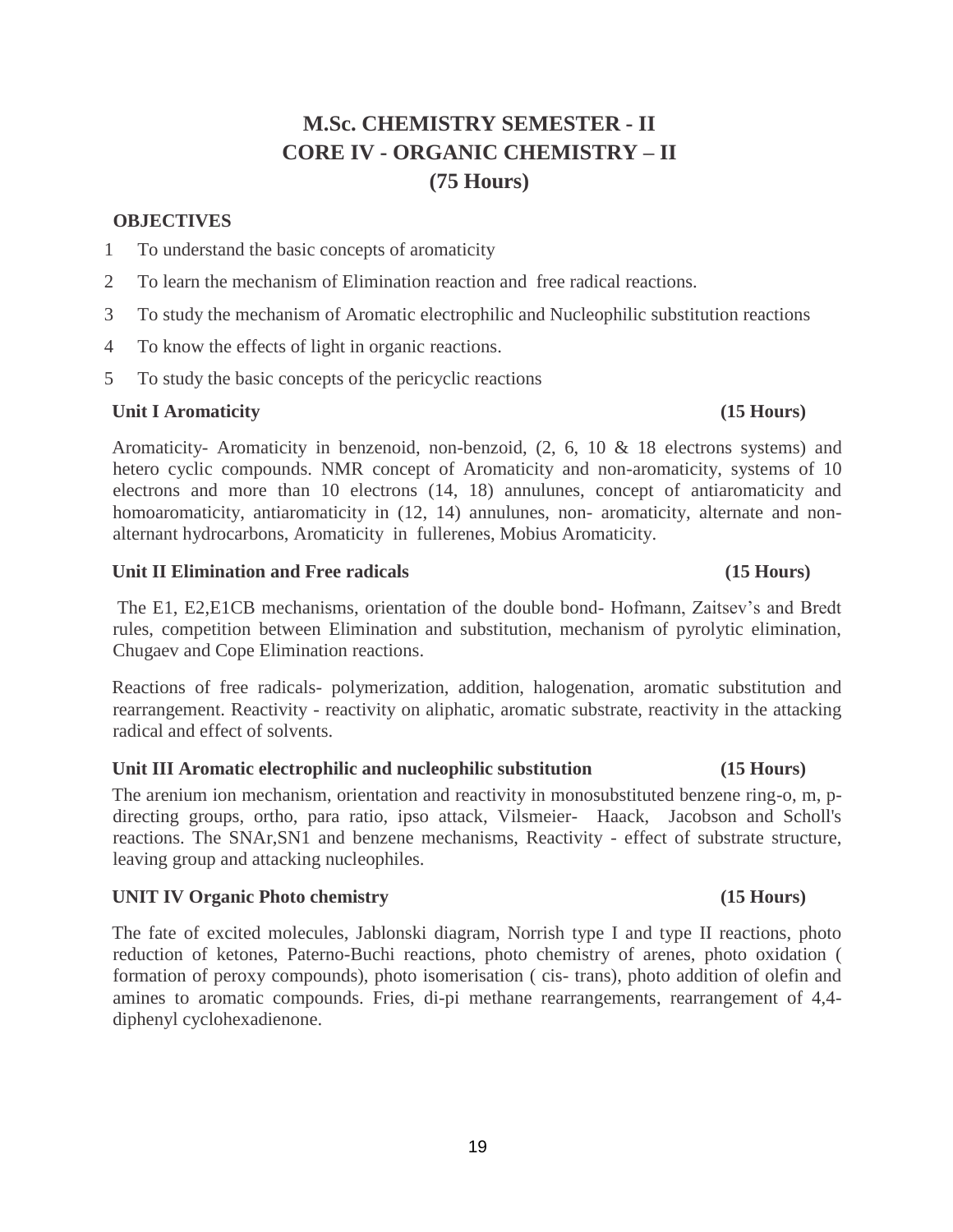# M.Sc. CHEMISTRY SEMESTER - II
# CORE IV - ORGANIC CHEMISTRY – II
# (75 Hours)

## OBJECTIVES

1. To understand the basic concepts of aromaticity
2. To learn the mechanism of Elimination reaction and free radical reactions.
3. To study the mechanism of Aromatic electrophilic and Nucleophilic substitution reactions
4. To know the effects of light in organic reactions.
5. To study the basic concepts of the pericyclic reactions

### Unit I Aromaticity (15 Hours)

Aromaticity- Aromaticity in benzenoid, non-benzoid, (2, 6, 10 & 18 electrons systems) and hetero cyclic compounds. NMR concept of Aromaticity and non-aromaticity, systems of 10 electrons and more than 10 electrons (14, 18) annulunes, concept of antiaromaticity and homoaromaticity, antiaromaticity in (12, 14) annulunes, non- aromaticity, alternate and non-alternant hydrocarbons, Aromaticity in fullerenes, Mobius Aromaticity.

### Unit II Elimination and Free radicals (15 Hours)

The E1, E2,E1CB mechanisms, orientation of the double bond- Hofmann, Zaitsev's and Bredt rules, competition between Elimination and substitution, mechanism of pyrolytic elimination, Chugaev and Cope Elimination reactions.

Reactions of free radicals- polymerization, addition, halogenation, aromatic substitution and rearrangement. Reactivity - reactivity on aliphatic, aromatic substrate, reactivity in the attacking radical and effect of solvents.

### Unit III Aromatic electrophilic and nucleophilic substitution (15 Hours)

The arenium ion mechanism, orientation and reactivity in monosubstituted benzene ring-o, m, p-directing groups, ortho, para ratio, ipso attack, Vilsmeier- Haack, Jacobson and Scholl's reactions. The SNAr,SN1 and benzene mechanisms, Reactivity - effect of substrate structure, leaving group and attacking nucleophiles.

### UNIT IV Organic Photo chemistry (15 Hours)

The fate of excited molecules, Jablonski diagram, Norrish type I and type II reactions, photo reduction of ketones, Paterno-Buchi reactions, photo chemistry of arenes, photo oxidation ( formation of peroxy compounds), photo isomerisation ( cis- trans), photo addition of olefin and amines to aromatic compounds. Fries, di-pi methane rearrangements, rearrangement of 4,4-diphenyl cyclohexadienone.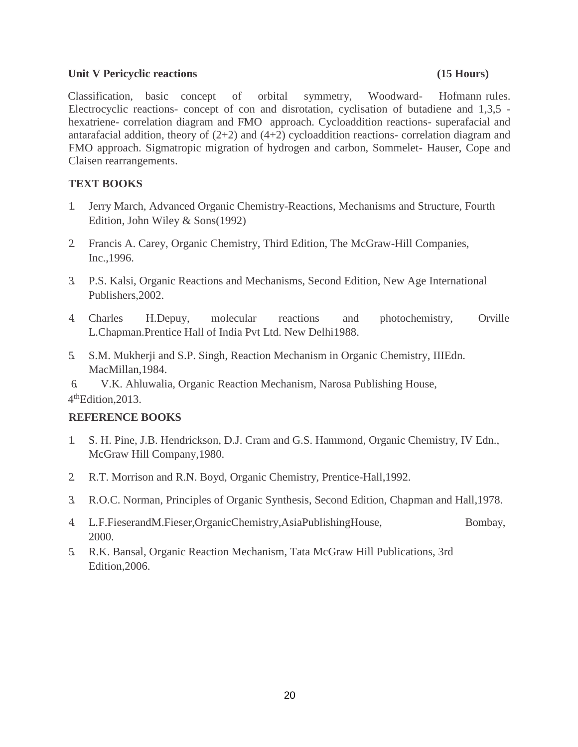**Unit V Pericyclic reactions (15 Hours)**

Classification, basic concept of orbital symmetry, Woodward- Hofmann rules. Electrocyclic reactions- concept of con and disrotation, cyclisation of butadiene and 1,3,5 -hexatriene- correlation diagram and FMO approach. Cycloaddition reactions- superafacial and antarafacial addition, theory of (2+2) and (4+2) cycloaddition reactions- correlation diagram and FMO approach. Sigmatropic migration of hydrogen and carbon, Sommelet- Hauser, Cope and Claisen rearrangements.

**TEXT BOOKS**

1. Jerry March, Advanced Organic Chemistry-Reactions, Mechanisms and Structure, Fourth Edition, John Wiley & Sons(1992)
2. Francis A. Carey, Organic Chemistry, Third Edition, The McGraw-Hill Companies, Inc.,1996.
3. P.S. Kalsi, Organic Reactions and Mechanisms, Second Edition, New Age International Publishers,2002.
4. Charles H.Depuy, molecular reactions and photochemistry, Orville L.Chapman.Prentice Hall of India Pvt Ltd. New Delhi1988.
5. S.M. Mukherji and S.P. Singh, Reaction Mechanism in Organic Chemistry, IIIEdn. MacMillan,1984.
6. V.K. Ahluwalia, Organic Reaction Mechanism, Narosa Publishing House, 4th Edition,2013.

**REFERENCE BOOKS**

1. S. H. Pine, J.B. Hendrickson, D.J. Cram and G.S. Hammond, Organic Chemistry, IV Edn., McGraw Hill Company,1980.
2. R.T. Morrison and R.N. Boyd, Organic Chemistry, Prentice-Hall,1992.
3. R.O.C. Norman, Principles of Organic Synthesis, Second Edition, Chapman and Hall,1978.
4. L.F.FieserandM.Fieser,OrganicChemistry,AsiaPublishingHouse, Bombay, 2000.
5. R.K. Bansal, Organic Reaction Mechanism, Tata McGraw Hill Publications, 3rd Edition,2006.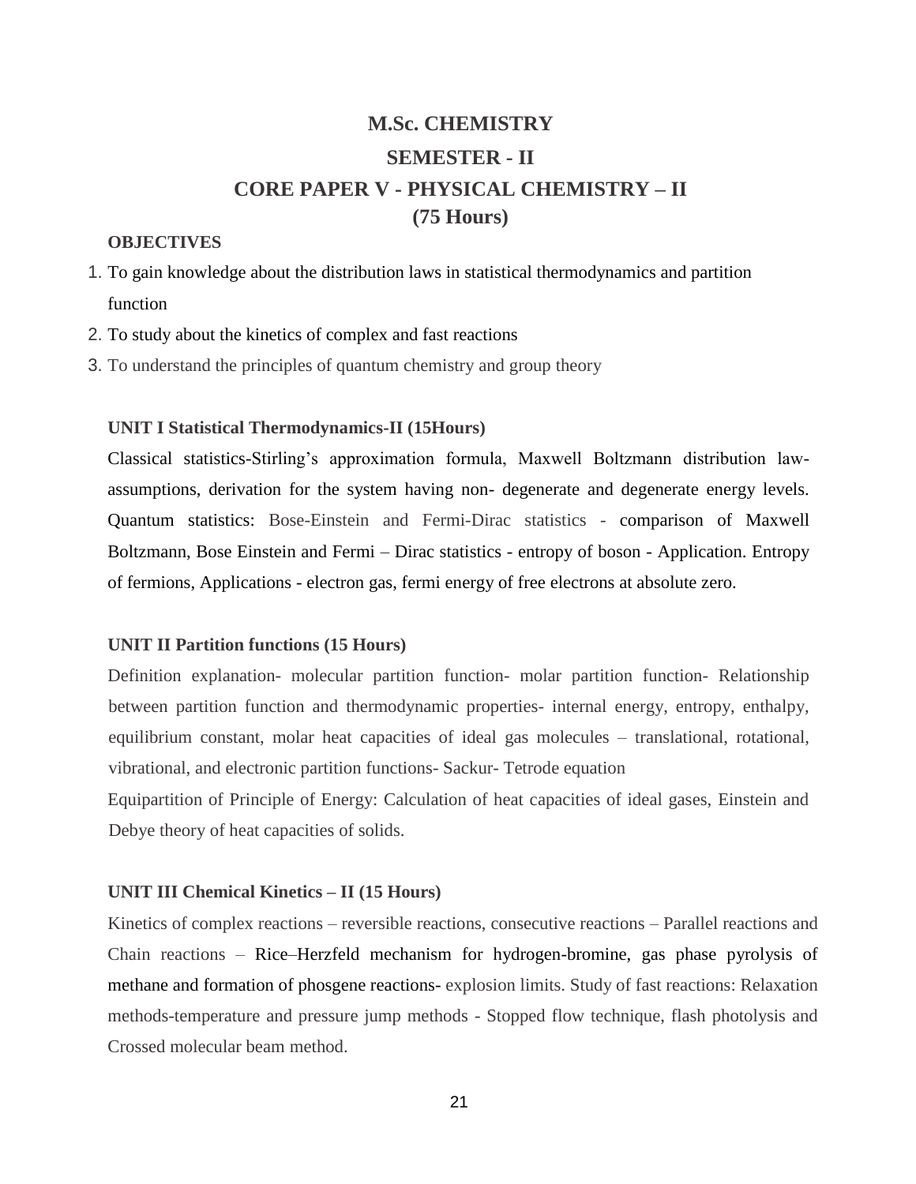# M.Sc. CHEMISTRY

## SEMESTER - II

## CORE PAPER V - PHYSICAL CHEMISTRY – II

## (75 Hours)

**OBJECTIVES**

1. To gain knowledge about the distribution laws in statistical thermodynamics and partition function
2. To study about the kinetics of complex and fast reactions
3. To understand the principles of quantum chemistry and group theory

**UNIT I Statistical Thermodynamics-II (15Hours)**

Classical statistics-Stirling's approximation formula, Maxwell Boltzmann distribution law-assumptions, derivation for the system having non- degenerate and degenerate energy levels. Quantum statistics: Bose-Einstein and Fermi-Dirac statistics - comparison of Maxwell Boltzmann, Bose Einstein and Fermi – Dirac statistics - entropy of boson - Application. Entropy of fermions, Applications - electron gas, fermi energy of free electrons at absolute zero.

**UNIT II Partition functions (15 Hours)**

Definition explanation- molecular partition function- molar partition function- Relationship between partition function and thermodynamic properties- internal energy, entropy, enthalpy, equilibrium constant, molar heat capacities of ideal gas molecules – translational, rotational, vibrational, and electronic partition functions- Sackur- Tetrode equation

Equipartition of Principle of Energy: Calculation of heat capacities of ideal gases, Einstein and Debye theory of heat capacities of solids.

**UNIT III Chemical Kinetics – II (15 Hours)**

Kinetics of complex reactions – reversible reactions, consecutive reactions – Parallel reactions and Chain reactions – Rice–Herzfeld mechanism for hydrogen-bromine, gas phase pyrolysis of methane and formation of phosgene reactions- explosion limits. Study of fast reactions: Relaxation methods-temperature and pressure jump methods - Stopped flow technique, flash photolysis and Crossed molecular beam method.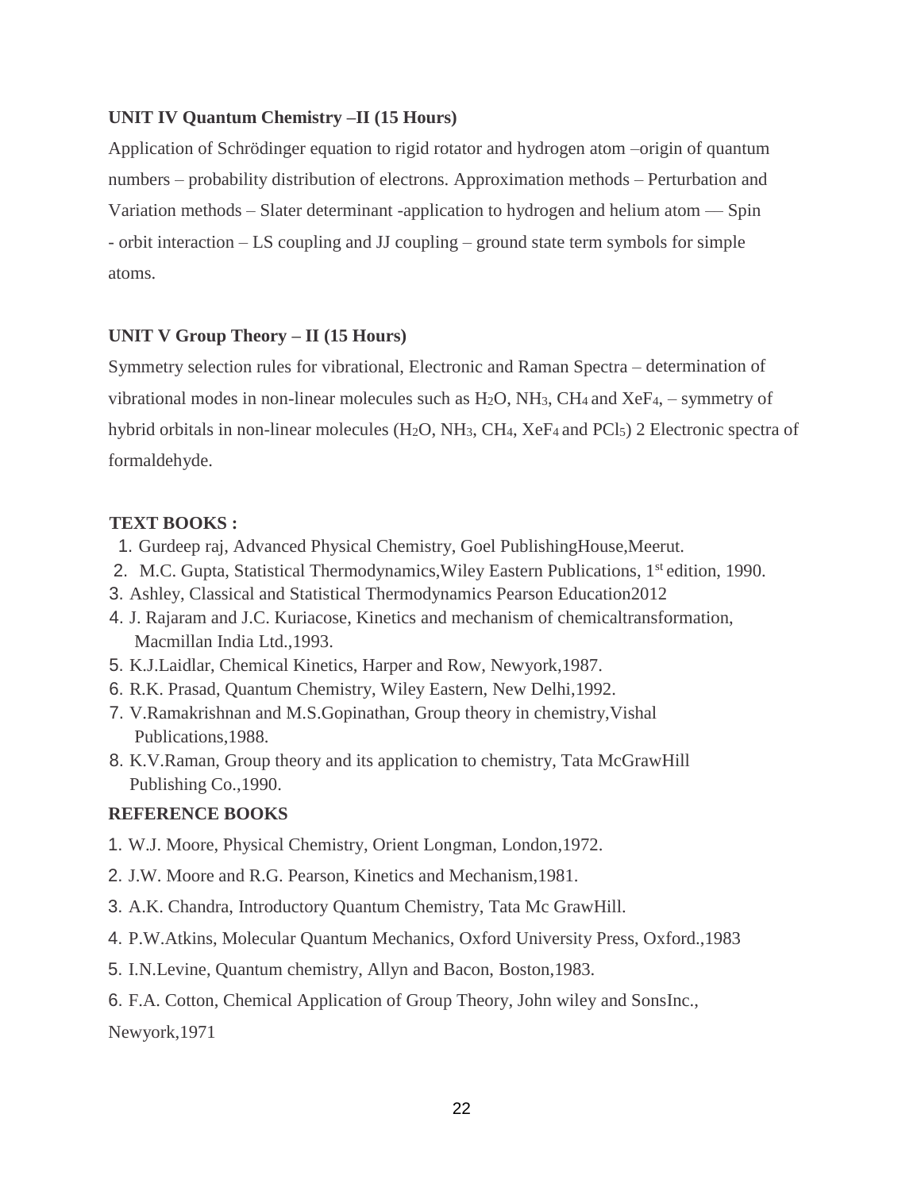**UNIT IV Quantum Chemistry –II (15 Hours)**

Application of Schrödinger equation to rigid rotator and hydrogen atom –origin of quantum numbers – probability distribution of electrons. Approximation methods – Perturbation and Variation methods – Slater determinant -application to hydrogen and helium atom — Spin - orbit interaction – LS coupling and JJ coupling – ground state term symbols for simple atoms.

**UNIT V Group Theory – II (15 Hours)**

Symmetry selection rules for vibrational, Electronic and Raman Spectra – determination of vibrational modes in non-linear molecules such as $H_2O$, $NH_3$, $CH_4$ and $XeF_4$, – symmetry of hybrid orbitals in non-linear molecules ($H_2O$, $NH_3$, $CH_4$, $XeF_4$ and $PCl_5$) 2 Electronic spectra of formaldehyde.

**TEXT BOOKS :**

1. Gurdeep raj, Advanced Physical Chemistry, Goel PublishingHouse,Meerut.
2. M.C. Gupta, Statistical Thermodynamics,Wiley Eastern Publications, 1st edition, 1990.
3. Ashley, Classical and Statistical Thermodynamics Pearson Education2012
4. J. Rajaram and J.C. Kuriacose, Kinetics and mechanism of chemicaltransformation, Macmillan India Ltd.,1993.
5. K.J.Laidlar, Chemical Kinetics, Harper and Row, Newyork,1987.
6. R.K. Prasad, Quantum Chemistry, Wiley Eastern, New Delhi,1992.
7. V.Ramakrishnan and M.S.Gopinathan, Group theory in chemistry,Vishal Publications,1988.
8. K.V.Raman, Group theory and its application to chemistry, Tata McGrawHill Publishing Co.,1990.

**REFERENCE BOOKS**

1. W.J. Moore, Physical Chemistry, Orient Longman, London,1972.
2. J.W. Moore and R.G. Pearson, Kinetics and Mechanism,1981.
3. A.K. Chandra, Introductory Quantum Chemistry, Tata Mc GrawHill.
4. P.W.Atkins, Molecular Quantum Mechanics, Oxford University Press, Oxford.,1983
5. I.N.Levine, Quantum chemistry, Allyn and Bacon, Boston,1983.
6. F.A. Cotton, Chemical Application of Group Theory, John wiley and SonsInc., Newyork,1971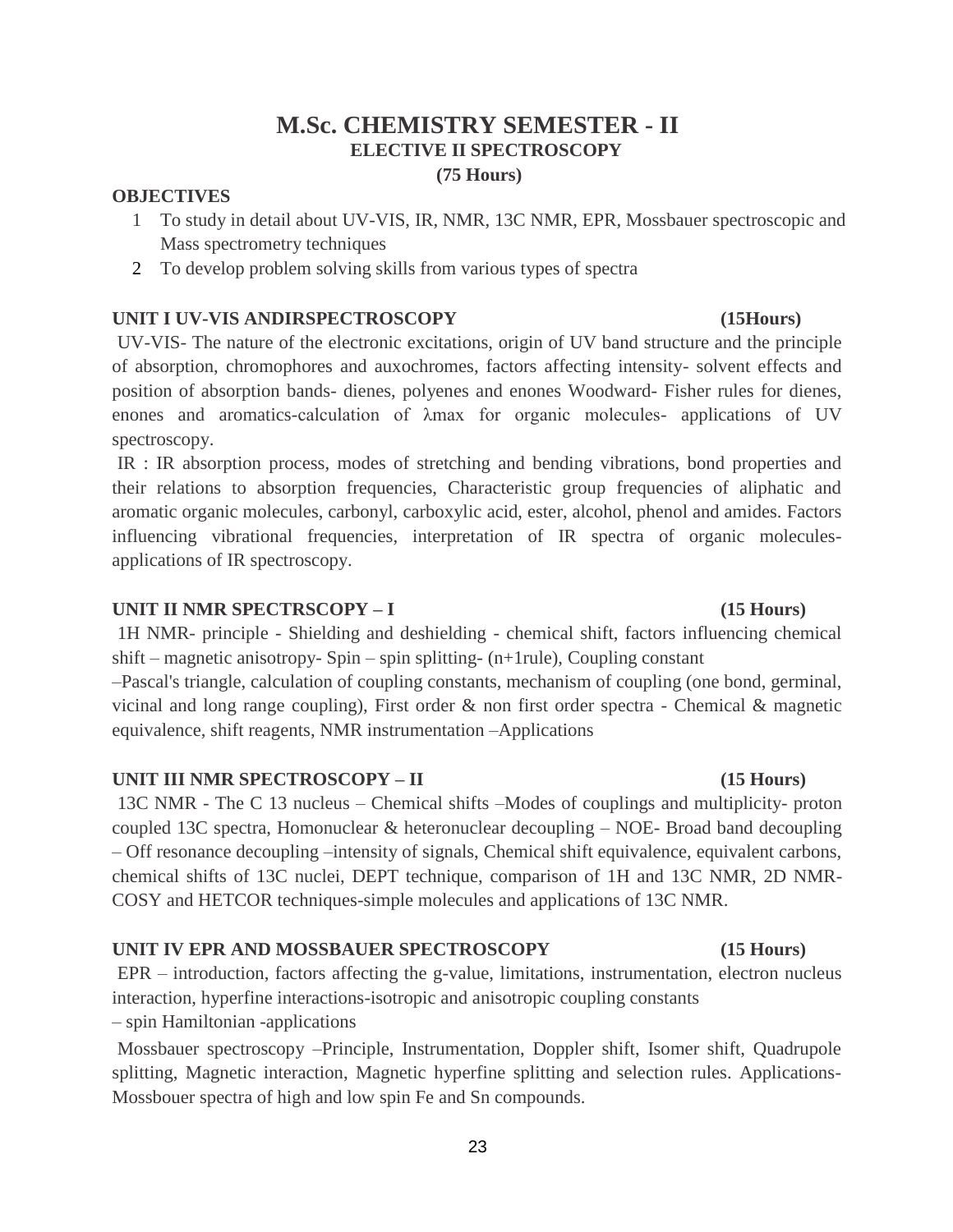# M.Sc. CHEMISTRY SEMESTER - II

## ELECTIVE II SPECTROSCOPY

**(75 Hours)**

**OBJECTIVES**

1. To study in detail about UV-VIS, IR, NMR, 13C NMR, EPR, Mossbauer spectroscopic and Mass spectrometry techniques
2. To develop problem solving skills from various types of spectra

### UNIT I UV-VIS ANDIRSPECTROSCOPY (15Hours)

UV-VIS- The nature of the electronic excitations, origin of UV band structure and the principle of absorption, chromophores and auxochromes, factors affecting intensity- solvent effects and position of absorption bands- dienes, polyenes and enones Woodward- Fisher rules for dienes, enones and aromatics-calculation of $\lambda$max for organic molecules- applications of UV spectroscopy.

IR : IR absorption process, modes of stretching and bending vibrations, bond properties and their relations to absorption frequencies, Characteristic group frequencies of aliphatic and aromatic organic molecules, carbonyl, carboxylic acid, ester, alcohol, phenol and amides. Factors influencing vibrational frequencies, interpretation of IR spectra of organic molecules- applications of IR spectroscopy.

### UNIT II NMR SPECTRSCOPY – I (15 Hours)

1H NMR- principle - Shielding and deshielding - chemical shift, factors influencing chemical shift – magnetic anisotropy- Spin – spin splitting- (n+1rule), Coupling constant –Pascal's triangle, calculation of coupling constants, mechanism of coupling (one bond, germinal, vicinal and long range coupling), First order & non first order spectra - Chemical & magnetic equivalence, shift reagents, NMR instrumentation –Applications

### UNIT III NMR SPECTROSCOPY – II (15 Hours)

13C NMR - The C 13 nucleus – Chemical shifts –Modes of couplings and multiplicity- proton coupled 13C spectra, Homonuclear & heteronuclear decoupling – NOE- Broad band decoupling – Off resonance decoupling –intensity of signals, Chemical shift equivalence, equivalent carbons, chemical shifts of 13C nuclei, DEPT technique, comparison of 1H and 13C NMR, 2D NMR- COSY and HETCOR techniques-simple molecules and applications of 13C NMR.

### UNIT IV EPR AND MOSSBAUER SPECTROSCOPY (15 Hours)

EPR – introduction, factors affecting the g-value, limitations, instrumentation, electron nucleus interaction, hyperfine interactions-isotropic and anisotropic coupling constants – spin Hamiltonian -applications

Mossbauer spectroscopy –Principle, Instrumentation, Doppler shift, Isomer shift, Quadrupole splitting, Magnetic interaction, Magnetic hyperfine splitting and selection rules. Applications- Mossbouer spectra of high and low spin Fe and Sn compounds.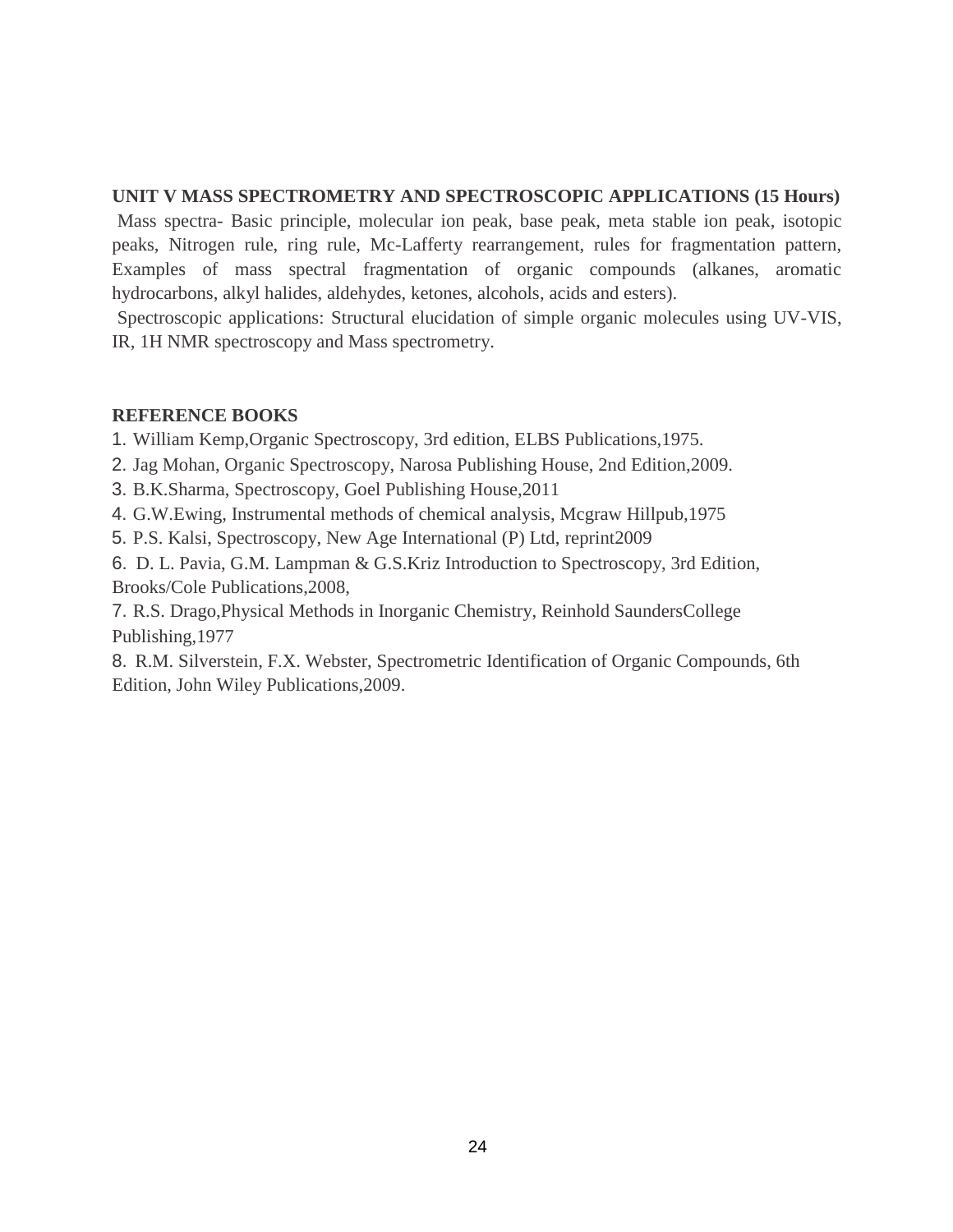## UNIT V MASS SPECTROMETRY AND SPECTROSCOPIC APPLICATIONS (15 Hours)

Mass spectra- Basic principle, molecular ion peak, base peak, meta stable ion peak, isotopic peaks, Nitrogen rule, ring rule, Mc-Lafferty rearrangement, rules for fragmentation pattern, Examples of mass spectral fragmentation of organic compounds (alkanes, aromatic hydrocarbons, alkyl halides, aldehydes, ketones, alcohols, acids and esters).

Spectroscopic applications: Structural elucidation of simple organic molecules using UV-VIS, IR, 1H NMR spectroscopy and Mass spectrometry.

## REFERENCE BOOKS

1. William Kemp,Organic Spectroscopy, 3rd edition, ELBS Publications,1975.
2. Jag Mohan, Organic Spectroscopy, Narosa Publishing House, 2nd Edition,2009.
3. B.K.Sharma, Spectroscopy, Goel Publishing House,2011
4. G.W.Ewing, Instrumental methods of chemical analysis, Mcgraw Hillpub,1975
5. P.S. Kalsi, Spectroscopy, New Age International (P) Ltd, reprint2009
6. D. L. Pavia, G.M. Lampman & G.S.Kriz Introduction to Spectroscopy, 3rd Edition, Brooks/Cole Publications,2008,
7. R.S. Drago,Physical Methods in Inorganic Chemistry, Reinhold SaundersCollege Publishing,1977
8. R.M. Silverstein, F.X. Webster, Spectrometric Identification of Organic Compounds, 6th Edition, John Wiley Publications,2009.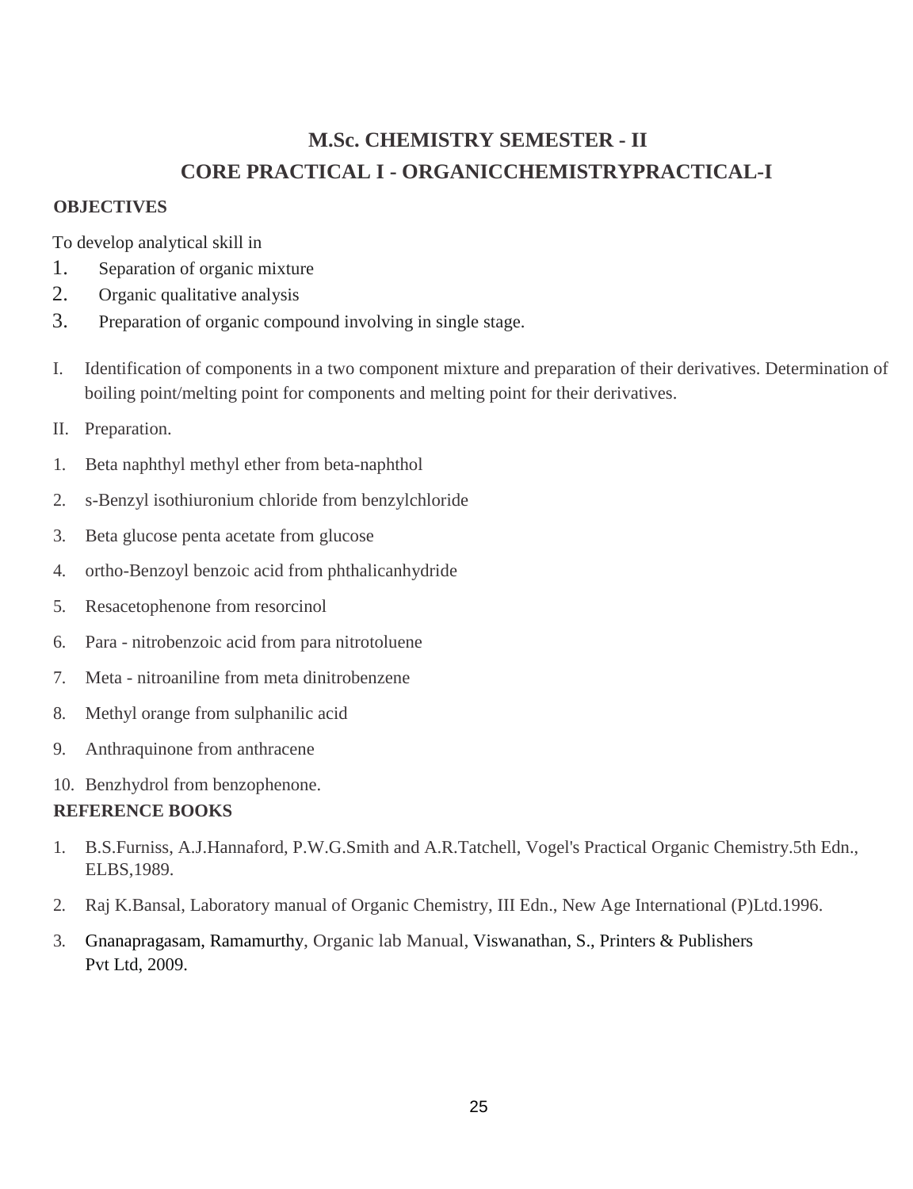# M.Sc. CHEMISTRY SEMESTER - II

# CORE PRACTICAL I - ORGANICCHEMISTRYPRACTICAL-I

**OBJECTIVES**

To develop analytical skill in

1. Separation of organic mixture
2. Organic qualitative analysis
3. Preparation of organic compound involving in single stage.

I. Identification of components in a two component mixture and preparation of their derivatives. Determination of boiling point/melting point for components and melting point for their derivatives.

II. Preparation.

1. Beta naphthyl methyl ether from beta-naphthol
2. s-Benzyl isothiuronium chloride from benzylchloride
3. Beta glucose penta acetate from glucose
4. ortho-Benzoyl benzoic acid from phthalicanhydride
5. Resacetophenone from resorcinol
6. Para - nitrobenzoic acid from para nitrotoluene
7. Meta - nitroaniline from meta dinitrobenzene
8. Methyl orange from sulphanilic acid
9. Anthraquinone from anthracene
10. Benzhydrol from benzophenone.

**REFERENCE BOOKS**

1. B.S.Furniss, A.J.Hannaford, P.W.G.Smith and A.R.Tatchell, Vogel's Practical Organic Chemistry.5th Edn., ELBS,1989.
2. Raj K.Bansal, Laboratory manual of Organic Chemistry, III Edn., New Age International (P)Ltd.1996.
3. Gnanapragasam, Ramamurthy, Organic lab Manual, Viswanathan, S., Printers & Publishers Pvt Ltd, 2009.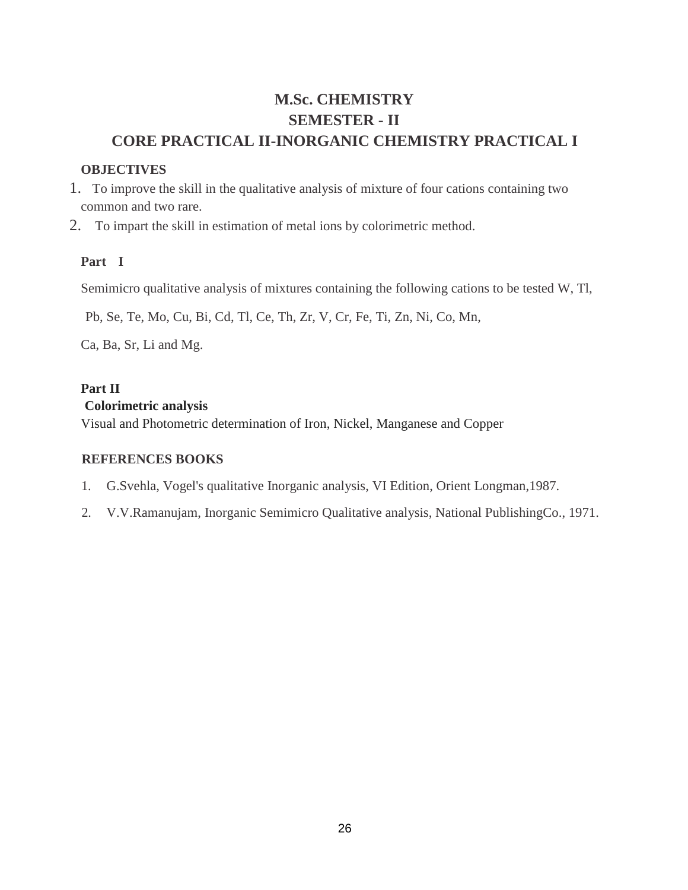# M.Sc. CHEMISTRY
## SEMESTER - II
## CORE PRACTICAL II-INORGANIC CHEMISTRY PRACTICAL I

**OBJECTIVES**

1. To improve the skill in the qualitative analysis of mixture of four cations containing two common and two rare.
2. To impart the skill in estimation of metal ions by colorimetric method.

**Part I**

Semimicro qualitative analysis of mixtures containing the following cations to be tested W, Tl, Pb, Se, Te, Mo, Cu, Bi, Cd, Tl, Ce, Th, Zr, V, Cr, Fe, Ti, Zn, Ni, Co, Mn, Ca, Ba, Sr, Li and Mg.

**Part II**

**Colorimetric analysis**

Visual and Photometric determination of Iron, Nickel, Manganese and Copper

**REFERENCES BOOKS**

1. G.Svehla, Vogel's qualitative Inorganic analysis, VI Edition, Orient Longman,1987.
2. V.V.Ramanujam, Inorganic Semimicro Qualitative analysis, National PublishingCo., 1971.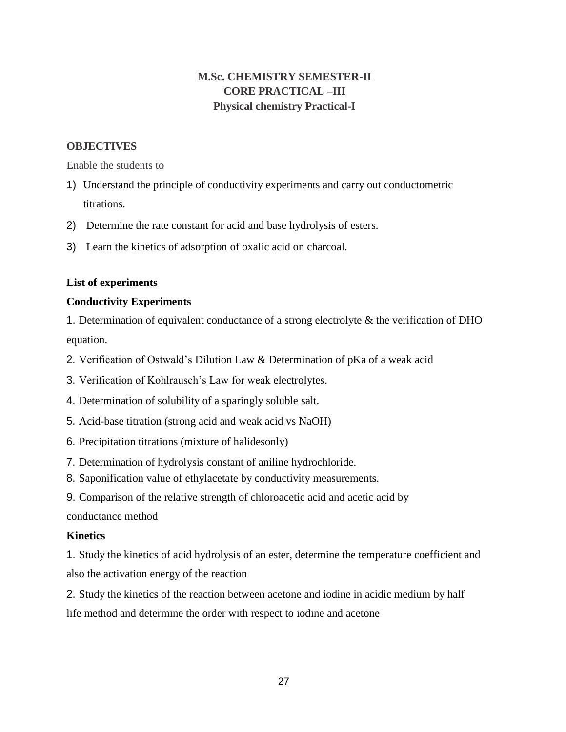# M.Sc. CHEMISTRY SEMESTER-II
## CORE PRACTICAL –III
### Physical chemistry Practical-I

**OBJECTIVES**

Enable the students to

1) Understand the principle of conductivity experiments and carry out conductometric titrations.
2) Determine the rate constant for acid and base hydrolysis of esters.
3) Learn the kinetics of adsorption of oxalic acid on charcoal.

**List of experiments**

**Conductivity Experiments**

1. Determination of equivalent conductance of a strong electrolyte & the verification of DHO equation.
2. Verification of Ostwald's Dilution Law & Determination of pKa of a weak acid
3. Verification of Kohlrausch's Law for weak electrolytes.
4. Determination of solubility of a sparingly soluble salt.
5. Acid-base titration (strong acid and weak acid vs NaOH)
6. Precipitation titrations (mixture of halidesonly)
7. Determination of hydrolysis constant of aniline hydrochloride.
8. Saponification value of ethylacetate by conductivity measurements.
9. Comparison of the relative strength of chloroacetic acid and acetic acid by conductance method

**Kinetics**

1. Study the kinetics of acid hydrolysis of an ester, determine the temperature coefficient and also the activation energy of the reaction
2. Study the kinetics of the reaction between acetone and iodine in acidic medium by half life method and determine the order with respect to iodine and acetone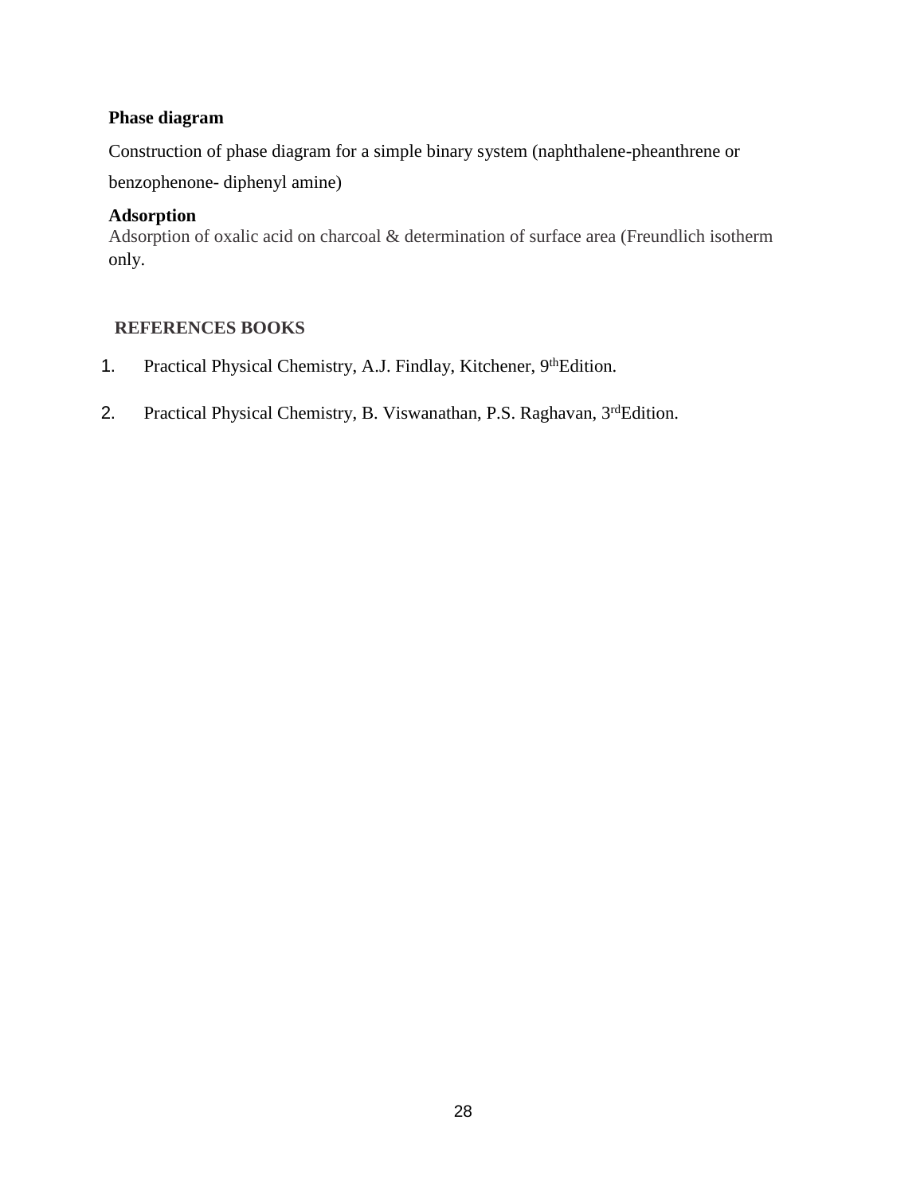**Phase diagram**

Construction of phase diagram for a simple binary system (naphthalene-pheanthrene or benzophenone- diphenyl amine)

**Adsorption**

Adsorption of oxalic acid on charcoal & determination of surface area (Freundlich isotherm only.

**REFERENCES BOOKS**

1. Practical Physical Chemistry, A.J. Findlay, Kitchener, 9thEdition.
2. Practical Physical Chemistry, B. Viswanathan, P.S. Raghavan, 3rdEdition.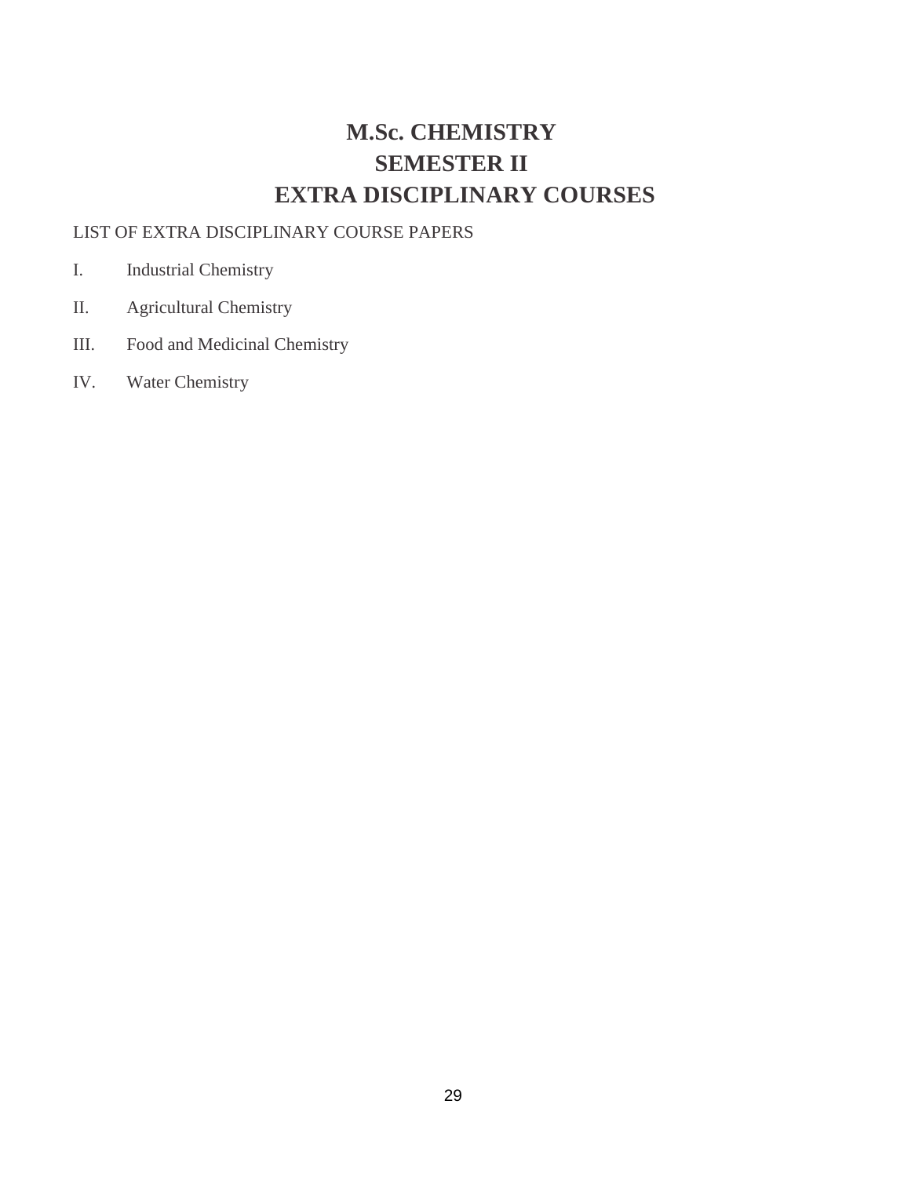# M.Sc. CHEMISTRY
# SEMESTER II
# EXTRA DISCIPLINARY COURSES

LIST OF EXTRA DISCIPLINARY COURSE PAPERS

I. Industrial Chemistry

II. Agricultural Chemistry

III. Food and Medicinal Chemistry

IV. Water Chemistry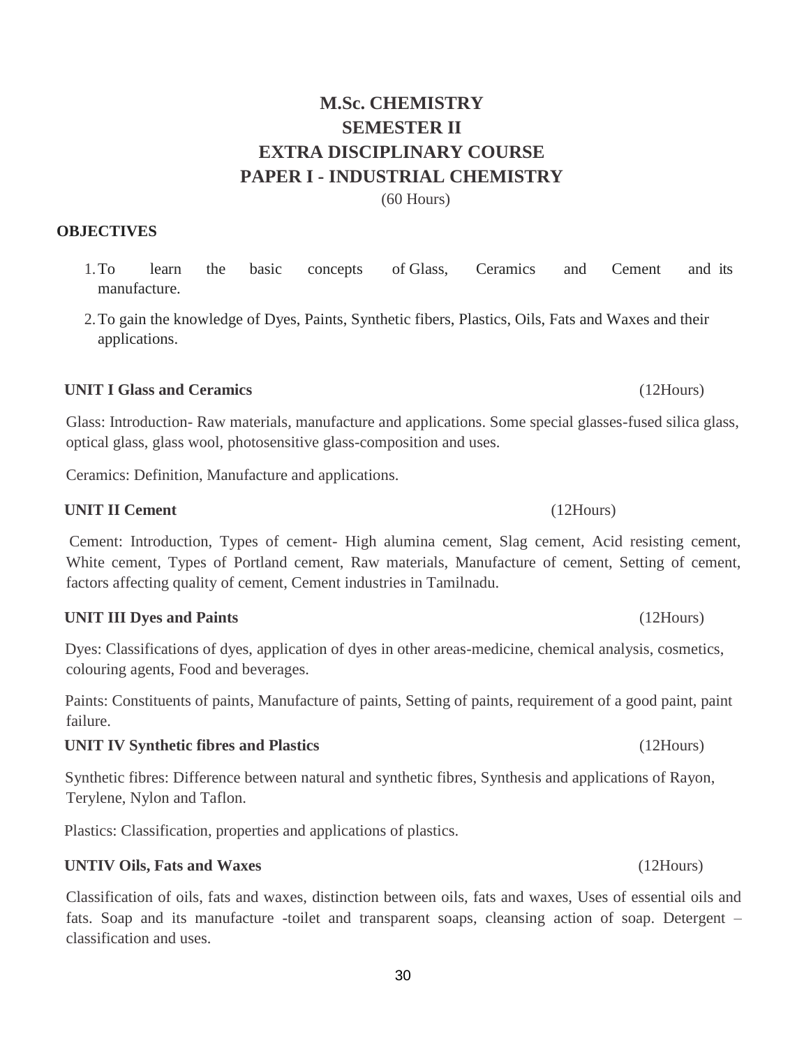# M.Sc. CHEMISTRY
# SEMESTER II
# EXTRA DISCIPLINARY COURSE
# PAPER I - INDUSTRIAL CHEMISTRY

(60 Hours)

**OBJECTIVES**

1. To learn the basic concepts of Glass, Ceramics and Cement and its manufacture.
2. To gain the knowledge of Dyes, Paints, Synthetic fibers, Plastics, Oils, Fats and Waxes and their applications.

**UNIT I Glass and Ceramics** (12Hours)

Glass: Introduction- Raw materials, manufacture and applications. Some special glasses-fused silica glass, optical glass, glass wool, photosensitive glass-composition and uses.

Ceramics: Definition, Manufacture and applications.

**UNIT II Cement** (12Hours)

Cement: Introduction, Types of cement- High alumina cement, Slag cement, Acid resisting cement, White cement, Types of Portland cement, Raw materials, Manufacture of cement, Setting of cement, factors affecting quality of cement, Cement industries in Tamilnadu.

**UNIT III Dyes and Paints** (12Hours)

Dyes: Classifications of dyes, application of dyes in other areas-medicine, chemical analysis, cosmetics, colouring agents, Food and beverages.

Paints: Constituents of paints, Manufacture of paints, Setting of paints, requirement of a good paint, paint failure.

**UNIT IV Synthetic fibres and Plastics** (12Hours)

Synthetic fibres: Difference between natural and synthetic fibres, Synthesis and applications of Rayon, Terylene, Nylon and Taflon.

Plastics: Classification, properties and applications of plastics.

**UNTIV Oils, Fats and Waxes** (12Hours)

Classification of oils, fats and waxes, distinction between oils, fats and waxes, Uses of essential oils and fats. Soap and its manufacture -toilet and transparent soaps, cleansing action of soap. Detergent – classification and uses.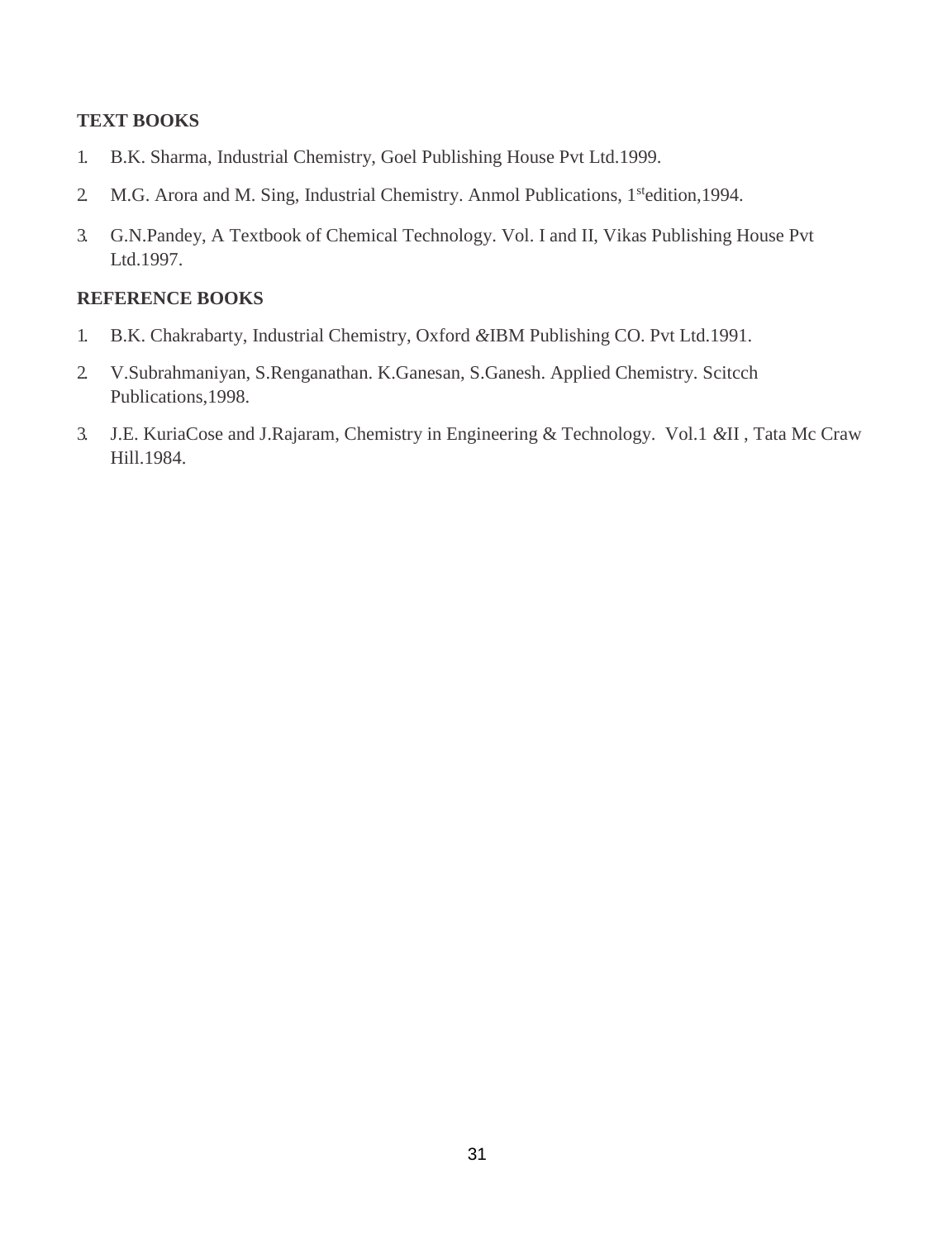**TEXT BOOKS**

1. B.K. Sharma, Industrial Chemistry, Goel Publishing House Pvt Ltd.1999.
2. M.G. Arora and M. Sing, Industrial Chemistry. Anmol Publications, 1st edition,1994.
3. G.N.Pandey, A Textbook of Chemical Technology. Vol. I and II, Vikas Publishing House Pvt Ltd.1997.

**REFERENCE BOOKS**

1. B.K. Chakrabarty, Industrial Chemistry, Oxford &IBM Publishing CO. Pvt Ltd.1991.
2. V.Subrahmaniyan, S.Renganathan. K.Ganesan, S.Ganesh. Applied Chemistry. Scitcch Publications,1998.
3. J.E. KuriaCose and J.Rajaram, Chemistry in Engineering & Technology. Vol.1 &II , Tata Mc Craw Hill.1984.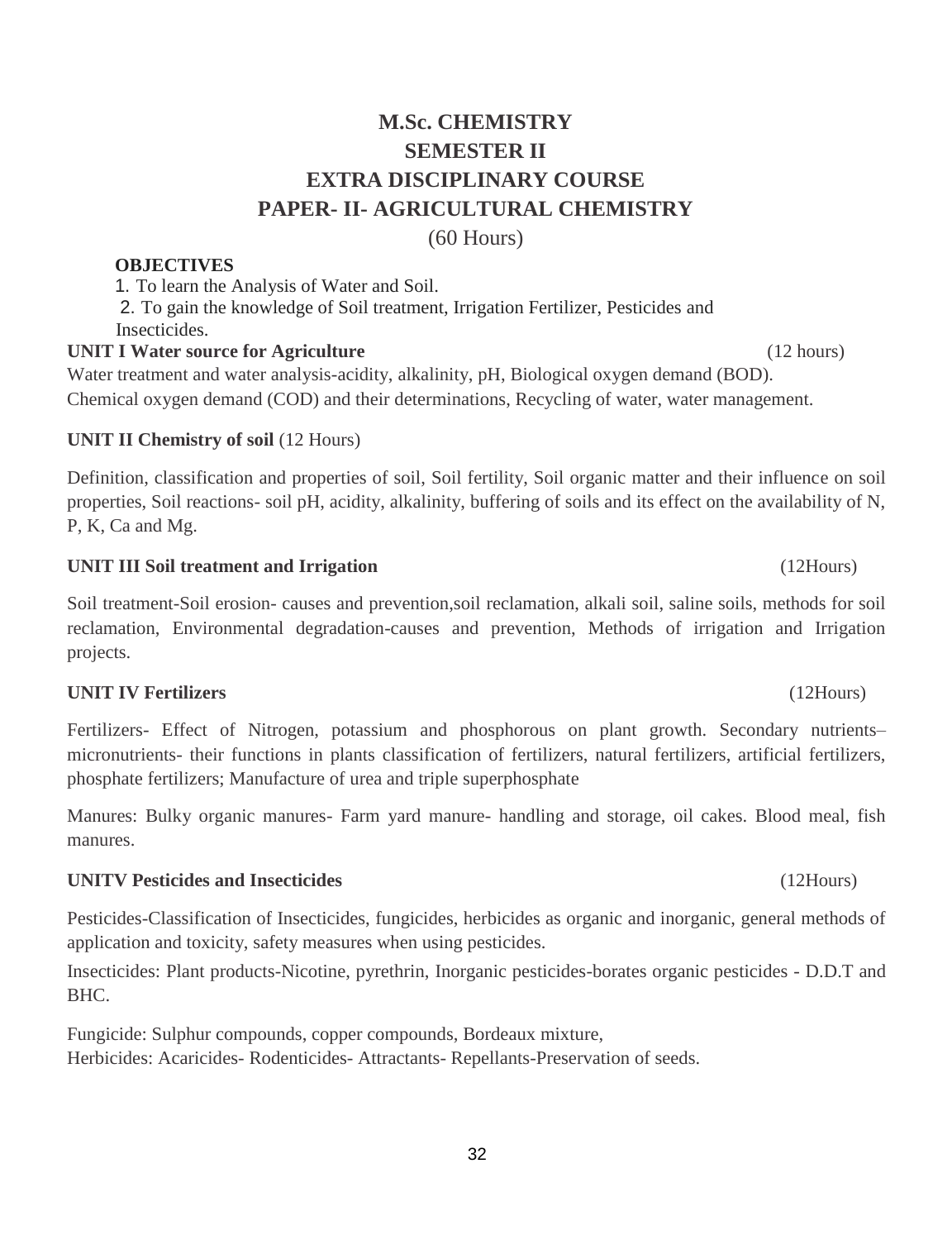# M.Sc. CHEMISTRY
# SEMESTER II
# EXTRA DISCIPLINARY COURSE
# PAPER- II- AGRICULTURAL CHEMISTRY

(60 Hours)

**OBJECTIVES**

1. To learn the Analysis of Water and Soil.
2. To gain the knowledge of Soil treatment, Irrigation Fertilizer, Pesticides and Insecticides.

**UNIT I Water source for Agriculture** (12 hours)

Water treatment and water analysis-acidity, alkalinity, pH, Biological oxygen demand (BOD). Chemical oxygen demand (COD) and their determinations, Recycling of water, water management.

**UNIT II Chemistry of soil** (12 Hours)

Definition, classification and properties of soil, Soil fertility, Soil organic matter and their influence on soil properties, Soil reactions- soil pH, acidity, alkalinity, buffering of soils and its effect on the availability of N, P, K, Ca and Mg.

**UNIT III Soil treatment and Irrigation** (12Hours)

Soil treatment-Soil erosion- causes and prevention,soil reclamation, alkali soil, saline soils, methods for soil reclamation, Environmental degradation-causes and prevention, Methods of irrigation and Irrigation projects.

**UNIT IV Fertilizers** (12Hours)

Fertilizers- Effect of Nitrogen, potassium and phosphorous on plant growth. Secondary nutrients– micronutrients- their functions in plants classification of fertilizers, natural fertilizers, artificial fertilizers, phosphate fertilizers; Manufacture of urea and triple superphosphate

Manures: Bulky organic manures- Farm yard manure- handling and storage, oil cakes. Blood meal, fish manures.

**UNITV Pesticides and Insecticides** (12Hours)

Pesticides-Classification of Insecticides, fungicides, herbicides as organic and inorganic, general methods of application and toxicity, safety measures when using pesticides.

Insecticides: Plant products-Nicotine, pyrethrin, Inorganic pesticides-borates organic pesticides - D.D.T and BHC.

Fungicide: Sulphur compounds, copper compounds, Bordeaux mixture,
Herbicides: Acaricides- Rodenticides- Attractants- Repellants-Preservation of seeds.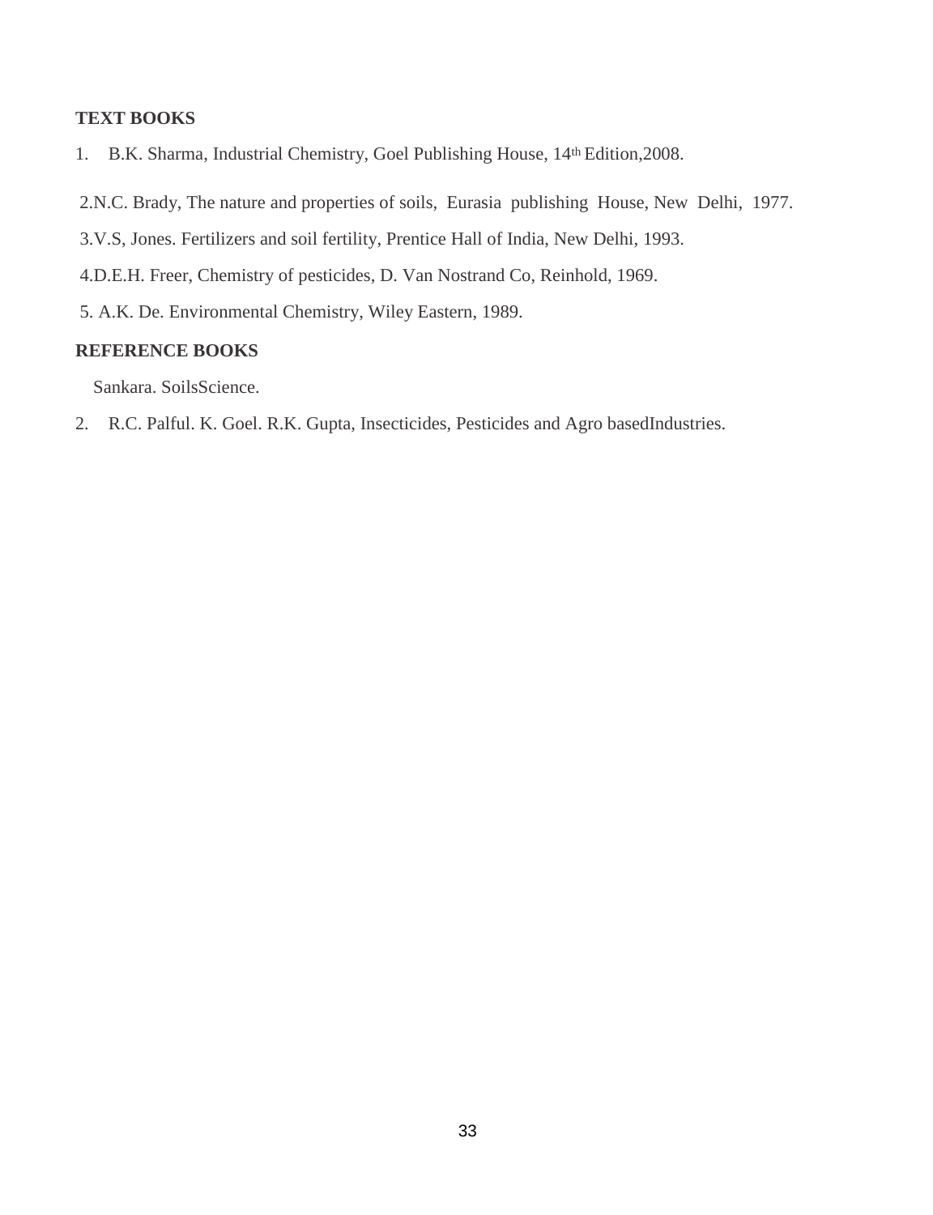**TEXT BOOKS**

1. B.K. Sharma, Industrial Chemistry, Goel Publishing House, 14th Edition,2008.

2.N.C. Brady, The nature and properties of soils, Eurasia publishing House, New Delhi, 1977.

3.V.S, Jones. Fertilizers and soil fertility, Prentice Hall of India, New Delhi, 1993.

4.D.E.H. Freer, Chemistry of pesticides, D. Van Nostrand Co, Reinhold, 1969.

5. A.K. De. Environmental Chemistry, Wiley Eastern, 1989.

**REFERENCE BOOKS**

Sankara. SoilsScience.

2. R.C. Palful. K. Goel. R.K. Gupta, Insecticides, Pesticides and Agro basedIndustries.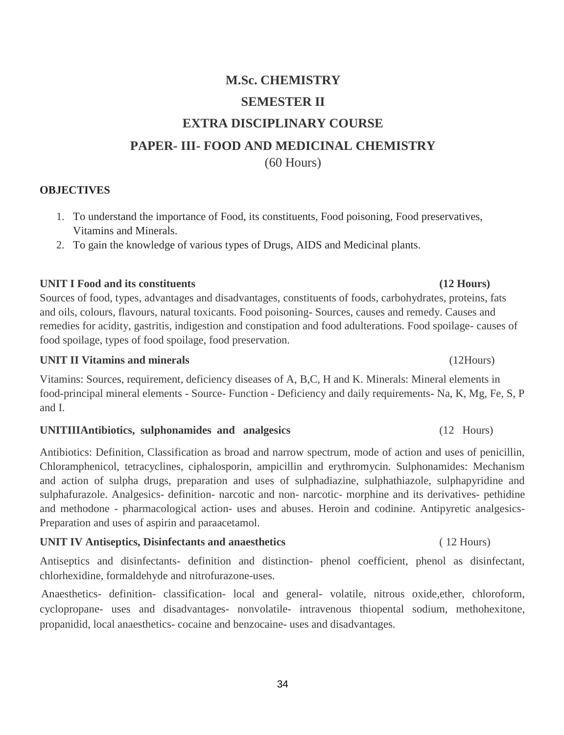# M.Sc. CHEMISTRY

## SEMESTER II

## EXTRA DISCIPLINARY COURSE

## PAPER- III- FOOD AND MEDICINAL CHEMISTRY

(60 Hours)

**OBJECTIVES**

1. To understand the importance of Food, its constituents, Food poisoning, Food preservatives, Vitamins and Minerals.
2. To gain the knowledge of various types of Drugs, AIDS and Medicinal plants.

**UNIT I Food and its constituents** **(12 Hours)**

Sources of food, types, advantages and disadvantages, constituents of foods, carbohydrates, proteins, fats and oils, colours, flavours, natural toxicants. Food poisoning- Sources, causes and remedy. Causes and remedies for acidity, gastritis, indigestion and constipation and food adulterations. Food spoilage- causes of food spoilage, types of food spoilage, food preservation.

**UNIT II Vitamins and minerals** (12Hours)

Vitamins: Sources, requirement, deficiency diseases of A, B,C, H and K. Minerals: Mineral elements in food-principal mineral elements - Source- Function - Deficiency and daily requirements- Na, K, Mg, Fe, S, P and I.

**UNITIIIAntibiotics, sulphonamides and analgesics** (12 Hours)

Antibiotics: Definition, Classification as broad and narrow spectrum, mode of action and uses of penicillin, Chloramphenicol, tetracyclines, ciphalosporin, ampicillin and erythromycin. Sulphonamides: Mechanism and action of sulpha drugs, preparation and uses of sulphadiazine, sulphathiazole, sulphapyridine and sulphafurazole. Analgesics- definition- narcotic and non- narcotic- morphine and its derivatives- pethidine and methodone - pharmacological action- uses and abuses. Heroin and codinine. Antipyretic analgesics- Preparation and uses of aspirin and paraacetamol.

**UNIT IV Antiseptics, Disinfectants and anaesthetics** ( 12 Hours)

Antiseptics and disinfectants- definition and distinction- phenol coefficient, phenol as disinfectant, chlorhexidine, formaldehyde and nitrofurazone-uses.

Anaesthetics- definition- classification- local and general- volatile, nitrous oxide,ether, chloroform, cyclopropane- uses and disadvantages- nonvolatile- intravenous thiopental sodium, methohexitone, propanidid, local anaesthetics- cocaine and benzocaine- uses and disadvantages.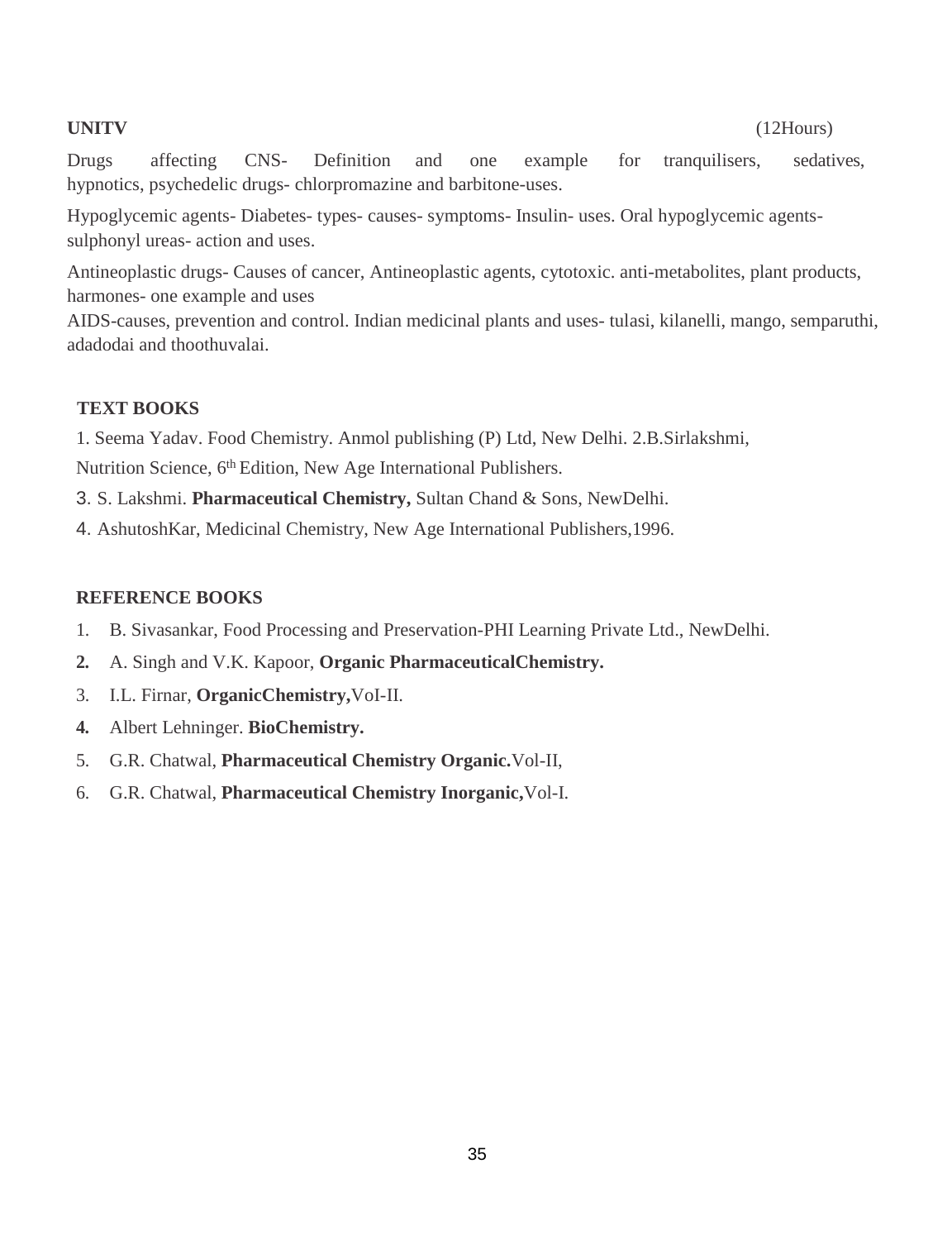**UNITV** (12Hours)

Drugs affecting CNS- Definition and one example for tranquilisers, sedatives, hypnotics, psychedelic drugs- chlorpromazine and barbitone-uses.

Hypoglycemic agents- Diabetes- types- causes- symptoms- Insulin- uses. Oral hypoglycemic agents- sulphonyl ureas- action and uses.

Antineoplastic drugs- Causes of cancer, Antineoplastic agents, cytotoxic. anti-metabolites, plant products, harmones- one example and uses

AIDS-causes, prevention and control. Indian medicinal plants and uses- tulasi, kilanelli, mango, semparuthi, adadodai and thoothuvalai.

**TEXT BOOKS**

1. Seema Yadav. Food Chemistry. Anmol publishing (P) Ltd, New Delhi. 2.B.Sirlakshmi, Nutrition Science, 6th Edition, New Age International Publishers.
3. S. Lakshmi. **Pharmaceutical Chemistry,** Sultan Chand & Sons, NewDelhi.
4. AshutoshKar, Medicinal Chemistry, New Age International Publishers,1996.

**REFERENCE BOOKS**

1. B. Sivasankar, Food Processing and Preservation-PHI Learning Private Ltd., NewDelhi.
2. A. Singh and V.K. Kapoor, **Organic PharmaceuticalChemistry.**
3. I.L. Firnar, **OrganicChemistry,**VoI-II.
4. Albert Lehninger. **BioChemistry.**
5. G.R. Chatwal, **Pharmaceutical Chemistry Organic.**Vol-II,
6. G.R. Chatwal, **Pharmaceutical Chemistry Inorganic,**Vol-I.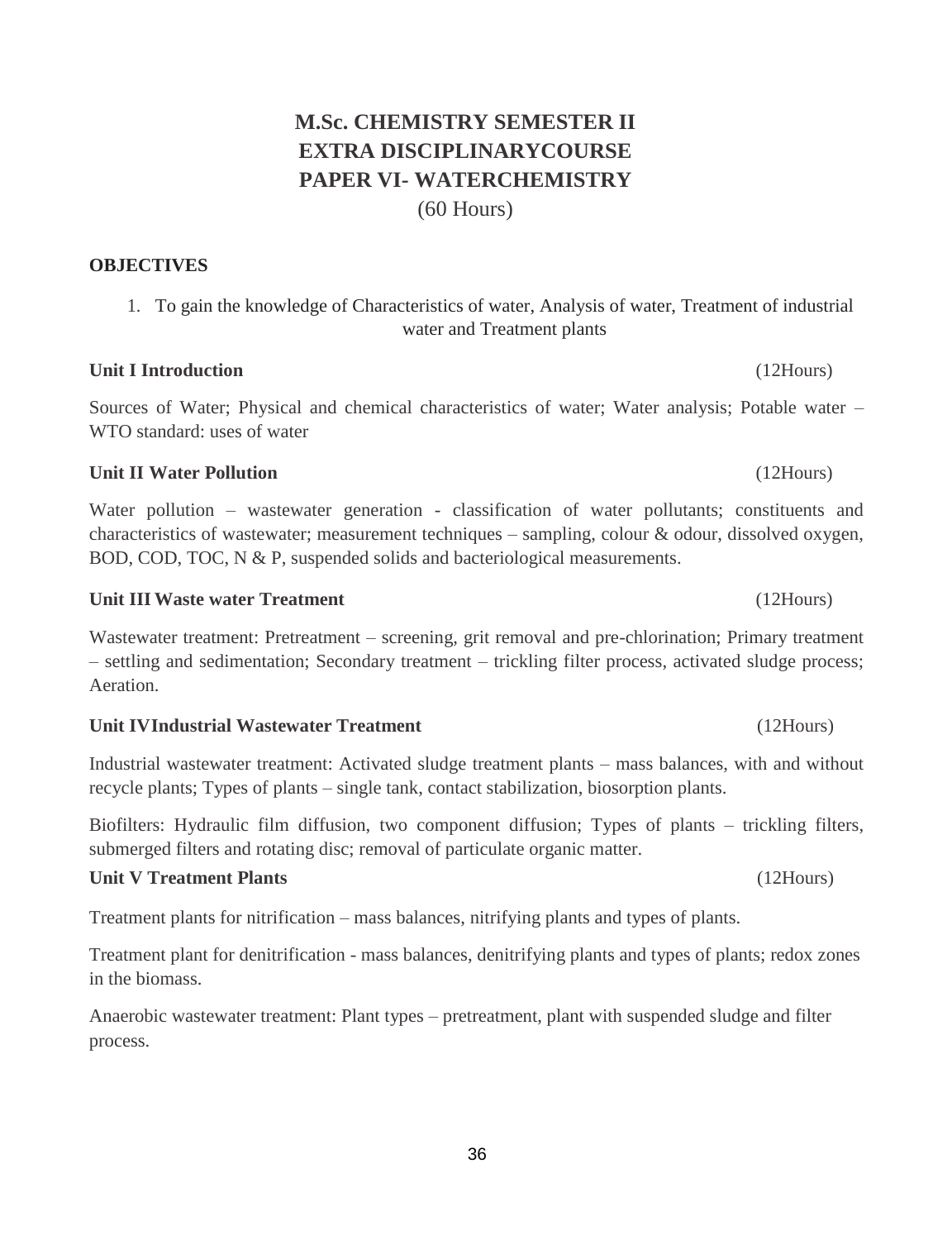# M.Sc. CHEMISTRY SEMESTER II
# EXTRA DISCIPLINARYCOURSE
# PAPER VI- WATERCHEMISTRY

(60 Hours)

**OBJECTIVES**

1. To gain the knowledge of Characteristics of water, Analysis of water, Treatment of industrial water and Treatment plants

**Unit I Introduction** (12Hours)

Sources of Water; Physical and chemical characteristics of water; Water analysis; Potable water – WTO standard: uses of water

**Unit II Water Pollution** (12Hours)

Water pollution – wastewater generation - classification of water pollutants; constituents and characteristics of wastewater; measurement techniques – sampling, colour & odour, dissolved oxygen, BOD, COD, TOC, N & P, suspended solids and bacteriological measurements.

**Unit III Waste water Treatment** (12Hours)

Wastewater treatment: Pretreatment – screening, grit removal and pre-chlorination; Primary treatment – settling and sedimentation; Secondary treatment – trickling filter process, activated sludge process; Aeration.

**Unit IVIndustrial Wastewater Treatment** (12Hours)

Industrial wastewater treatment: Activated sludge treatment plants – mass balances, with and without recycle plants; Types of plants – single tank, contact stabilization, biosorption plants.

Biofilters: Hydraulic film diffusion, two component diffusion; Types of plants – trickling filters, submerged filters and rotating disc; removal of particulate organic matter.

**Unit V Treatment Plants** (12Hours)

Treatment plants for nitrification – mass balances, nitrifying plants and types of plants.

Treatment plant for denitrification - mass balances, denitrifying plants and types of plants; redox zones in the biomass.

Anaerobic wastewater treatment: Plant types – pretreatment, plant with suspended sludge and filter process.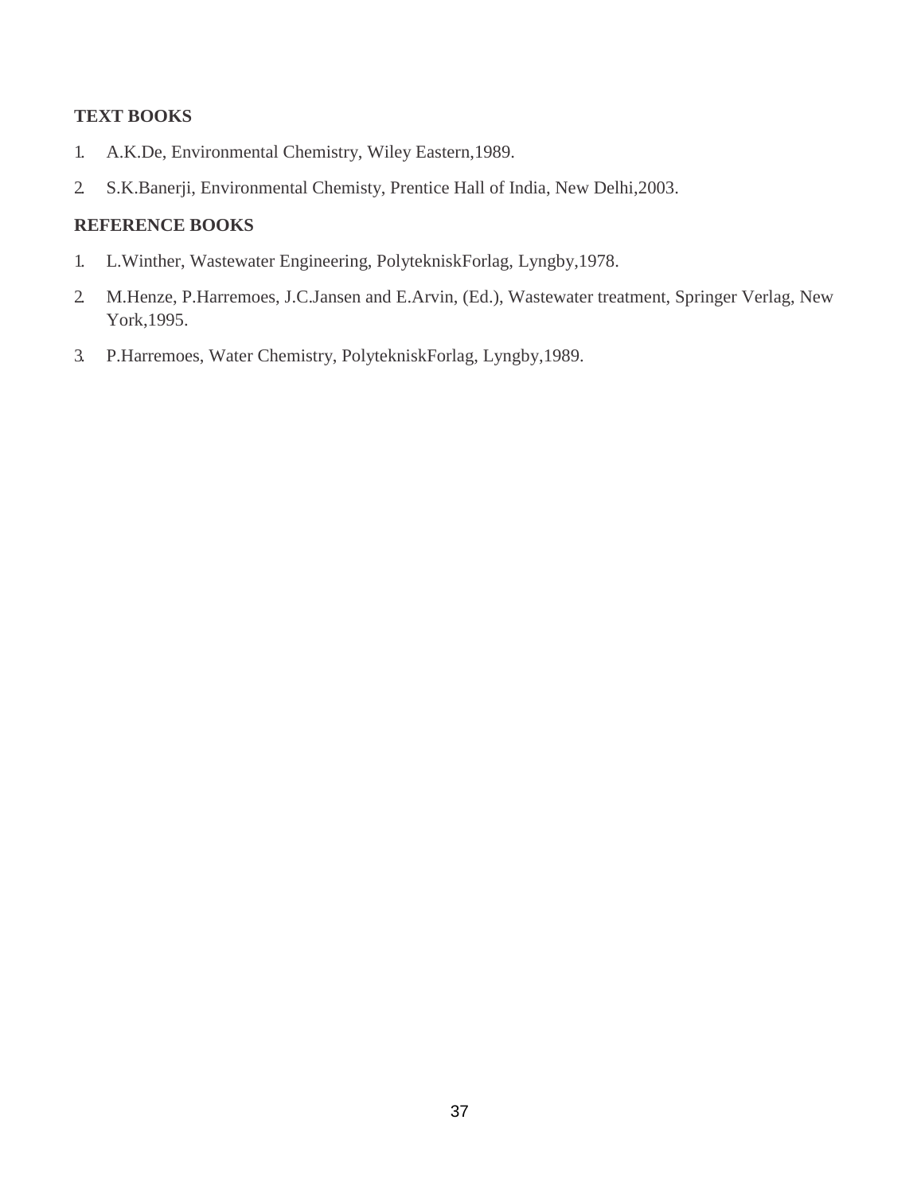**TEXT BOOKS**

1. A.K.De, Environmental Chemistry, Wiley Eastern,1989.
2. S.K.Banerji, Environmental Chemisty, Prentice Hall of India, New Delhi,2003.

**REFERENCE BOOKS**

1. L.Winther, Wastewater Engineering, PolytekniskForlag, Lyngby,1978.
2. M.Henze, P.Harremoes, J.C.Jansen and E.Arvin, (Ed.), Wastewater treatment, Springer Verlag, New York,1995.
3. P.Harremoes, Water Chemistry, PolytekniskForlag, Lyngby,1989.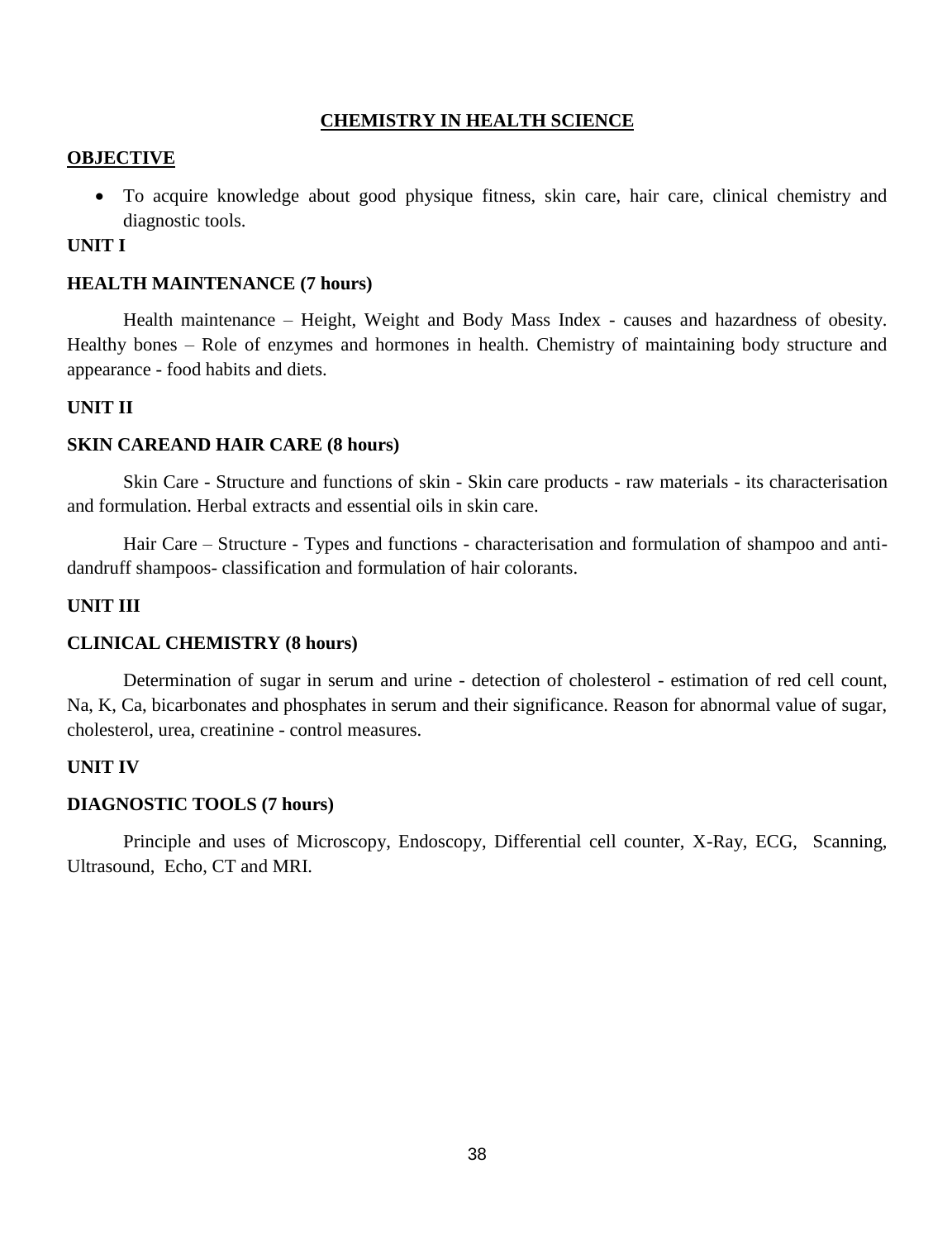# CHEMISTRY IN HEALTH SCIENCE

## OBJECTIVE

- To acquire knowledge about good physique fitness, skin care, hair care, clinical chemistry and diagnostic tools.

**UNIT I**

### HEALTH MAINTENANCE (7 hours)

Health maintenance – Height, Weight and Body Mass Index - causes and hazardness of obesity. Healthy bones – Role of enzymes and hormones in health. Chemistry of maintaining body structure and appearance - food habits and diets.

**UNIT II**

### SKIN CAREAND HAIR CARE (8 hours)

Skin Care - Structure and functions of skin - Skin care products - raw materials - its characterisation and formulation. Herbal extracts and essential oils in skin care.

Hair Care – Structure - Types and functions - characterisation and formulation of shampoo and anti-dandruff shampoos- classification and formulation of hair colorants.

**UNIT III**

### CLINICAL CHEMISTRY (8 hours)

Determination of sugar in serum and urine - detection of cholesterol - estimation of red cell count, Na, K, Ca, bicarbonates and phosphates in serum and their significance. Reason for abnormal value of sugar, cholesterol, urea, creatinine - control measures.

**UNIT IV**

### DIAGNOSTIC TOOLS (7 hours)

Principle and uses of Microscopy, Endoscopy, Differential cell counter, X-Ray, ECG, Scanning, Ultrasound, Echo, CT and MRI.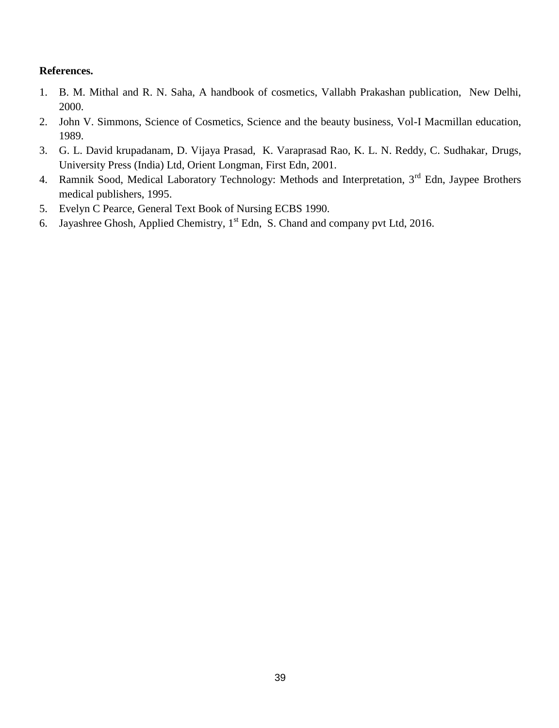**References.**

1. B. M. Mithal and R. N. Saha, A handbook of cosmetics, Vallabh Prakashan publication, New Delhi, 2000.
2. John V. Simmons, Science of Cosmetics, Science and the beauty business, Vol-I Macmillan education, 1989.
3. G. L. David krupadanam, D. Vijaya Prasad, K. Varaprasad Rao, K. L. N. Reddy, C. Sudhakar, Drugs, University Press (India) Ltd, Orient Longman, First Edn, 2001.
4. Ramnik Sood, Medical Laboratory Technology: Methods and Interpretation, 3rd Edn, Jaypee Brothers medical publishers, 1995.
5. Evelyn C Pearce, General Text Book of Nursing ECBS 1990.
6. Jayashree Ghosh, Applied Chemistry, 1st Edn, S. Chand and company pvt Ltd, 2016.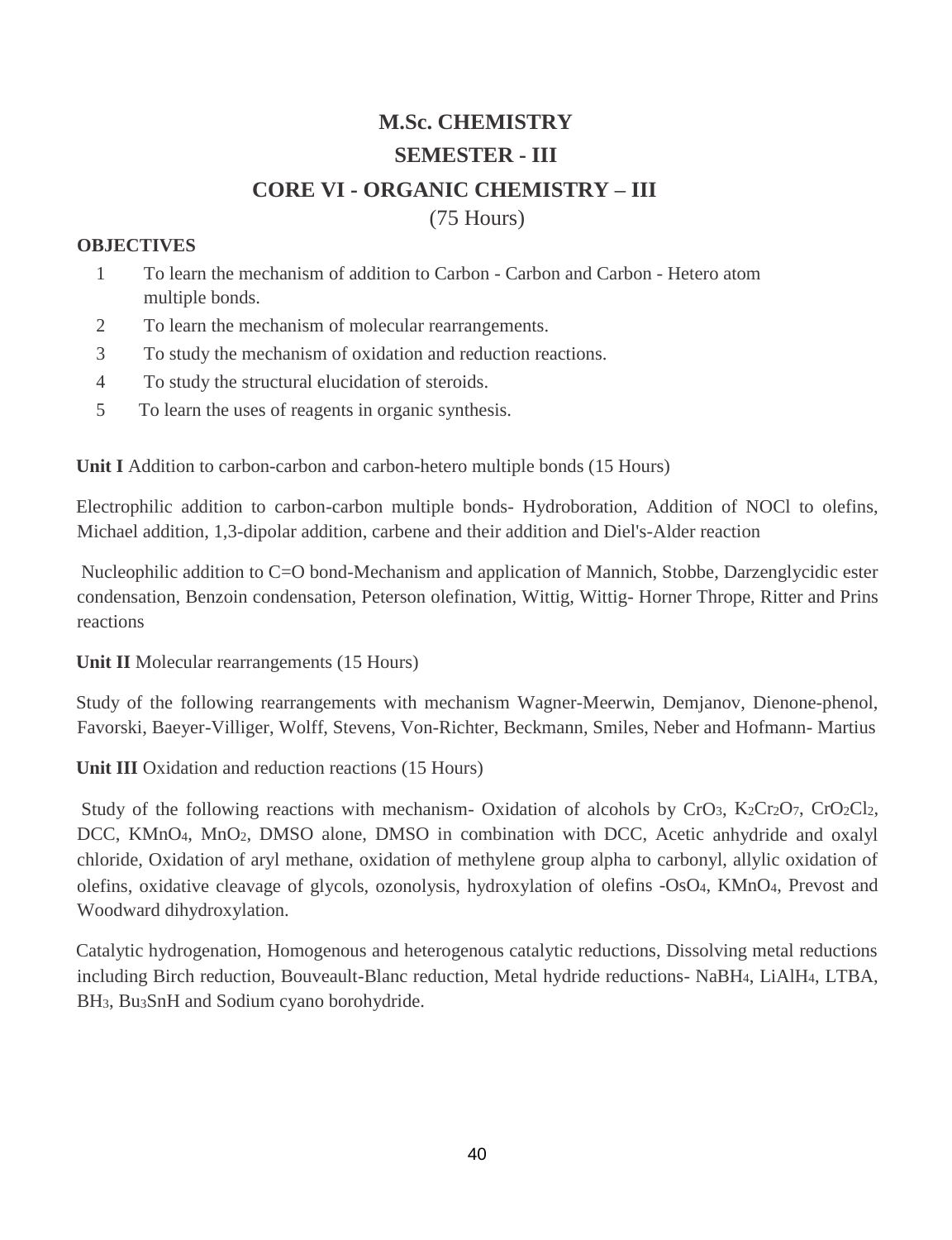# M.Sc. CHEMISTRY

## SEMESTER - III

## CORE VI - ORGANIC CHEMISTRY – III

(75 Hours)

**OBJECTIVES**

1. To learn the mechanism of addition to Carbon - Carbon and Carbon - Hetero atom multiple bonds.
2. To learn the mechanism of molecular rearrangements.
3. To study the mechanism of oxidation and reduction reactions.
4. To study the structural elucidation of steroids.
5. To learn the uses of reagents in organic synthesis.

**Unit I** Addition to carbon-carbon and carbon-hetero multiple bonds (15 Hours)

Electrophilic addition to carbon-carbon multiple bonds- Hydroboration, Addition of NOCl to olefins, Michael addition, 1,3-dipolar addition, carbene and their addition and Diel's-Alder reaction

Nucleophilic addition to C=O bond-Mechanism and application of Mannich, Stobbe, Darzenglycidic ester condensation, Benzoin condensation, Peterson olefination, Wittig, Wittig- Horner Thrope, Ritter and Prins reactions

**Unit II** Molecular rearrangements (15 Hours)

Study of the following rearrangements with mechanism Wagner-Meerwin, Demjanov, Dienone-phenol, Favorski, Baeyer-Villiger, Wolff, Stevens, Von-Richter, Beckmann, Smiles, Neber and Hofmann- Martius

**Unit III** Oxidation and reduction reactions (15 Hours)

Study of the following reactions with mechanism- Oxidation of alcohols by $CrO_3$, $K_2Cr_2O_7$, $CrO_2Cl_2$, DCC, $KMnO_4$, $MnO_2$, DMSO alone, DMSO in combination with DCC, Acetic anhydride and oxalyl chloride, Oxidation of aryl methane, oxidation of methylene group alpha to carbonyl, allylic oxidation of olefins, oxidative cleavage of glycols, ozonolysis, hydroxylation of olefins -$OsO_4$, $KMnO_4$, Prevost and Woodward dihydroxylation.

Catalytic hydrogenation, Homogenous and heterogenous catalytic reductions, Dissolving metal reductions including Birch reduction, Bouveault-Blanc reduction, Metal hydride reductions- $NaBH_4$, $LiAlH_4$, LTBA, $BH_3$, $Bu_3SnH$ and Sodium cyano borohydride.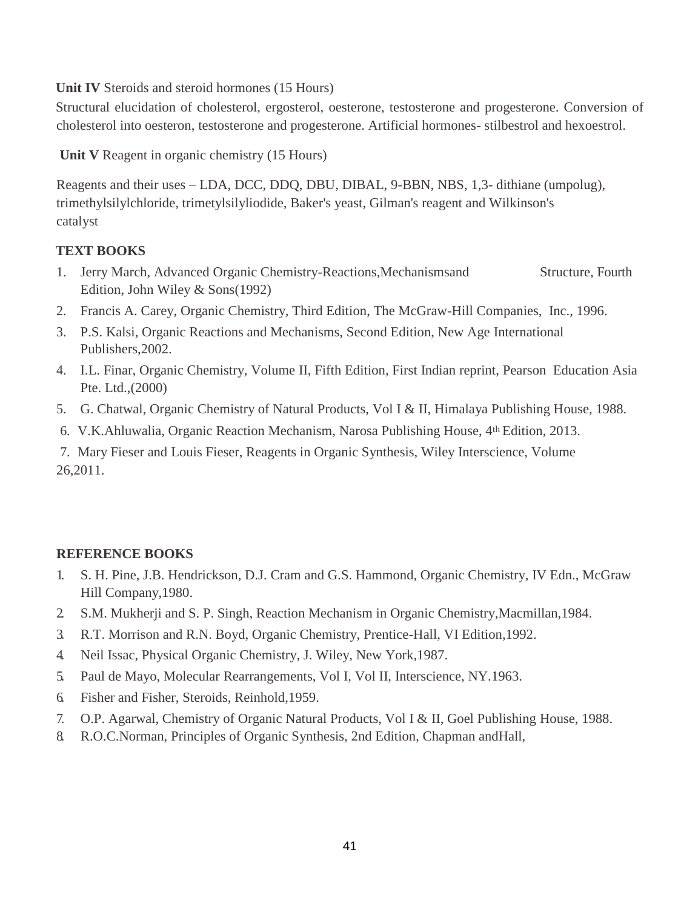**Unit IV** Steroids and steroid hormones (15 Hours)

Structural elucidation of cholesterol, ergosterol, oesterone, testosterone and progesterone. Conversion of cholesterol into oesteron, testosterone and progesterone. Artificial hormones- stilbestrol and hexoestrol.

**Unit V** Reagent in organic chemistry (15 Hours)

Reagents and their uses – LDA, DCC, DDQ, DBU, DIBAL, 9-BBN, NBS, 1,3- dithiane (umpolug), trimethylsilylchloride, trimetylsilyliodide, Baker's yeast, Gilman's reagent and Wilkinson's catalyst

**TEXT BOOKS**

1. Jerry March, Advanced Organic Chemistry-Reactions,Mechanismsand Structure, Fourth Edition, John Wiley & Sons(1992)
2. Francis A. Carey, Organic Chemistry, Third Edition, The McGraw-Hill Companies, Inc., 1996.
3. P.S. Kalsi, Organic Reactions and Mechanisms, Second Edition, New Age International Publishers,2002.
4. I.L. Finar, Organic Chemistry, Volume II, Fifth Edition, First Indian reprint, Pearson Education Asia Pte. Ltd.,(2000)
5. G. Chatwal, Organic Chemistry of Natural Products, Vol I & II, Himalaya Publishing House, 1988.
6. V.K.Ahluwalia, Organic Reaction Mechanism, Narosa Publishing House, 4th Edition, 2013.
7. Mary Fieser and Louis Fieser, Reagents in Organic Synthesis, Wiley Interscience, Volume 26,2011.

**REFERENCE BOOKS**

1. S. H. Pine, J.B. Hendrickson, D.J. Cram and G.S. Hammond, Organic Chemistry, IV Edn., McGraw Hill Company,1980.
2. S.M. Mukherji and S. P. Singh, Reaction Mechanism in Organic Chemistry,Macmillan,1984.
3. R.T. Morrison and R.N. Boyd, Organic Chemistry, Prentice-Hall, VI Edition,1992.
4. Neil Issac, Physical Organic Chemistry, J. Wiley, New York,1987.
5. Paul de Mayo, Molecular Rearrangements, Vol I, Vol II, Interscience, NY.1963.
6. Fisher and Fisher, Steroids, Reinhold,1959.
7. O.P. Agarwal, Chemistry of Organic Natural Products, Vol I & II, Goel Publishing House, 1988.
8. R.O.C.Norman, Principles of Organic Synthesis, 2nd Edition, Chapman andHall,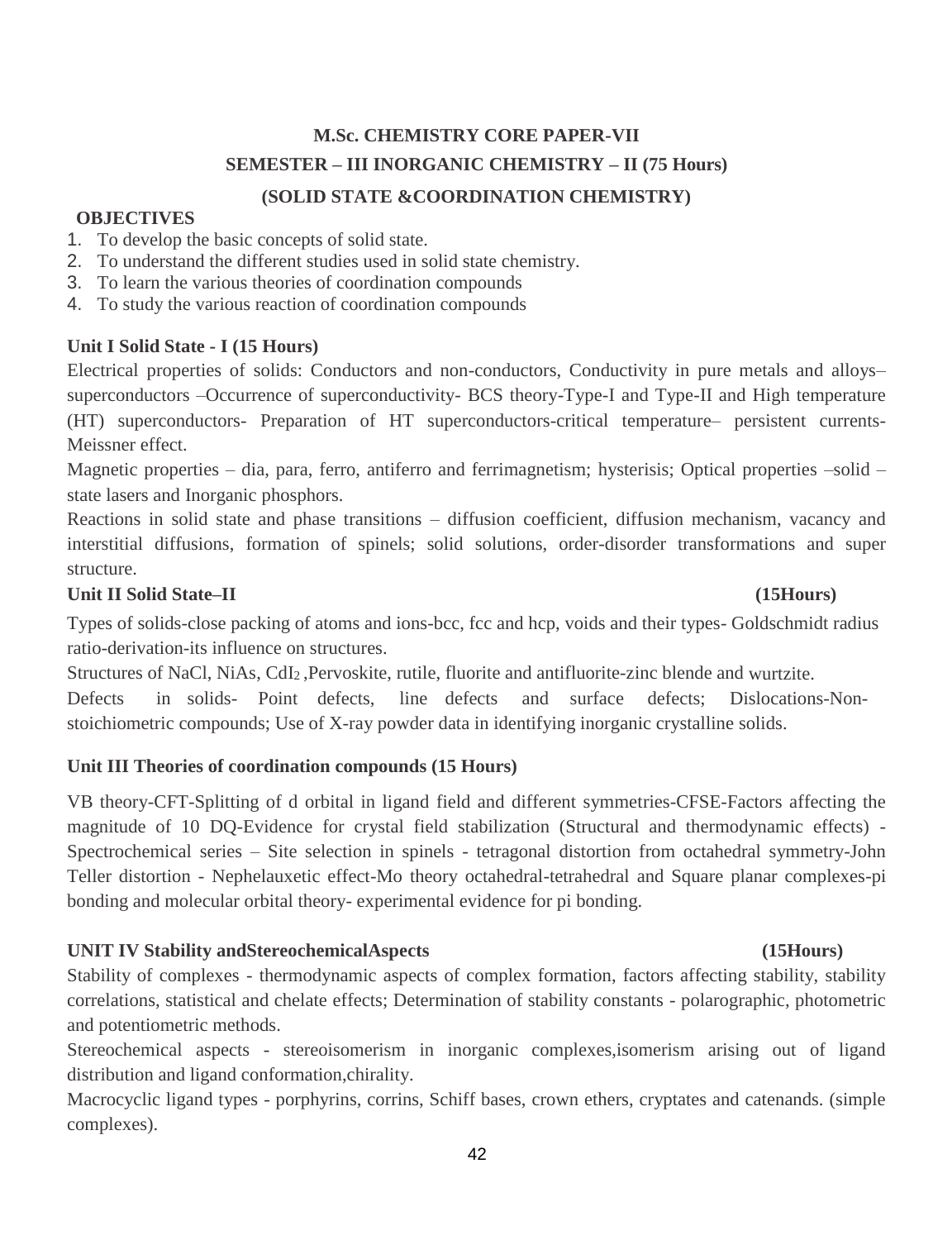# M.Sc. CHEMISTRY CORE PAPER-VII

## SEMESTER – III INORGANIC CHEMISTRY – II (75 Hours)

## (SOLID STATE &COORDINATION CHEMISTRY)

**OBJECTIVES**

1. To develop the basic concepts of solid state.
2. To understand the different studies used in solid state chemistry.
3. To learn the various theories of coordination compounds
4. To study the various reaction of coordination compounds

### Unit I Solid State - I (15 Hours)

Electrical properties of solids: Conductors and non-conductors, Conductivity in pure metals and alloys–superconductors –Occurrence of superconductivity- BCS theory-Type-I and Type-II and High temperature (HT) superconductors- Preparation of HT superconductors-critical temperature– persistent currents-Meissner effect.

Magnetic properties – dia, para, ferro, antiferro and ferrimagnetism; hysterisis; Optical properties –solid –state lasers and Inorganic phosphors.

Reactions in solid state and phase transitions – diffusion coefficient, diffusion mechanism, vacancy and interstitial diffusions, formation of spinels; solid solutions, order-disorder transformations and super structure.

### Unit II Solid State–II (15Hours)

Types of solids-close packing of atoms and ions-bcc, fcc and hcp, voids and their types- Goldschmidt radius ratio-derivation-its influence on structures.

Structures of NaCl, NiAs, $CdI_2$ ,Pervoskite, rutile, fluorite and antifluorite-zinc blende and wurtzite.

Defects in solids- Point defects, line defects and surface defects; Dislocations-Non-stoichiometric compounds; Use of X-ray powder data in identifying inorganic crystalline solids.

### Unit III Theories of coordination compounds (15 Hours)

VB theory-CFT-Splitting of d orbital in ligand field and different symmetries-CFSE-Factors affecting the magnitude of 10 DQ-Evidence for crystal field stabilization (Structural and thermodynamic effects) - Spectrochemical series – Site selection in spinels - tetragonal distortion from octahedral symmetry-John Teller distortion - Nephelauxetic effect-Mo theory octahedral-tetrahedral and Square planar complexes-pi bonding and molecular orbital theory- experimental evidence for pi bonding.

### UNIT IV Stability andStereochemicalAspects (15Hours)

Stability of complexes - thermodynamic aspects of complex formation, factors affecting stability, stability correlations, statistical and chelate effects; Determination of stability constants - polarographic, photometric and potentiometric methods.

Stereochemical aspects - stereoisomerism in inorganic complexes,isomerism arising out of ligand distribution and ligand conformation,chirality.

Macrocyclic ligand types - porphyrins, corrins, Schiff bases, crown ethers, cryptates and catenands. (simple complexes).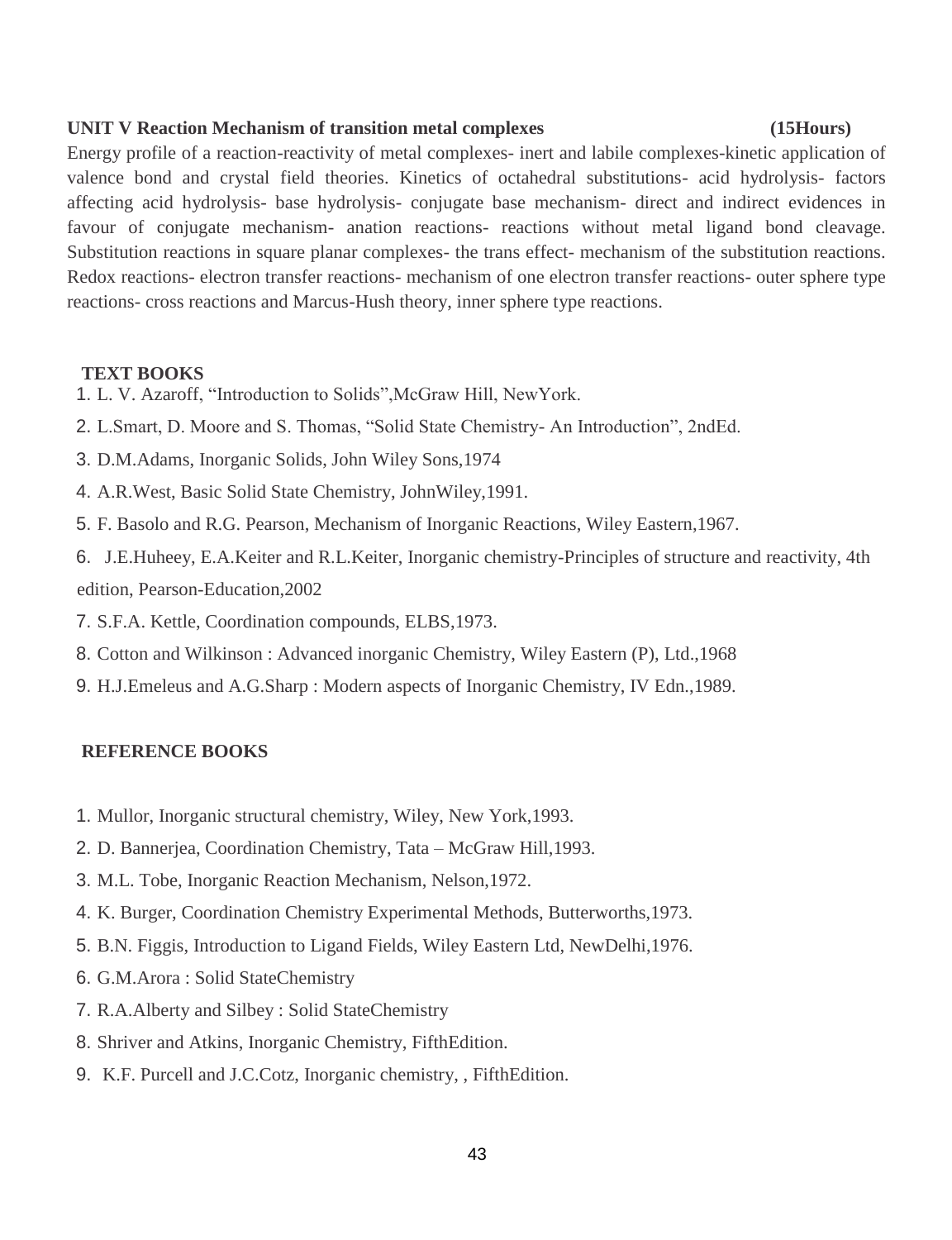**UNIT V Reaction Mechanism of transition metal complexes (15Hours)**

Energy profile of a reaction-reactivity of metal complexes- inert and labile complexes-kinetic application of valence bond and crystal field theories. Kinetics of octahedral substitutions- acid hydrolysis- factors affecting acid hydrolysis- base hydrolysis- conjugate base mechanism- direct and indirect evidences in favour of conjugate mechanism- anation reactions- reactions without metal ligand bond cleavage. Substitution reactions in square planar complexes- the trans effect- mechanism of the substitution reactions. Redox reactions- electron transfer reactions- mechanism of one electron transfer reactions- outer sphere type reactions- cross reactions and Marcus-Hush theory, inner sphere type reactions.

**TEXT BOOKS**

1. L. V. Azaroff, "Introduction to Solids",McGraw Hill, NewYork.
2. L.Smart, D. Moore and S. Thomas, "Solid State Chemistry- An Introduction", 2ndEd.
3. D.M.Adams, Inorganic Solids, John Wiley Sons,1974
4. A.R.West, Basic Solid State Chemistry, JohnWiley,1991.
5. F. Basolo and R.G. Pearson, Mechanism of Inorganic Reactions, Wiley Eastern,1967.
6. J.E.Huheey, E.A.Keiter and R.L.Keiter, Inorganic chemistry-Principles of structure and reactivity, 4th edition, Pearson-Education,2002
7. S.F.A. Kettle, Coordination compounds, ELBS,1973.
8. Cotton and Wilkinson : Advanced inorganic Chemistry, Wiley Eastern (P), Ltd.,1968
9. H.J.Emeleus and A.G.Sharp : Modern aspects of Inorganic Chemistry, IV Edn.,1989.

**REFERENCE BOOKS**

1. Mullor, Inorganic structural chemistry, Wiley, New York,1993.
2. D. Bannerjea, Coordination Chemistry, Tata – McGraw Hill,1993.
3. M.L. Tobe, Inorganic Reaction Mechanism, Nelson,1972.
4. K. Burger, Coordination Chemistry Experimental Methods, Butterworths,1973.
5. B.N. Figgis, Introduction to Ligand Fields, Wiley Eastern Ltd, NewDelhi,1976.
6. G.M.Arora : Solid StateChemistry
7. R.A.Alberty and Silbey : Solid StateChemistry
8. Shriver and Atkins, Inorganic Chemistry, FifthEdition.
9. K.F. Purcell and J.C.Cotz, Inorganic chemistry, , FifthEdition.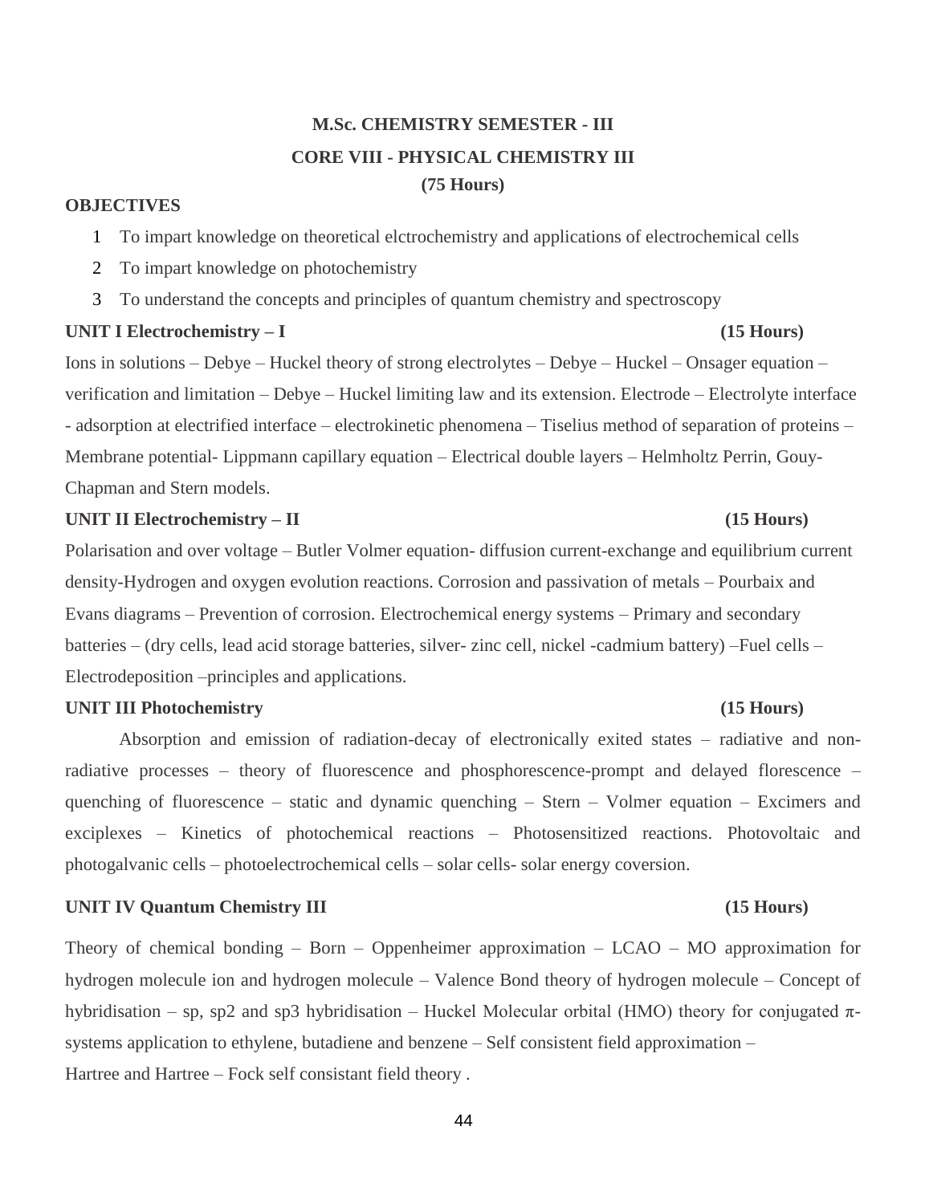# M.Sc. CHEMISTRY SEMESTER - III

## CORE VIII - PHYSICAL CHEMISTRY III

**(75 Hours)**

**OBJECTIVES**

1. To impart knowledge on theoretical elctrochemistry and applications of electrochemical cells
2. To impart knowledge on photochemistry
3. To understand the concepts and principles of quantum chemistry and spectroscopy

**UNIT I Electrochemistry – I (15 Hours)**

Ions in solutions – Debye – Huckel theory of strong electrolytes – Debye – Huckel – Onsager equation – verification and limitation – Debye – Huckel limiting law and its extension. Electrode – Electrolyte interface - adsorption at electrified interface – electrokinetic phenomena – Tiselius method of separation of proteins – Membrane potential- Lippmann capillary equation – Electrical double layers – Helmholtz Perrin, Gouy-Chapman and Stern models.

**UNIT II Electrochemistry – II (15 Hours)**

Polarisation and over voltage – Butler Volmer equation- diffusion current-exchange and equilibrium current density-Hydrogen and oxygen evolution reactions. Corrosion and passivation of metals – Pourbaix and Evans diagrams – Prevention of corrosion. Electrochemical energy systems – Primary and secondary batteries – (dry cells, lead acid storage batteries, silver- zinc cell, nickel -cadmium battery) –Fuel cells – Electrodeposition –principles and applications.

**UNIT III Photochemistry (15 Hours)**

Absorption and emission of radiation-decay of electronically exited states – radiative and non-radiative processes – theory of fluorescence and phosphorescence-prompt and delayed florescence – quenching of fluorescence – static and dynamic quenching – Stern – Volmer equation – Excimers and exciplexes – Kinetics of photochemical reactions – Photosensitized reactions. Photovoltaic and photogalvanic cells – photoelectrochemical cells – solar cells- solar energy coversion.

**UNIT IV Quantum Chemistry III (15 Hours)**

Theory of chemical bonding – Born – Oppenheimer approximation – LCAO – MO approximation for hydrogen molecule ion and hydrogen molecule – Valence Bond theory of hydrogen molecule – Concept of hybridisation – sp, sp2 and sp3 hybridisation – Huckel Molecular orbital (HMO) theory for conjugated $\pi$-systems application to ethylene, butadiene and benzene – Self consistent field approximation – Hartree and Hartree – Fock self consistant field theory .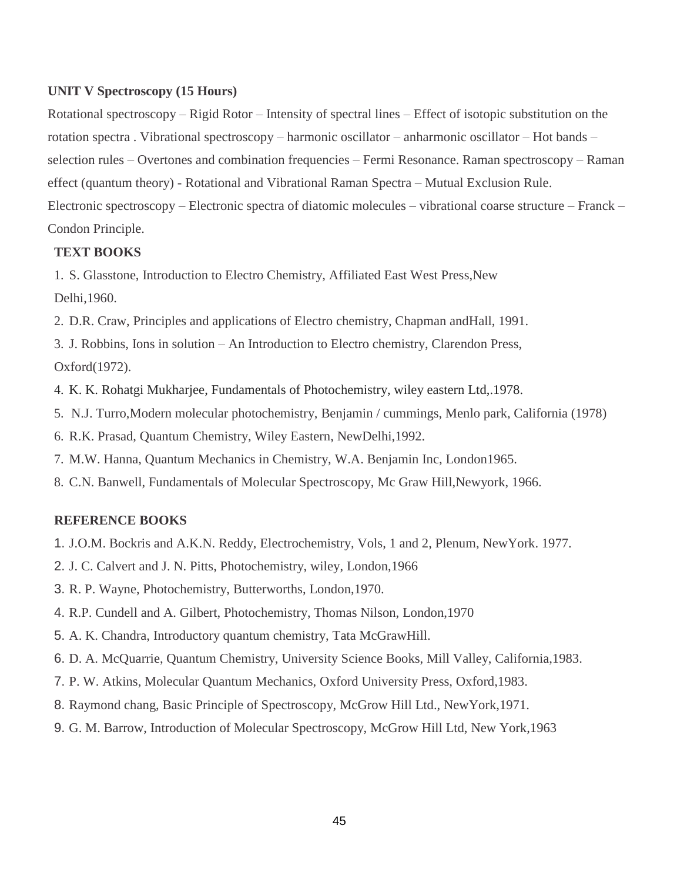**UNIT V Spectroscopy (15 Hours)**

Rotational spectroscopy – Rigid Rotor – Intensity of spectral lines – Effect of isotopic substitution on the rotation spectra . Vibrational spectroscopy – harmonic oscillator – anharmonic oscillator – Hot bands – selection rules – Overtones and combination frequencies – Fermi Resonance. Raman spectroscopy – Raman effect (quantum theory) - Rotational and Vibrational Raman Spectra – Mutual Exclusion Rule. Electronic spectroscopy – Electronic spectra of diatomic molecules – vibrational coarse structure – Franck – Condon Principle.

**TEXT BOOKS**

1. S. Glasstone, Introduction to Electro Chemistry, Affiliated East West Press,New Delhi,1960.
2. D.R. Craw, Principles and applications of Electro chemistry, Chapman andHall, 1991.
3. J. Robbins, Ions in solution – An Introduction to Electro chemistry, Clarendon Press, Oxford(1972).
4. K. K. Rohatgi Mukharjee, Fundamentals of Photochemistry, wiley eastern Ltd,.1978.
5. N.J. Turro,Modern molecular photochemistry, Benjamin / cummings, Menlo park, California (1978)
6. R.K. Prasad, Quantum Chemistry, Wiley Eastern, NewDelhi,1992.
7. M.W. Hanna, Quantum Mechanics in Chemistry, W.A. Benjamin Inc, London1965.
8. C.N. Banwell, Fundamentals of Molecular Spectroscopy, Mc Graw Hill,Newyork, 1966.

**REFERENCE BOOKS**

1. J.O.M. Bockris and A.K.N. Reddy, Electrochemistry, Vols, 1 and 2, Plenum, NewYork. 1977.
2. J. C. Calvert and J. N. Pitts, Photochemistry, wiley, London,1966
3. R. P. Wayne, Photochemistry, Butterworths, London,1970.
4. R.P. Cundell and A. Gilbert, Photochemistry, Thomas Nilson, London,1970
5. A. K. Chandra, Introductory quantum chemistry, Tata McGrawHill.
6. D. A. McQuarrie, Quantum Chemistry, University Science Books, Mill Valley, California,1983.
7. P. W. Atkins, Molecular Quantum Mechanics, Oxford University Press, Oxford,1983.
8. Raymond chang, Basic Principle of Spectroscopy, McGrow Hill Ltd., NewYork,1971.
9. G. M. Barrow, Introduction of Molecular Spectroscopy, McGrow Hill Ltd, New York,1963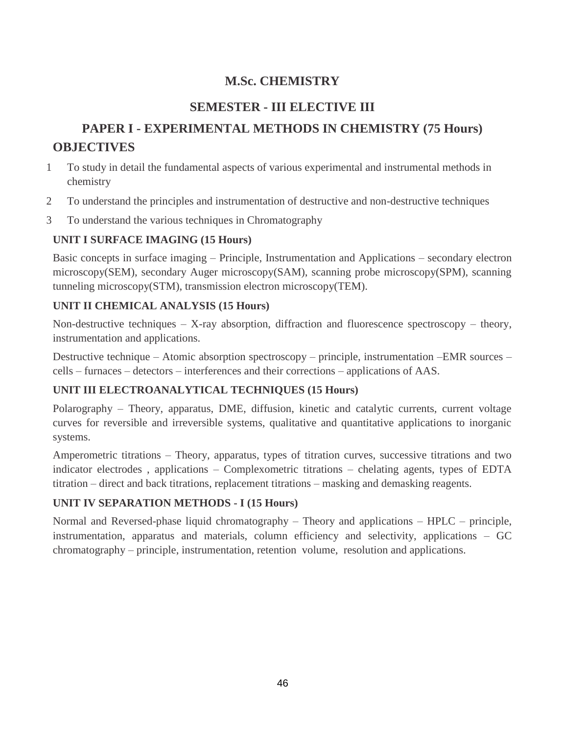# M.Sc. CHEMISTRY

## SEMESTER - III ELECTIVE III

## PAPER I - EXPERIMENTAL METHODS IN CHEMISTRY (75 Hours)

## OBJECTIVES

1. To study in detail the fundamental aspects of various experimental and instrumental methods in chemistry
2. To understand the principles and instrumentation of destructive and non-destructive techniques
3. To understand the various techniques in Chromatography

### UNIT I SURFACE IMAGING (15 Hours)

Basic concepts in surface imaging – Principle, Instrumentation and Applications – secondary electron microscopy(SEM), secondary Auger microscopy(SAM), scanning probe microscopy(SPM), scanning tunneling microscopy(STM), transmission electron microscopy(TEM).

### UNIT II CHEMICAL ANALYSIS (15 Hours)

Non-destructive techniques – X-ray absorption, diffraction and fluorescence spectroscopy – theory, instrumentation and applications.

Destructive technique – Atomic absorption spectroscopy – principle, instrumentation –EMR sources – cells – furnaces – detectors – interferences and their corrections – applications of AAS.

### UNIT III ELECTROANALYTICAL TECHNIQUES (15 Hours)

Polarography – Theory, apparatus, DME, diffusion, kinetic and catalytic currents, current voltage curves for reversible and irreversible systems, qualitative and quantitative applications to inorganic systems.

Amperometric titrations – Theory, apparatus, types of titration curves, successive titrations and two indicator electrodes , applications – Complexometric titrations – chelating agents, types of EDTA titration – direct and back titrations, replacement titrations – masking and demasking reagents.

### UNIT IV SEPARATION METHODS - I (15 Hours)

Normal and Reversed-phase liquid chromatography – Theory and applications – HPLC – principle, instrumentation, apparatus and materials, column efficiency and selectivity, applications – GC chromatography – principle, instrumentation, retention volume, resolution and applications.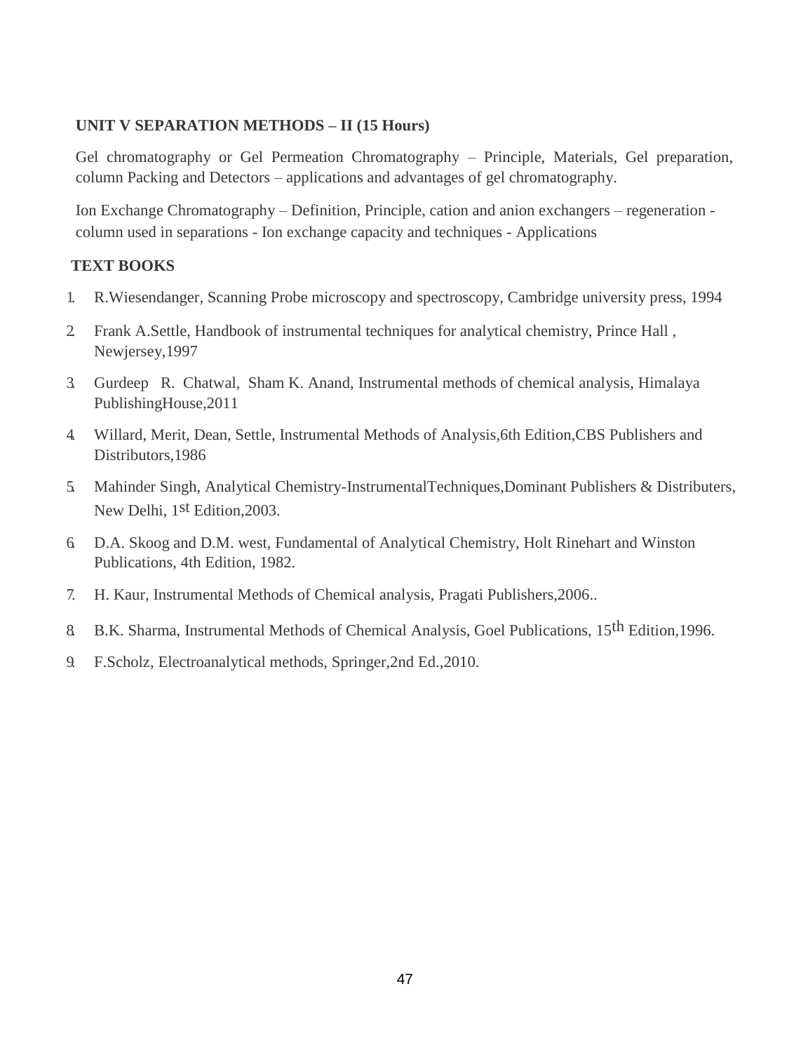**UNIT V SEPARATION METHODS – II (15 Hours)**

Gel chromatography or Gel Permeation Chromatography – Principle, Materials, Gel preparation, column Packing and Detectors – applications and advantages of gel chromatography.

Ion Exchange Chromatography – Definition, Principle, cation and anion exchangers – regeneration - column used in separations - Ion exchange capacity and techniques - Applications

**TEXT BOOKS**

1. R.Wiesendanger, Scanning Probe microscopy and spectroscopy, Cambridge university press, 1994
2. Frank A.Settle, Handbook of instrumental techniques for analytical chemistry, Prince Hall , Newjersey,1997
3. Gurdeep R. Chatwal, Sham K. Anand, Instrumental methods of chemical analysis, Himalaya PublishingHouse,2011
4. Willard, Merit, Dean, Settle, Instrumental Methods of Analysis,6th Edition,CBS Publishers and Distributors,1986
5. Mahinder Singh, Analytical Chemistry-InstrumentalTechniques,Dominant Publishers & Distributers, New Delhi, 1st Edition,2003.
6. D.A. Skoog and D.M. west, Fundamental of Analytical Chemistry, Holt Rinehart and Winston Publications, 4th Edition, 1982.
7. H. Kaur, Instrumental Methods of Chemical analysis, Pragati Publishers,2006..
8. B.K. Sharma, Instrumental Methods of Chemical Analysis, Goel Publications, 15th Edition,1996.
9. F.Scholz, Electroanalytical methods, Springer,2nd Ed.,2010.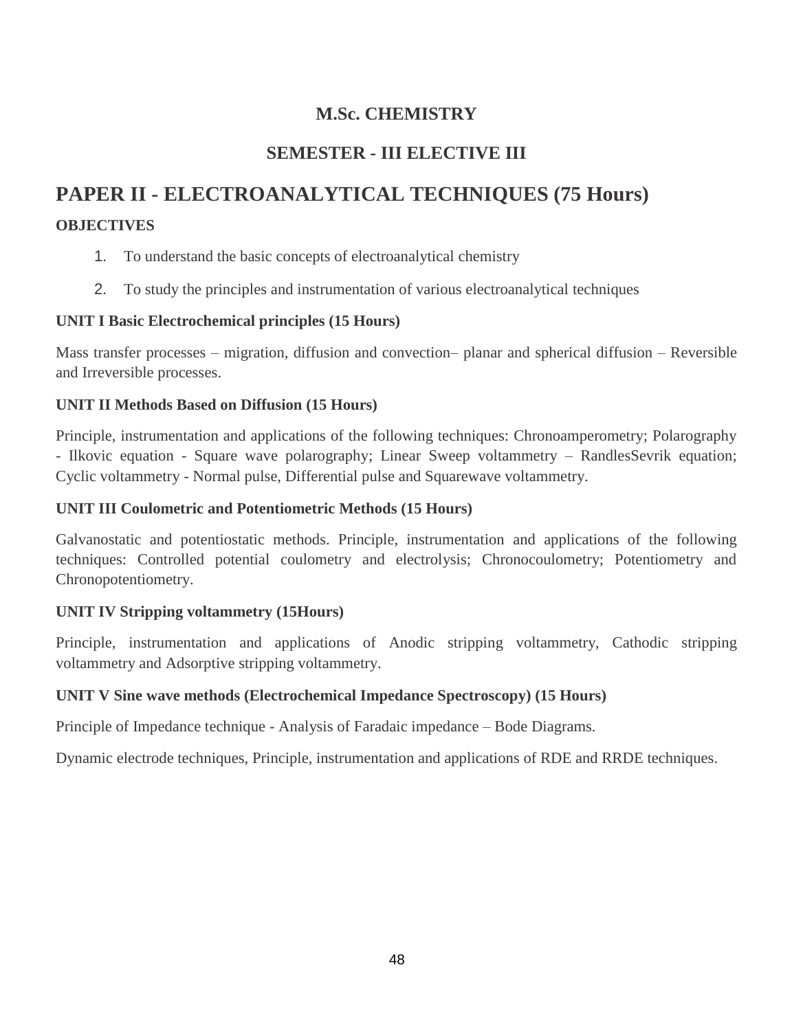## M.Sc. CHEMISTRY

## SEMESTER - III ELECTIVE III

# PAPER II - ELECTROANALYTICAL TECHNIQUES (75 Hours)

**OBJECTIVES**

1. To understand the basic concepts of electroanalytical chemistry
2. To study the principles and instrumentation of various electroanalytical techniques

**UNIT I Basic Electrochemical principles (15 Hours)**

Mass transfer processes – migration, diffusion and convection– planar and spherical diffusion – Reversible and Irreversible processes.

**UNIT II Methods Based on Diffusion (15 Hours)**

Principle, instrumentation and applications of the following techniques: Chronoamperometry; Polarography - Ilkovic equation - Square wave polarography; Linear Sweep voltammetry – RandlesSevrik equation; Cyclic voltammetry - Normal pulse, Differential pulse and Squarewave voltammetry.

**UNIT III Coulometric and Potentiometric Methods (15 Hours)**

Galvanostatic and potentiostatic methods. Principle, instrumentation and applications of the following techniques: Controlled potential coulometry and electrolysis; Chronocoulometry; Potentiometry and Chronopotentiometry.

**UNIT IV Stripping voltammetry (15Hours)**

Principle, instrumentation and applications of Anodic stripping voltammetry, Cathodic stripping voltammetry and Adsorptive stripping voltammetry.

**UNIT V Sine wave methods (Electrochemical Impedance Spectroscopy) (15 Hours)**

Principle of Impedance technique - Analysis of Faradaic impedance – Bode Diagrams.

Dynamic electrode techniques, Principle, instrumentation and applications of RDE and RRDE techniques.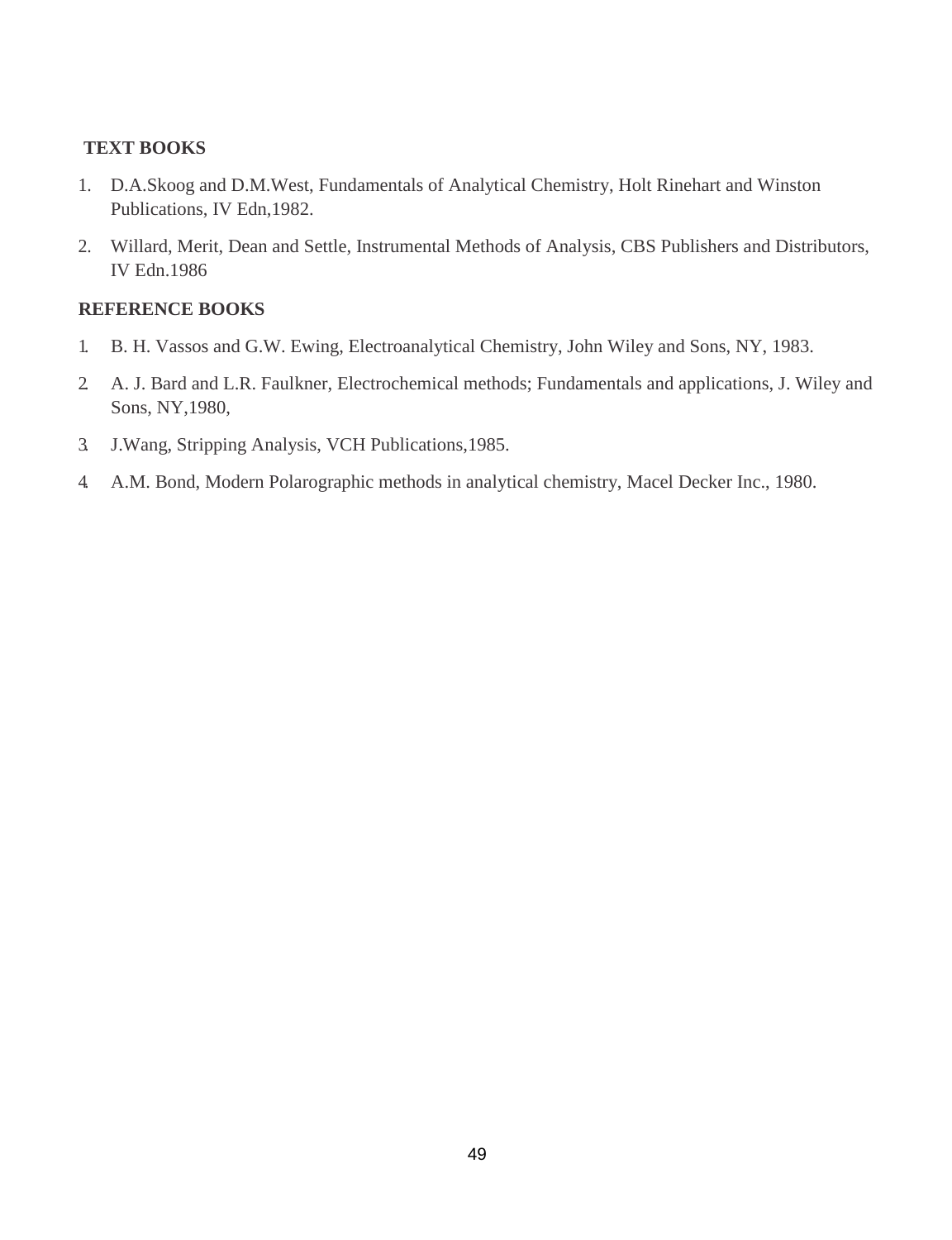**TEXT BOOKS**

1. D.A.Skoog and D.M.West, Fundamentals of Analytical Chemistry, Holt Rinehart and Winston Publications, IV Edn,1982.
2. Willard, Merit, Dean and Settle, Instrumental Methods of Analysis, CBS Publishers and Distributors, IV Edn.1986

**REFERENCE BOOKS**

1. B. H. Vassos and G.W. Ewing, Electroanalytical Chemistry, John Wiley and Sons, NY, 1983.
2. A. J. Bard and L.R. Faulkner, Electrochemical methods; Fundamentals and applications, J. Wiley and Sons, NY,1980,
3. J.Wang, Stripping Analysis, VCH Publications,1985.
4. A.M. Bond, Modern Polarographic methods in analytical chemistry, Macel Decker Inc., 1980.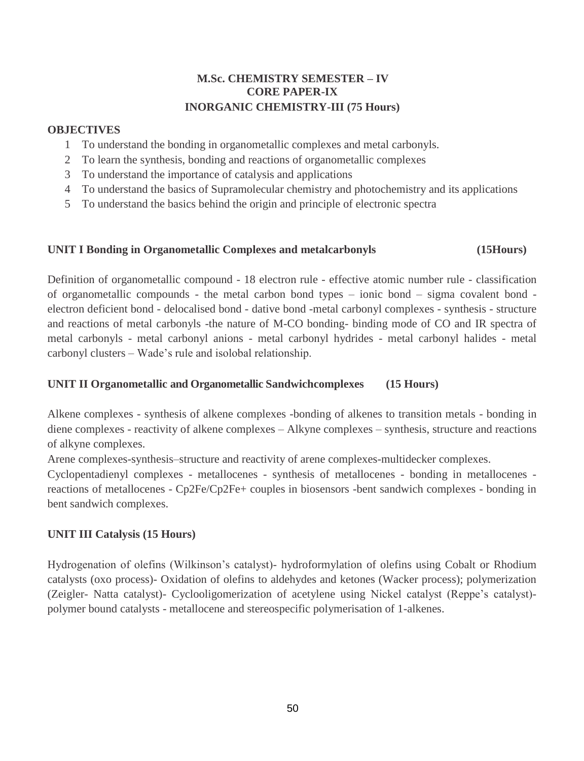**M.Sc. CHEMISTRY SEMESTER – IV**
**CORE PAPER-IX**
**INORGANIC CHEMISTRY-III (75 Hours)**

**OBJECTIVES**

1. To understand the bonding in organometallic complexes and metal carbonyls.
2. To learn the synthesis, bonding and reactions of organometallic complexes
3. To understand the importance of catalysis and applications
4. To understand the basics of Supramolecular chemistry and photochemistry and its applications
5. To understand the basics behind the origin and principle of electronic spectra

**UNIT I Bonding in Organometallic Complexes and metalcarbonyls (15Hours)**

Definition of organometallic compound - 18 electron rule - effective atomic number rule - classification of organometallic compounds - the metal carbon bond types – ionic bond – sigma covalent bond - electron deficient bond - delocalised bond - dative bond -metal carbonyl complexes - synthesis - structure and reactions of metal carbonyls -the nature of M-CO bonding- binding mode of CO and IR spectra of metal carbonyls - metal carbonyl anions - metal carbonyl hydrides - metal carbonyl halides - metal carbonyl clusters – Wade's rule and isolobal relationship.

**UNIT II Organometallic and Organometallic Sandwichcomplexes (15 Hours)**

Alkene complexes - synthesis of alkene complexes -bonding of alkenes to transition metals - bonding in diene complexes - reactivity of alkene complexes – Alkyne complexes – synthesis, structure and reactions of alkyne complexes.

Arene complexes-synthesis–structure and reactivity of arene complexes-multidecker complexes.

Cyclopentadienyl complexes - metallocenes - synthesis of metallocenes - bonding in metallocenes - reactions of metallocenes - $Cp_2Fe/Cp_2Fe^+$ couples in biosensors -bent sandwich complexes - bonding in bent sandwich complexes.

**UNIT III Catalysis (15 Hours)**

Hydrogenation of olefins (Wilkinson's catalyst)- hydroformylation of olefins using Cobalt or Rhodium catalysts (oxo process)- Oxidation of olefins to aldehydes and ketones (Wacker process); polymerization (Zeigler- Natta catalyst)- Cyclooligomerization of acetylene using Nickel catalyst (Reppe's catalyst)- polymer bound catalysts - metallocene and stereospecific polymerisation of 1-alkenes.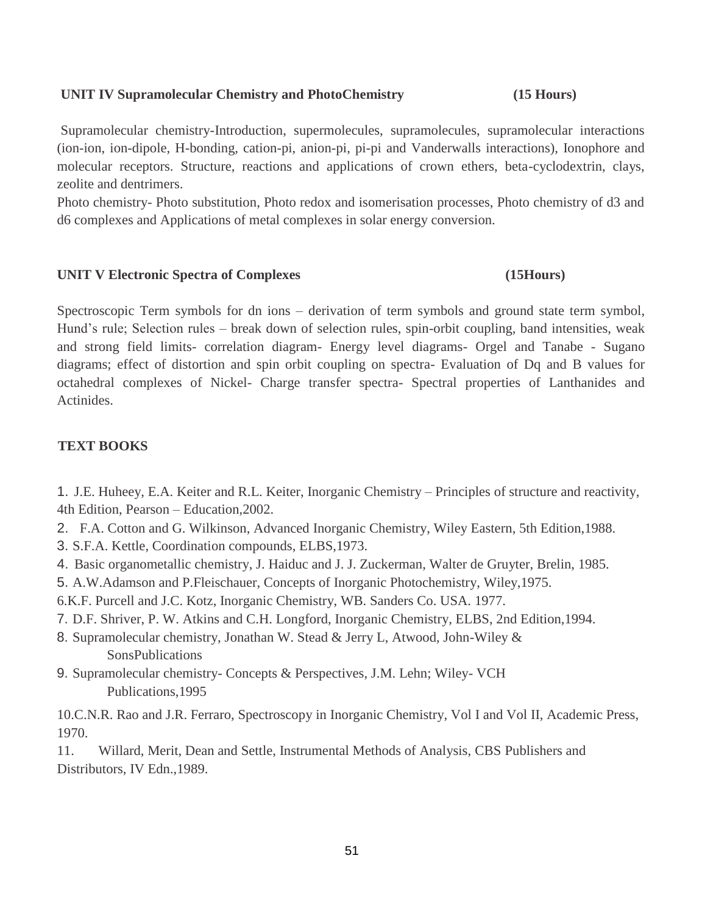**UNIT IV Supramolecular Chemistry and PhotoChemistry (15 Hours)**

Supramolecular chemistry-Introduction, supermolecules, supramolecules, supramolecular interactions (ion-ion, ion-dipole, H-bonding, cation-pi, anion-pi, pi-pi and Vanderwalls interactions), Ionophore and molecular receptors. Structure, reactions and applications of crown ethers, beta-cyclodextrin, clays, zeolite and dentrimers.

Photo chemistry- Photo substitution, Photo redox and isomerisation processes, Photo chemistry of d3 and d6 complexes and Applications of metal complexes in solar energy conversion.

**UNIT V Electronic Spectra of Complexes (15Hours)**

Spectroscopic Term symbols for dn ions – derivation of term symbols and ground state term symbol, Hund's rule; Selection rules – break down of selection rules, spin-orbit coupling, band intensities, weak and strong field limits- correlation diagram- Energy level diagrams- Orgel and Tanabe - Sugano diagrams; effect of distortion and spin orbit coupling on spectra- Evaluation of Dq and B values for octahedral complexes of Nickel- Charge transfer spectra- Spectral properties of Lanthanides and Actinides.

**TEXT BOOKS**

1. J.E. Huheey, E.A. Keiter and R.L. Keiter, Inorganic Chemistry – Principles of structure and reactivity, 4th Edition, Pearson – Education,2002.
2. F.A. Cotton and G. Wilkinson, Advanced Inorganic Chemistry, Wiley Eastern, 5th Edition,1988.
3. S.F.A. Kettle, Coordination compounds, ELBS,1973.
4. Basic organometallic chemistry, J. Haiduc and J. J. Zuckerman, Walter de Gruyter, Brelin, 1985.
5. A.W.Adamson and P.Fleischauer, Concepts of Inorganic Photochemistry, Wiley,1975.
6. K.F. Purcell and J.C. Kotz, Inorganic Chemistry, WB. Sanders Co. USA. 1977.
7. D.F. Shriver, P. W. Atkins and C.H. Longford, Inorganic Chemistry, ELBS, 2nd Edition,1994.
8. Supramolecular chemistry, Jonathan W. Stead & Jerry L, Atwood, John-Wiley & SonsPublications
9. Supramolecular chemistry- Concepts & Perspectives, J.M. Lehn; Wiley- VCH Publications,1995
10. C.N.R. Rao and J.R. Ferraro, Spectroscopy in Inorganic Chemistry, Vol I and Vol II, Academic Press, 1970.
11. Willard, Merit, Dean and Settle, Instrumental Methods of Analysis, CBS Publishers and Distributors, IV Edn.,1989.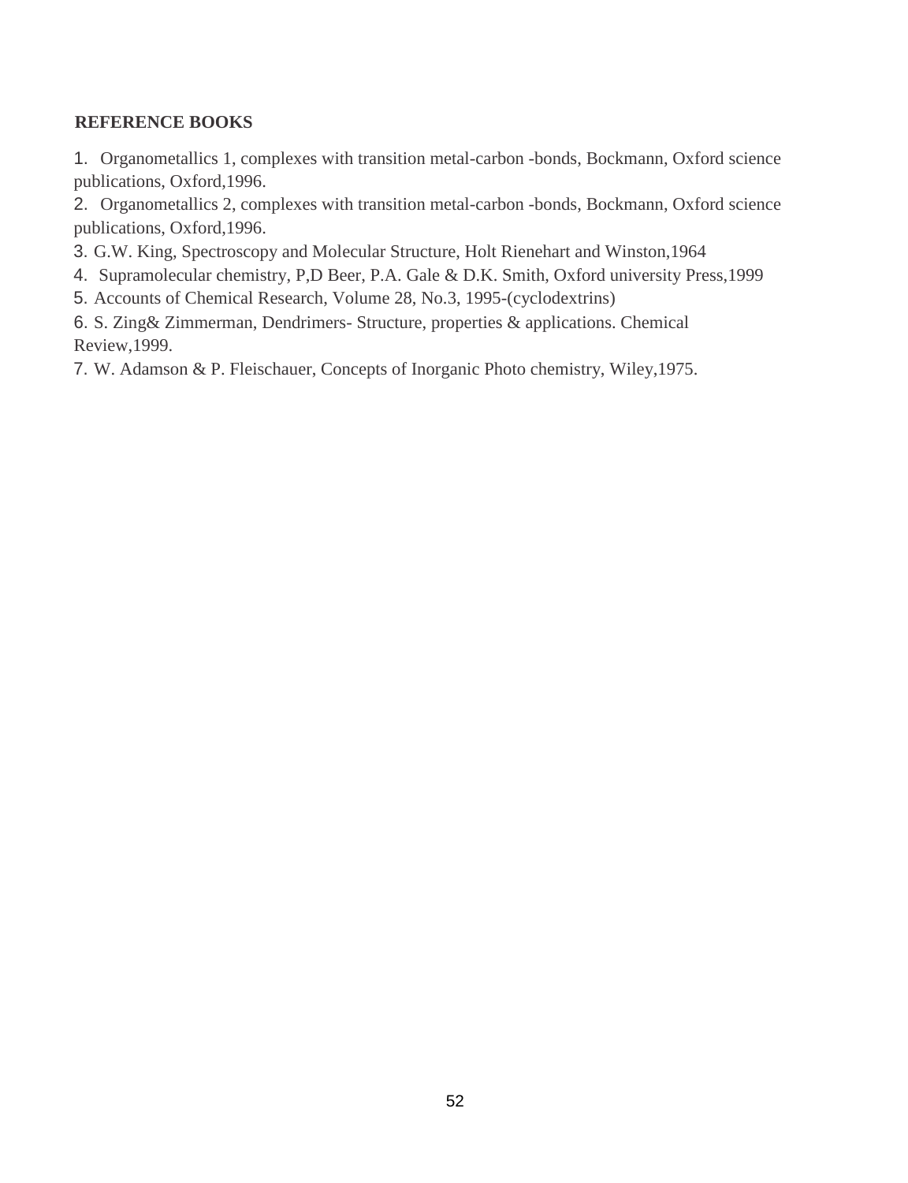**REFERENCE BOOKS**

1. Organometallics 1, complexes with transition metal-carbon -bonds, Bockmann, Oxford science publications, Oxford,1996.
2. Organometallics 2, complexes with transition metal-carbon -bonds, Bockmann, Oxford science publications, Oxford,1996.
3. G.W. King, Spectroscopy and Molecular Structure, Holt Rienehart and Winston,1964
4. Supramolecular chemistry, P,D Beer, P.A. Gale & D.K. Smith, Oxford university Press,1999
5. Accounts of Chemical Research, Volume 28, No.3, 1995-(cyclodextrins)
6. S. Zing& Zimmerman, Dendrimers- Structure, properties & applications. Chemical Review,1999.
7. W. Adamson & P. Fleischauer, Concepts of Inorganic Photo chemistry, Wiley,1975.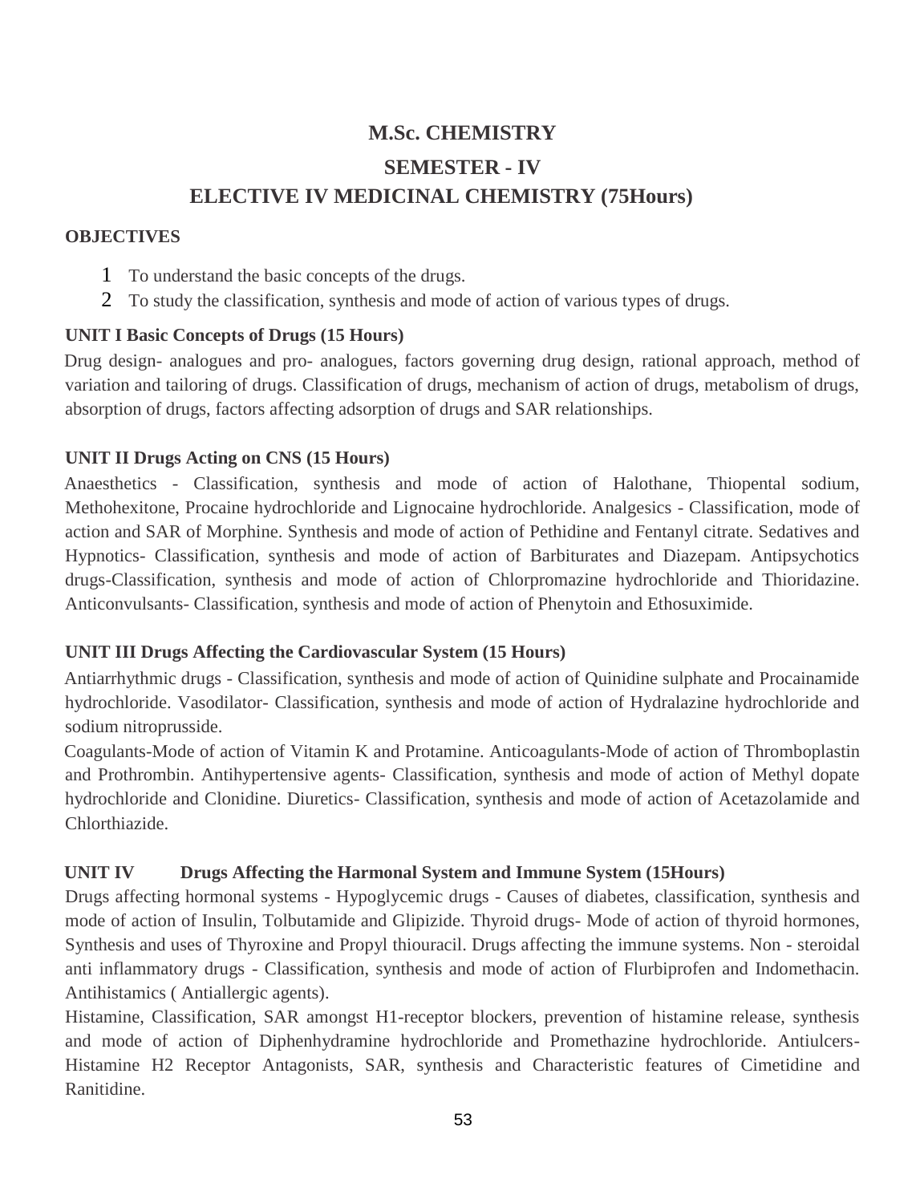# M.Sc. CHEMISTRY

## SEMESTER - IV

## ELECTIVE IV MEDICINAL CHEMISTRY (75Hours)

**OBJECTIVES**

1. To understand the basic concepts of the drugs.
2. To study the classification, synthesis and mode of action of various types of drugs.

**UNIT I Basic Concepts of Drugs (15 Hours)**

Drug design- analogues and pro- analogues, factors governing drug design, rational approach, method of variation and tailoring of drugs. Classification of drugs, mechanism of action of drugs, metabolism of drugs, absorption of drugs, factors affecting adsorption of drugs and SAR relationships.

**UNIT II Drugs Acting on CNS (15 Hours)**

Anaesthetics - Classification, synthesis and mode of action of Halothane, Thiopental sodium, Methohexitone, Procaine hydrochloride and Lignocaine hydrochloride. Analgesics - Classification, mode of action and SAR of Morphine. Synthesis and mode of action of Pethidine and Fentanyl citrate. Sedatives and Hypnotics- Classification, synthesis and mode of action of Barbiturates and Diazepam. Antipsychotics drugs-Classification, synthesis and mode of action of Chlorpromazine hydrochloride and Thioridazine. Anticonvulsants- Classification, synthesis and mode of action of Phenytoin and Ethosuximide.

**UNIT III Drugs Affecting the Cardiovascular System (15 Hours)**

Antiarrhythmic drugs - Classification, synthesis and mode of action of Quinidine sulphate and Procainamide hydrochloride. Vasodilator- Classification, synthesis and mode of action of Hydralazine hydrochloride and sodium nitroprusside.

Coagulants-Mode of action of Vitamin K and Protamine. Anticoagulants-Mode of action of Thromboplastin and Prothrombin. Antihypertensive agents- Classification, synthesis and mode of action of Methyl dopate hydrochloride and Clonidine. Diuretics- Classification, synthesis and mode of action of Acetazolamide and Chlorthiazide.

**UNIT IV Drugs Affecting the Harmonal System and Immune System (15Hours)**

Drugs affecting hormonal systems - Hypoglycemic drugs - Causes of diabetes, classification, synthesis and mode of action of Insulin, Tolbutamide and Glipizide. Thyroid drugs- Mode of action of thyroid hormones, Synthesis and uses of Thyroxine and Propyl thiouracil. Drugs affecting the immune systems. Non - steroidal anti inflammatory drugs - Classification, synthesis and mode of action of Flurbiprofen and Indomethacin. Antihistamics ( Antiallergic agents).

Histamine, Classification, SAR amongst H1-receptor blockers, prevention of histamine release, synthesis and mode of action of Diphenhydramine hydrochloride and Promethazine hydrochloride. Antiulcers- Histamine H2 Receptor Antagonists, SAR, synthesis and Characteristic features of Cimetidine and Ranitidine.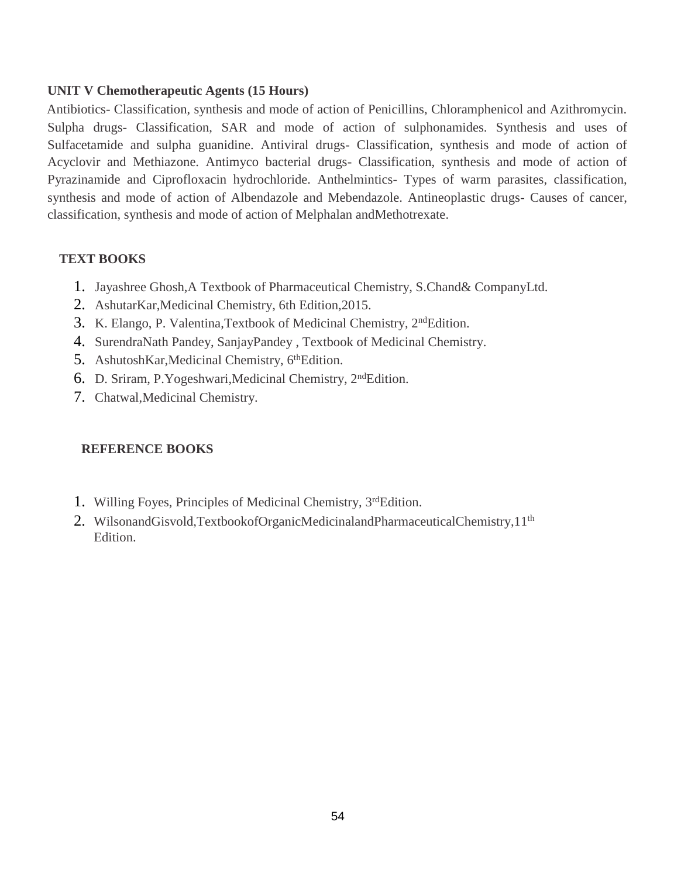**UNIT V Chemotherapeutic Agents (15 Hours)**

Antibiotics- Classification, synthesis and mode of action of Penicillins, Chloramphenicol and Azithromycin. Sulpha drugs- Classification, SAR and mode of action of sulphonamides. Synthesis and uses of Sulfacetamide and sulpha guanidine. Antiviral drugs- Classification, synthesis and mode of action of Acyclovir and Methiazone. Antimyco bacterial drugs- Classification, synthesis and mode of action of Pyrazinamide and Ciprofloxacin hydrochloride. Anthelmintics- Types of warm parasites, classification, synthesis and mode of action of Albendazole and Mebendazole. Antineoplastic drugs- Causes of cancer, classification, synthesis and mode of action of Melphalan andMethotrexate.

**TEXT BOOKS**

1. Jayashree Ghosh,A Textbook of Pharmaceutical Chemistry, S.Chand& CompanyLtd.
2. AshutarKar,Medicinal Chemistry, 6th Edition,2015.
3. K. Elango, P. Valentina,Textbook of Medicinal Chemistry, 2ndEdition.
4. SurendraNath Pandey, SanjayPandey , Textbook of Medicinal Chemistry.
5. AshutoshKar,Medicinal Chemistry, 6thEdition.
6. D. Sriram, P.Yogeshwari,Medicinal Chemistry, 2ndEdition.
7. Chatwal,Medicinal Chemistry.

**REFERENCE BOOKS**

1. Willing Foyes, Principles of Medicinal Chemistry, 3rdEdition.
2. WilsonandGisvold,TextbookofOrganicMedicinalandPharmaceuticalChemistry,11th Edition.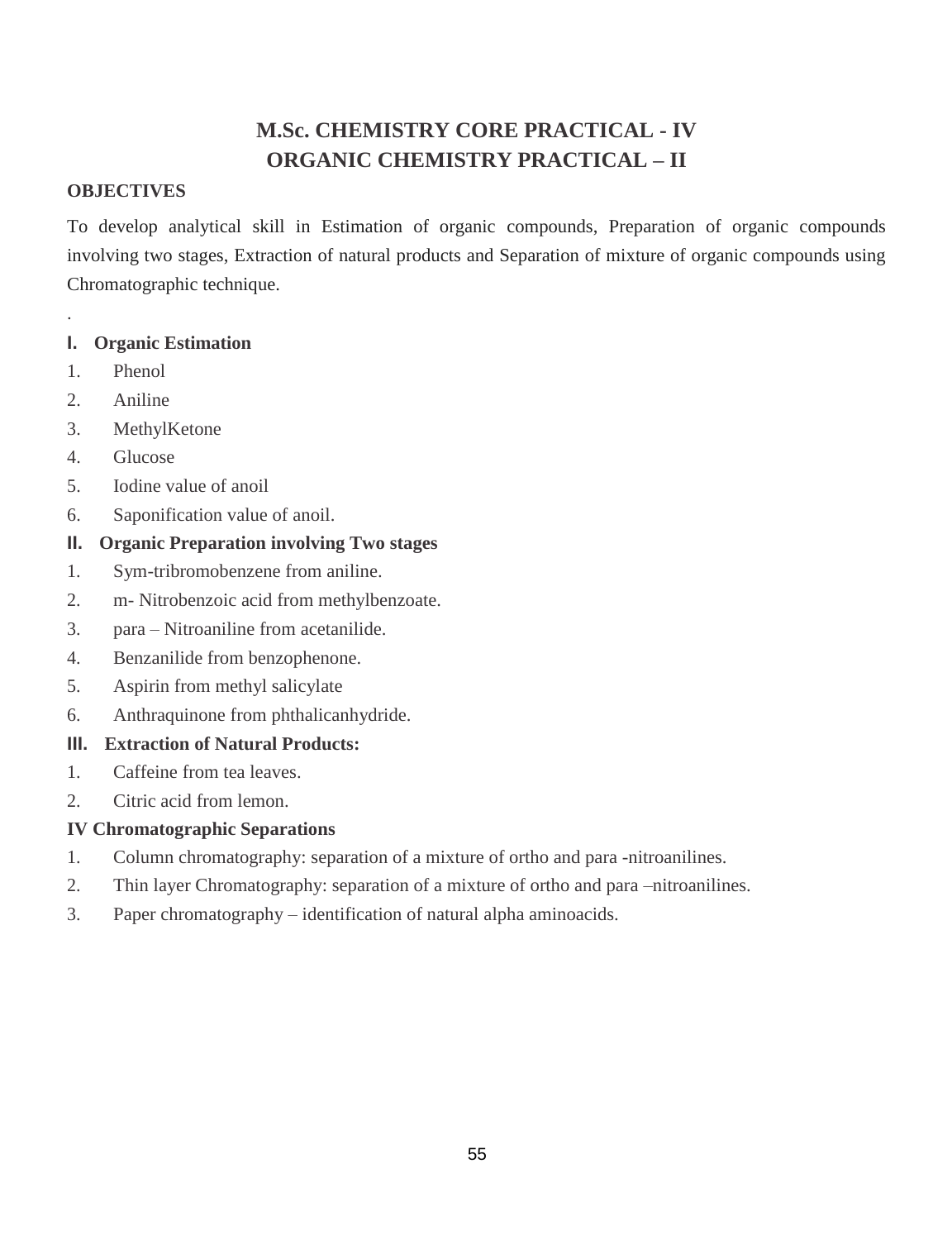# M.Sc. CHEMISTRY CORE PRACTICAL - IV
# ORGANIC CHEMISTRY PRACTICAL – II

**OBJECTIVES**

To develop analytical skill in Estimation of organic compounds, Preparation of organic compounds involving two stages, Extraction of natural products and Separation of mixture of organic compounds using Chromatographic technique.

.

**I. Organic Estimation**

1. Phenol
2. Aniline
3. MethylKetone
4. Glucose
5. Iodine value of anoil
6. Saponification value of anoil.

**II. Organic Preparation involving Two stages**

1. Sym-tribromobenzene from aniline.
2. m- Nitrobenzoic acid from methylbenzoate.
3. para – Nitroaniline from acetanilide.
4. Benzanilide from benzophenone.
5. Aspirin from methyl salicylate
6. Anthraquinone from phthalicanhydride.

**III. Extraction of Natural Products:**

1. Caffeine from tea leaves.
2. Citric acid from lemon.

**IV Chromatographic Separations**

1. Column chromatography: separation of a mixture of ortho and para -nitroanilines.
2. Thin layer Chromatography: separation of a mixture of ortho and para –nitroanilines.
3. Paper chromatography – identification of natural alpha aminoacids.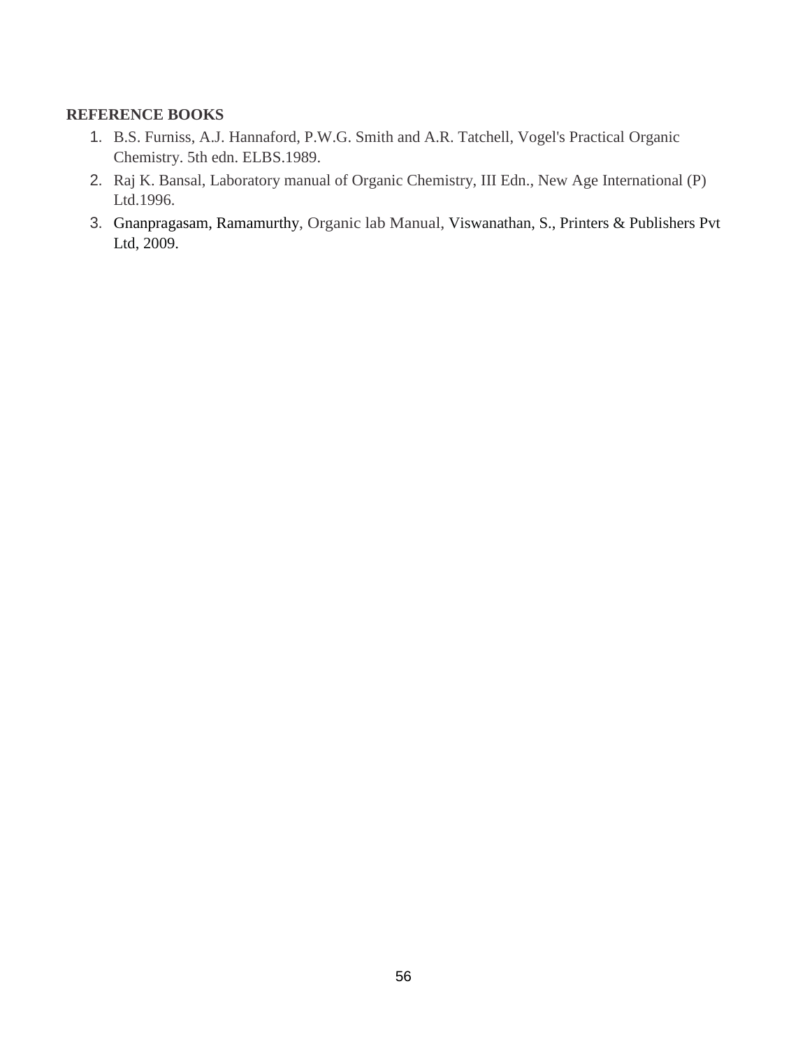**REFERENCE BOOKS**

1. B.S. Furniss, A.J. Hannaford, P.W.G. Smith and A.R. Tatchell, Vogel's Practical Organic Chemistry. 5th edn. ELBS.1989.
2. Raj K. Bansal, Laboratory manual of Organic Chemistry, III Edn., New Age International (P) Ltd.1996.
3. Gnanpragasam, Ramamurthy, Organic lab Manual, Viswanathan, S., Printers & Publishers Pvt Ltd, 2009.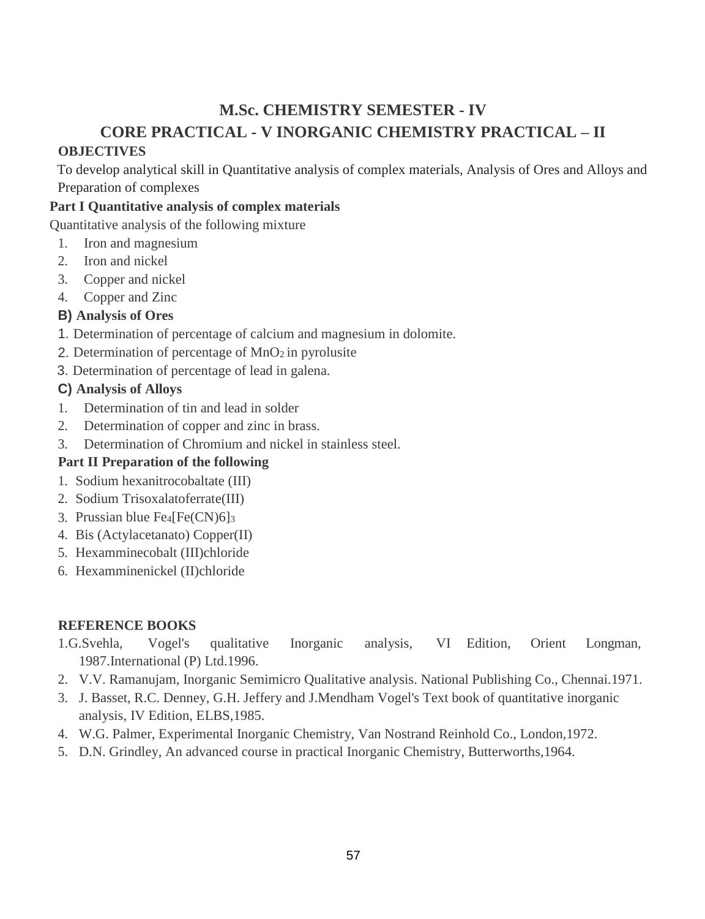# M.Sc. CHEMISTRY SEMESTER - IV

## CORE PRACTICAL - V INORGANIC CHEMISTRY PRACTICAL – II

**OBJECTIVES**

To develop analytical skill in Quantitative analysis of complex materials, Analysis of Ores and Alloys and Preparation of complexes

**Part I Quantitative analysis of complex materials**

Quantitative analysis of the following mixture

1. Iron and magnesium
2. Iron and nickel
3. Copper and nickel
4. Copper and Zinc

**B) Analysis of Ores**

1. Determination of percentage of calcium and magnesium in dolomite.
2. Determination of percentage of $MnO_2$ in pyrolusite
3. Determination of percentage of lead in galena.

**C) Analysis of Alloys**

1. Determination of tin and lead in solder
2. Determination of copper and zinc in brass.
3. Determination of Chromium and nickel in stainless steel.

**Part II Preparation of the following**

1. Sodium hexanitrocobaltate (III)
2. Sodium Trisoxalatoferrate(III)
3. Prussian blue $Fe_4[Fe(CN)6]_3$
4. Bis (Actylacetanato) Copper(II)
5. Hexamminecobalt (III)chloride
6. Hexamminenickel (II)chloride

**REFERENCE BOOKS**

1. G.Svehla, Vogel's qualitative Inorganic analysis, VI Edition, Orient Longman, 1987.International (P) Ltd.1996.
2. V.V. Ramanujam, Inorganic Semimicro Qualitative analysis. National Publishing Co., Chennai.1971.
3. J. Basset, R.C. Denney, G.H. Jeffery and J.Mendham Vogel's Text book of quantitative inorganic analysis, IV Edition, ELBS,1985.
4. W.G. Palmer, Experimental Inorganic Chemistry, Van Nostrand Reinhold Co., London,1972.
5. D.N. Grindley, An advanced course in practical Inorganic Chemistry, Butterworths,1964.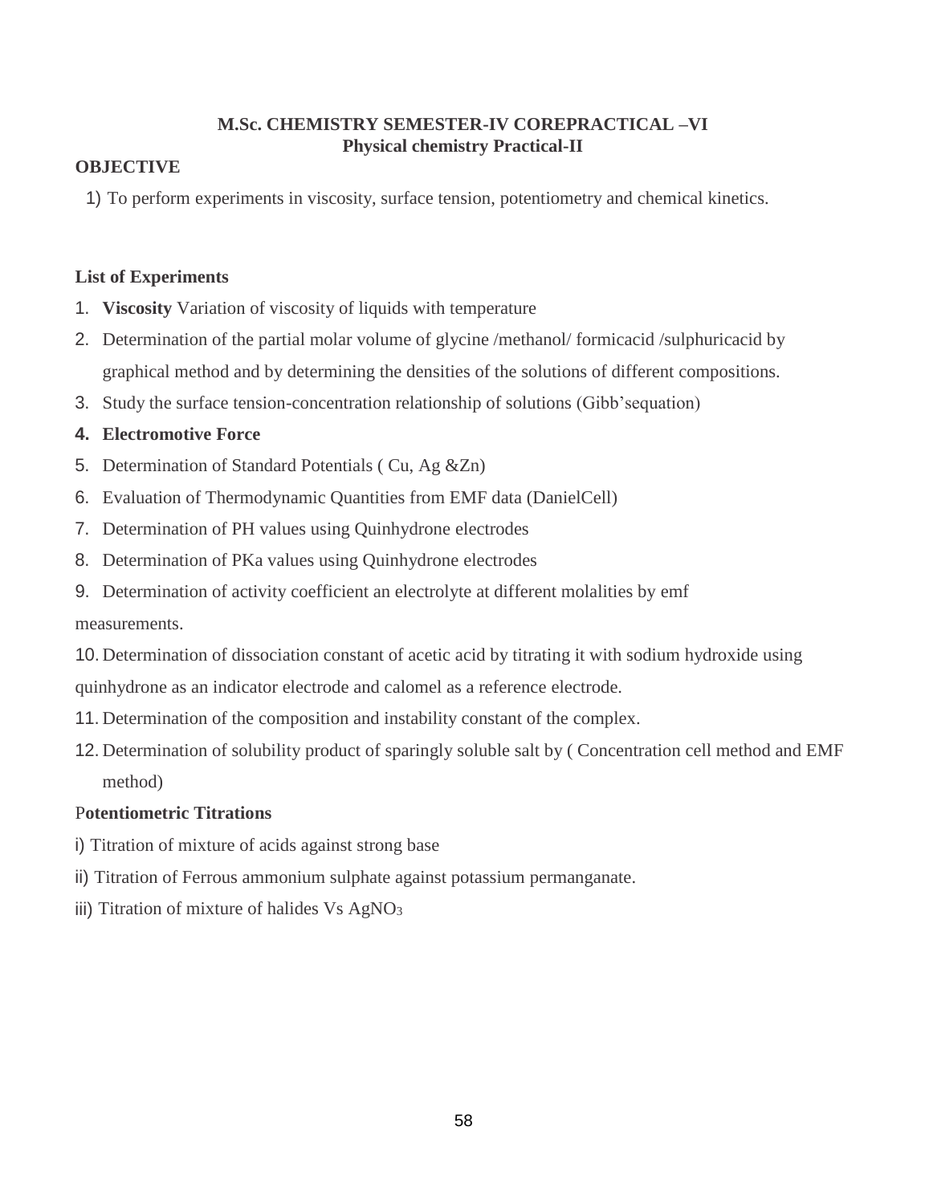**M.Sc. CHEMISTRY SEMESTER-IV COREPRACTICAL –VI**
**Physical chemistry Practical-II**

**OBJECTIVE**

1) To perform experiments in viscosity, surface tension, potentiometry and chemical kinetics.

**List of Experiments**

1. **Viscosity** Variation of viscosity of liquids with temperature
2. Determination of the partial molar volume of glycine /methanol/ formicacid /sulphuricacid by graphical method and by determining the densities of the solutions of different compositions.
3. Study the surface tension-concentration relationship of solutions (Gibb'sequation)
4. **Electromotive Force**
5. Determination of Standard Potentials ( Cu, Ag &Zn)
6. Evaluation of Thermodynamic Quantities from EMF data (DanielCell)
7. Determination of PH values using Quinhydrone electrodes
8. Determination of PKa values using Quinhydrone electrodes
9. Determination of activity coefficient an electrolyte at different molalities by emf measurements.
10. Determination of dissociation constant of acetic acid by titrating it with sodium hydroxide using quinhydrone as an indicator electrode and calomel as a reference electrode.
11. Determination of the composition and instability constant of the complex.
12. Determination of solubility product of sparingly soluble salt by ( Concentration cell method and EMF method)

**Potentiometric Titrations**

i) Titration of mixture of acids against strong base

ii) Titration of Ferrous ammonium sulphate against potassium permanganate.

iii) Titration of mixture of halides Vs $AgNO_3$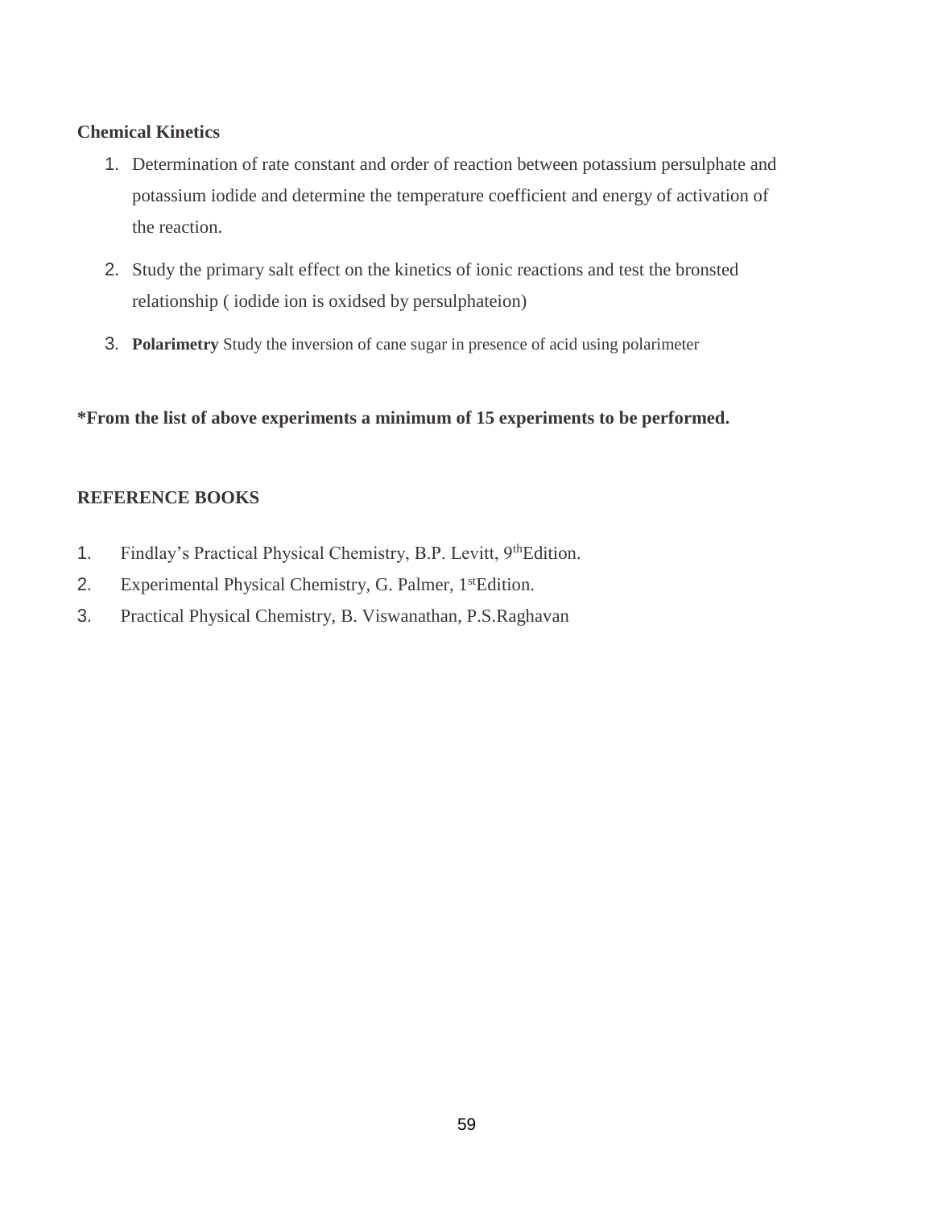**Chemical Kinetics**

1. Determination of rate constant and order of reaction between potassium persulphate and potassium iodide and determine the temperature coefficient and energy of activation of the reaction.
2. Study the primary salt effect on the kinetics of ionic reactions and test the bronsted relationship ( iodide ion is oxidsed by persulphateion)
3. **Polarimetry** Study the inversion of cane sugar in presence of acid using polarimeter

**\*From the list of above experiments a minimum of 15 experiments to be performed.**

**REFERENCE BOOKS**

1. Findlay's Practical Physical Chemistry, B.P. Levitt, 9th Edition.
2. Experimental Physical Chemistry, G. Palmer, 1st Edition.
3. Practical Physical Chemistry, B. Viswanathan, P.S.Raghavan